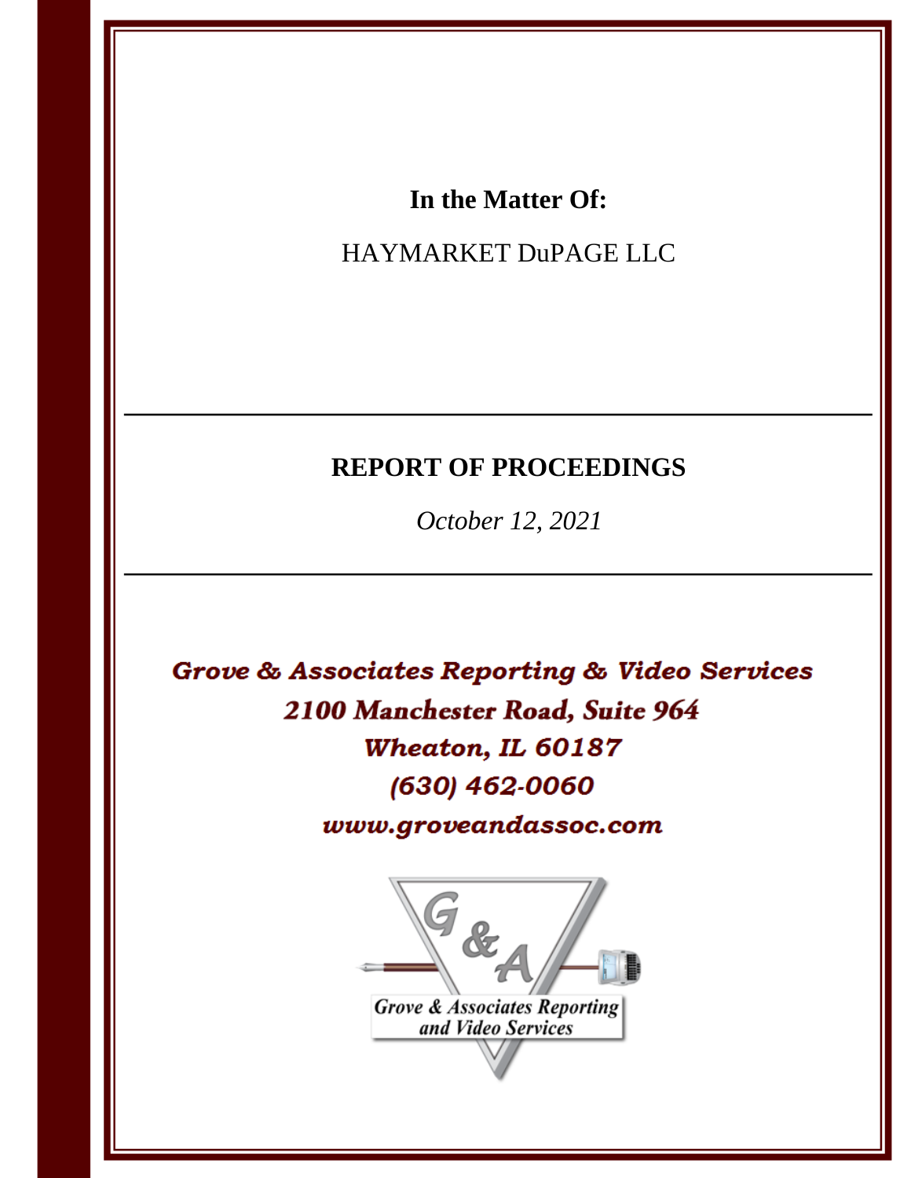**In the Matter Of:**

HAYMARKET DuPAGE LLC

---

## REPORT OF PROCEEDINGS

*October 12, 2021*

---

***Grove & Associates Reporting & Video Services***

***2100 Manchester Road, Suite 964***

***Wheaton, IL 60187***

***(630) 462-0060***

***www.groveandassoc.com***

*Grove & Associates Reporting and Video Services*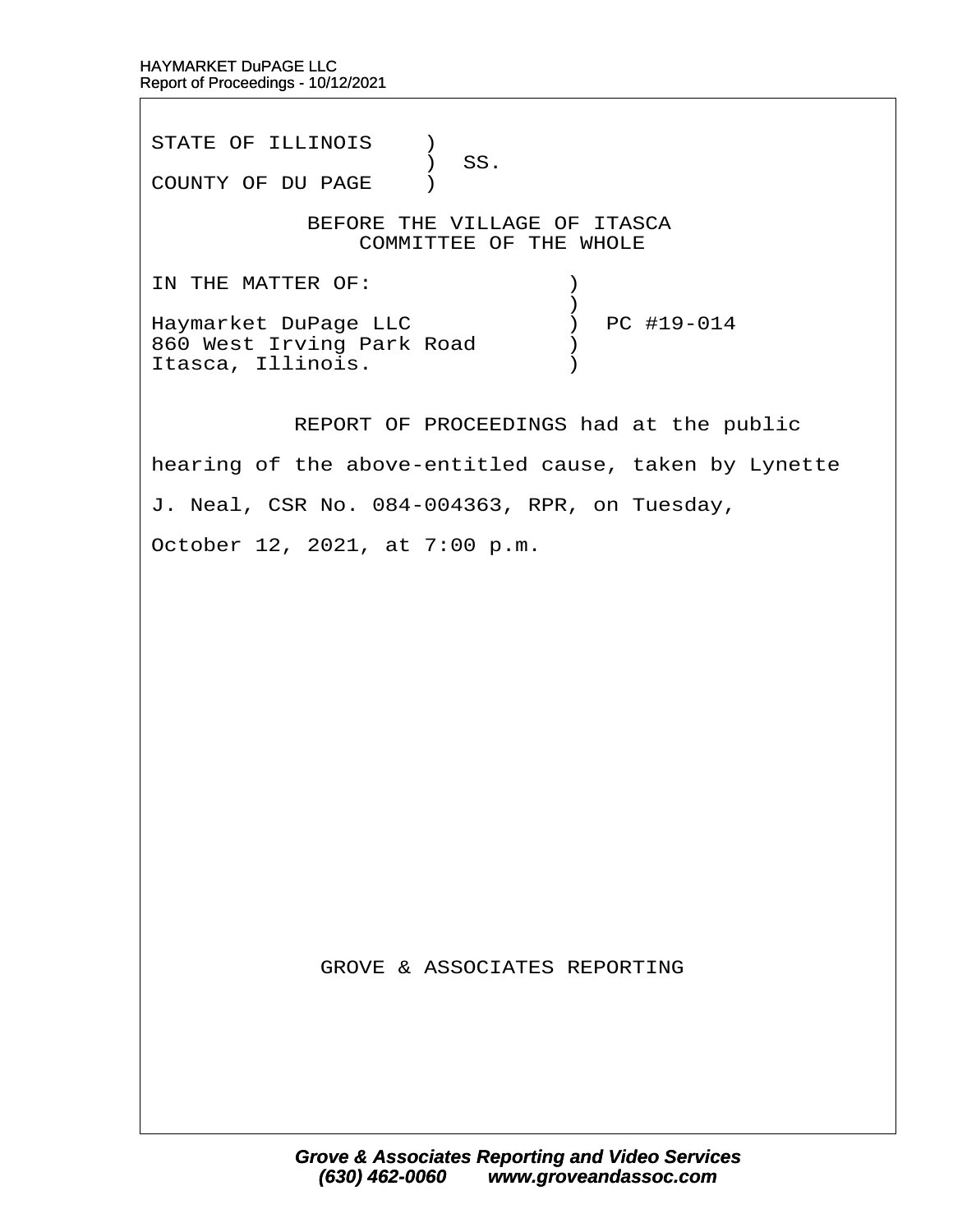STATE OF ILLINOIS )
) SS.
COUNTY OF DU PAGE )

BEFORE THE VILLAGE OF ITASCA
COMMITTEE OF THE WHOLE

IN THE MATTER OF: )
)
Haymarket DuPage LLC ) PC #19-014
860 West Irving Park Road )
Itasca, Illinois. )

REPORT OF PROCEEDINGS had at the public hearing of the above-entitled cause, taken by Lynette J. Neal, CSR No. 084-004363, RPR, on Tuesday, October 12, 2021, at 7:00 p.m.

GROVE & ASSOCIATES REPORTING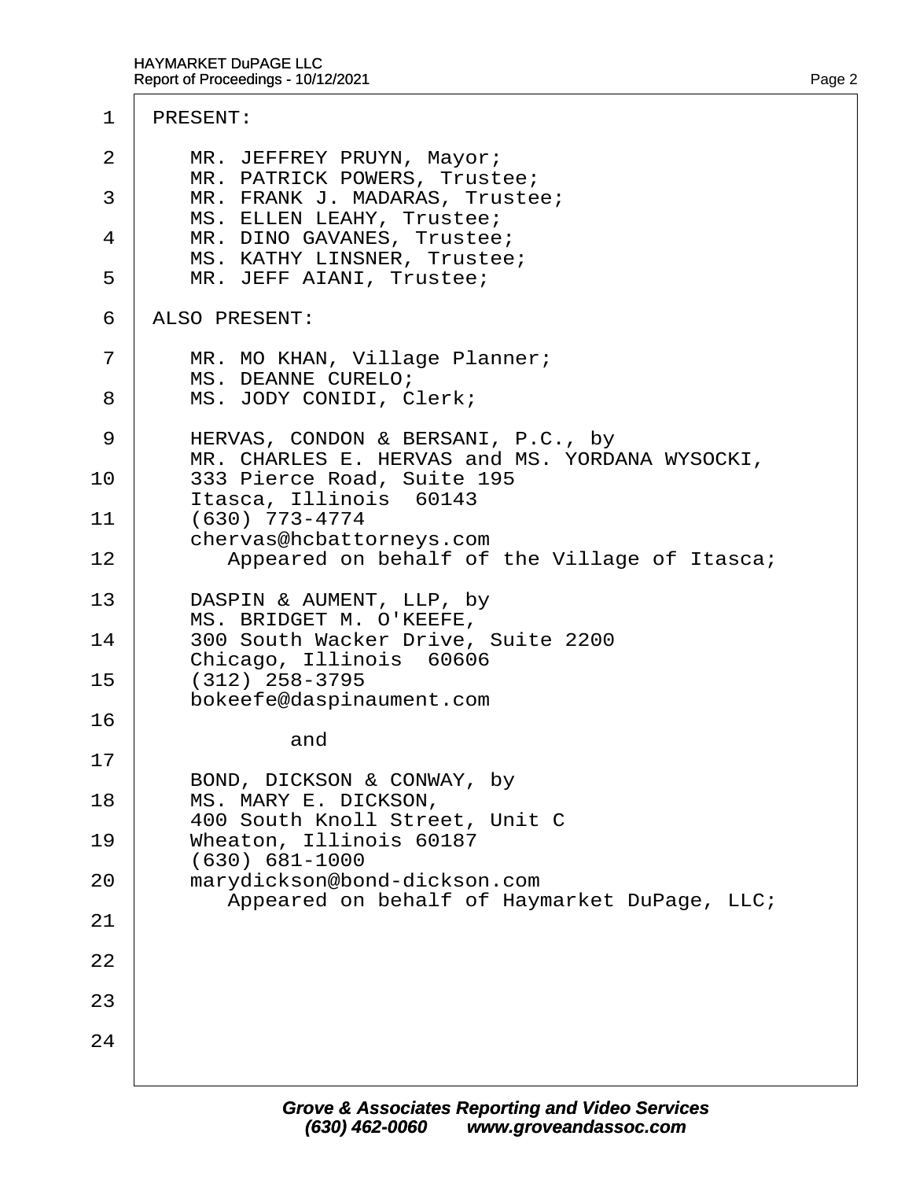PRESENT:

MR. JEFFREY PRUYN, Mayor;
MR. PATRICK POWERS, Trustee;
MR. FRANK J. MADARAS, Trustee;
MS. ELLEN LEAHY, Trustee;
MR. DINO GAVANES, Trustee;
MS. KATHY LINSNER, Trustee;
MR. JEFF AIANI, Trustee;

ALSO PRESENT:

MR. MO KHAN, Village Planner;
MS. DEANNE CURELO;
MS. JODY CONIDI, Clerk;

HERVAS, CONDON & BERSANI, P.C., by
MR. CHARLES E. HERVAS and MS. YORDANA WYSOCKI,
333 Pierce Road, Suite 195
Itasca, Illinois 60143
(630) 773-4774
chervas@hcbattorneys.com
Appeared on behalf of the Village of Itasca;

DASPIN & AUMENT, LLP, by
MS. BRIDGET M. O'KEEFE,
300 South Wacker Drive, Suite 2200
Chicago, Illinois 60606
(312) 258-3795
bokeefe@daspinaument.com

and

BOND, DICKSON & CONWAY, by
MS. MARY E. DICKSON,
400 South Knoll Street, Unit C
Wheaton, Illinois 60187
(630) 681-1000
marydickson@bond-dickson.com
Appeared on behalf of Haymarket DuPage, LLC;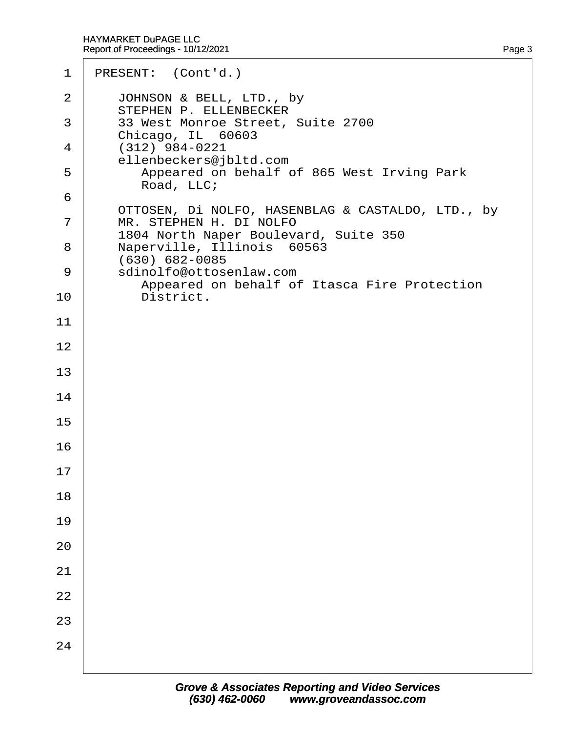PRESENT: (Cont'd.)

JOHNSON & BELL, LTD., by
STEPHEN P. ELLENBECKER
33 West Monroe Street, Suite 2700
Chicago, IL 60603
(312) 984-0221
ellenbeckers@jbltd.com
Appeared on behalf of 865 West Irving Park Road, LLC;

OTTOSEN, Di NOLFO, HASENBLAG & CASTALDO, LTD., by
MR. STEPHEN H. DI NOLFO
1804 North Naper Boulevard, Suite 350
Naperville, Illinois 60563
(630) 682-0085
sdinolfo@ottosenlaw.com
Appeared on behalf of Itasca Fire Protection District.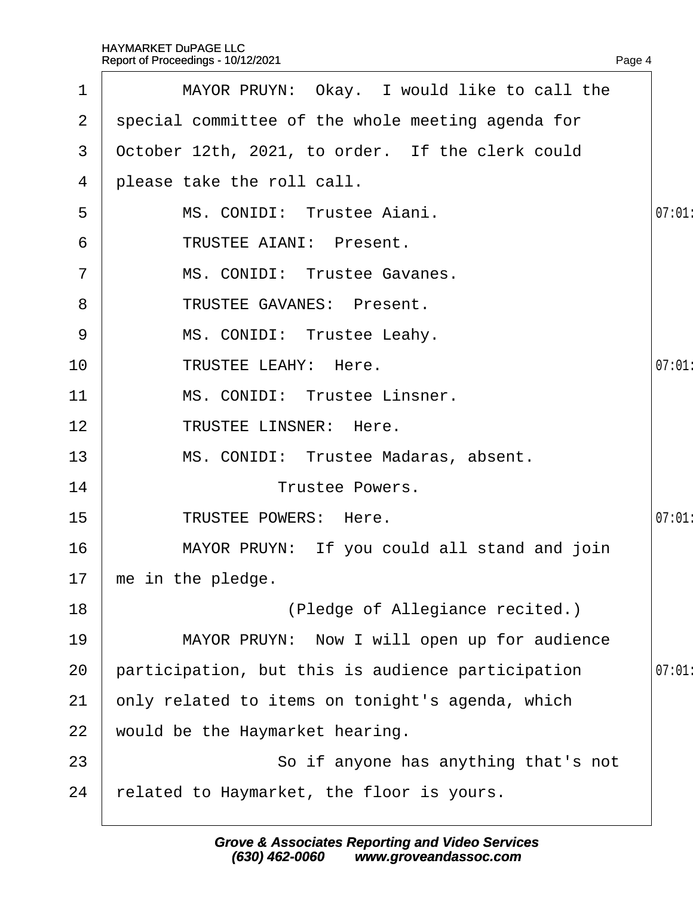MAYOR PRUYN: Okay. I would like to call the special committee of the whole meeting agenda for October 12th, 2021, to order. If the clerk could please take the roll call.

MS. CONIDI: Trustee Aiani.

TRUSTEE AIANI: Present.

MS. CONIDI: Trustee Gavanes.

TRUSTEE GAVANES: Present.

MS. CONIDI: Trustee Leahy.

TRUSTEE LEAHY: Here.

MS. CONIDI: Trustee Linsner.

TRUSTEE LINSNER: Here.

MS. CONIDI: Trustee Madaras, absent.

Trustee Powers.

TRUSTEE POWERS: Here.

MAYOR PRUYN: If you could all stand and join me in the pledge.

(Pledge of Allegiance recited.)

MAYOR PRUYN: Now I will open up for audience participation, but this is audience participation only related to items on tonight's agenda, which would be the Haymarket hearing.

So if anyone has anything that's not related to Haymarket, the floor is yours.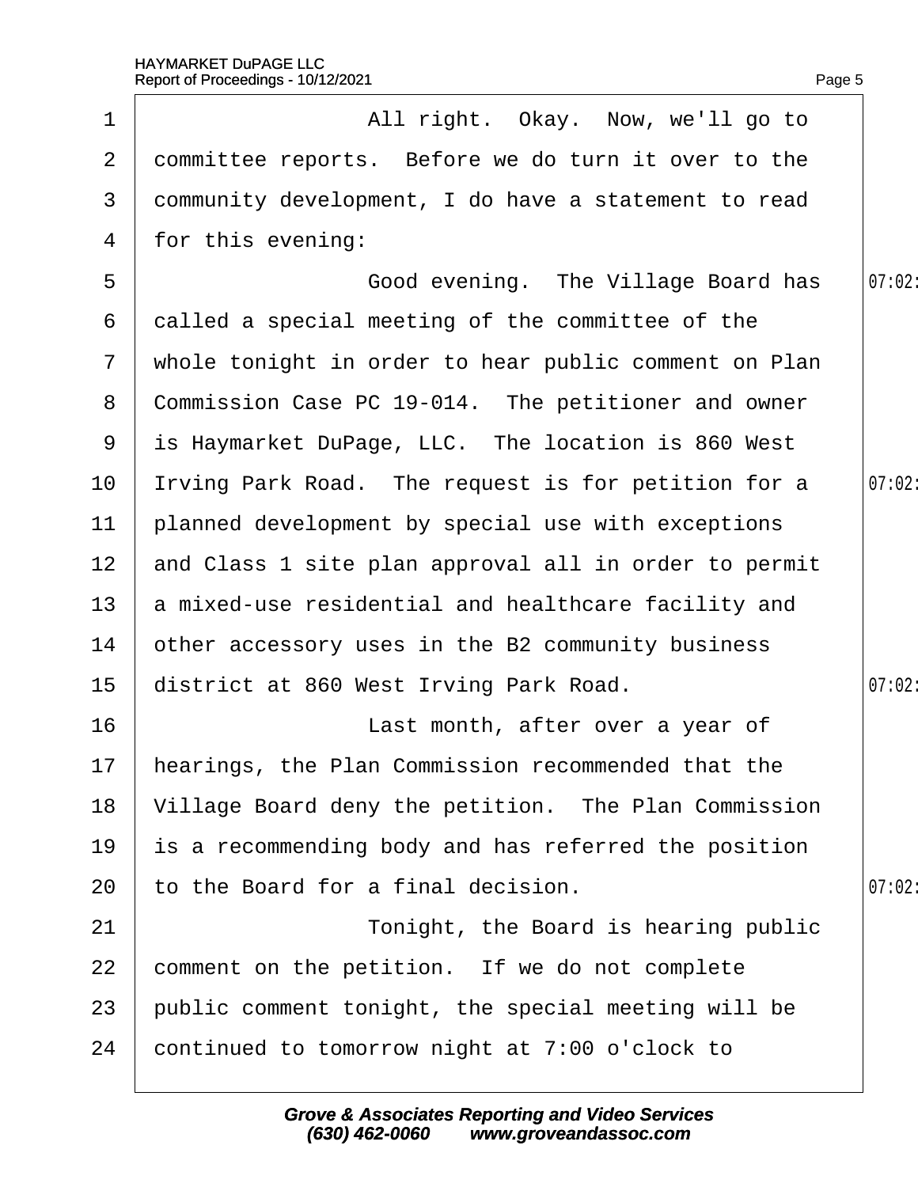All right. Okay. Now, we'll go to committee reports. Before we do turn it over to the community development, I do have a statement to read for this evening:

Good evening. The Village Board has called a special meeting of the committee of the whole tonight in order to hear public comment on Plan Commission Case PC 19-014. The petitioner and owner is Haymarket DuPage, LLC. The location is 860 West Irving Park Road. The request is for petition for a planned development by special use with exceptions and Class 1 site plan approval all in order to permit a mixed-use residential and healthcare facility and other accessory uses in the B2 community business district at 860 West Irving Park Road.

Last month, after over a year of hearings, the Plan Commission recommended that the Village Board deny the petition. The Plan Commission is a recommending body and has referred the position to the Board for a final decision.

Tonight, the Board is hearing public comment on the petition. If we do not complete public comment tonight, the special meeting will be continued to tomorrow night at 7:00 o'clock to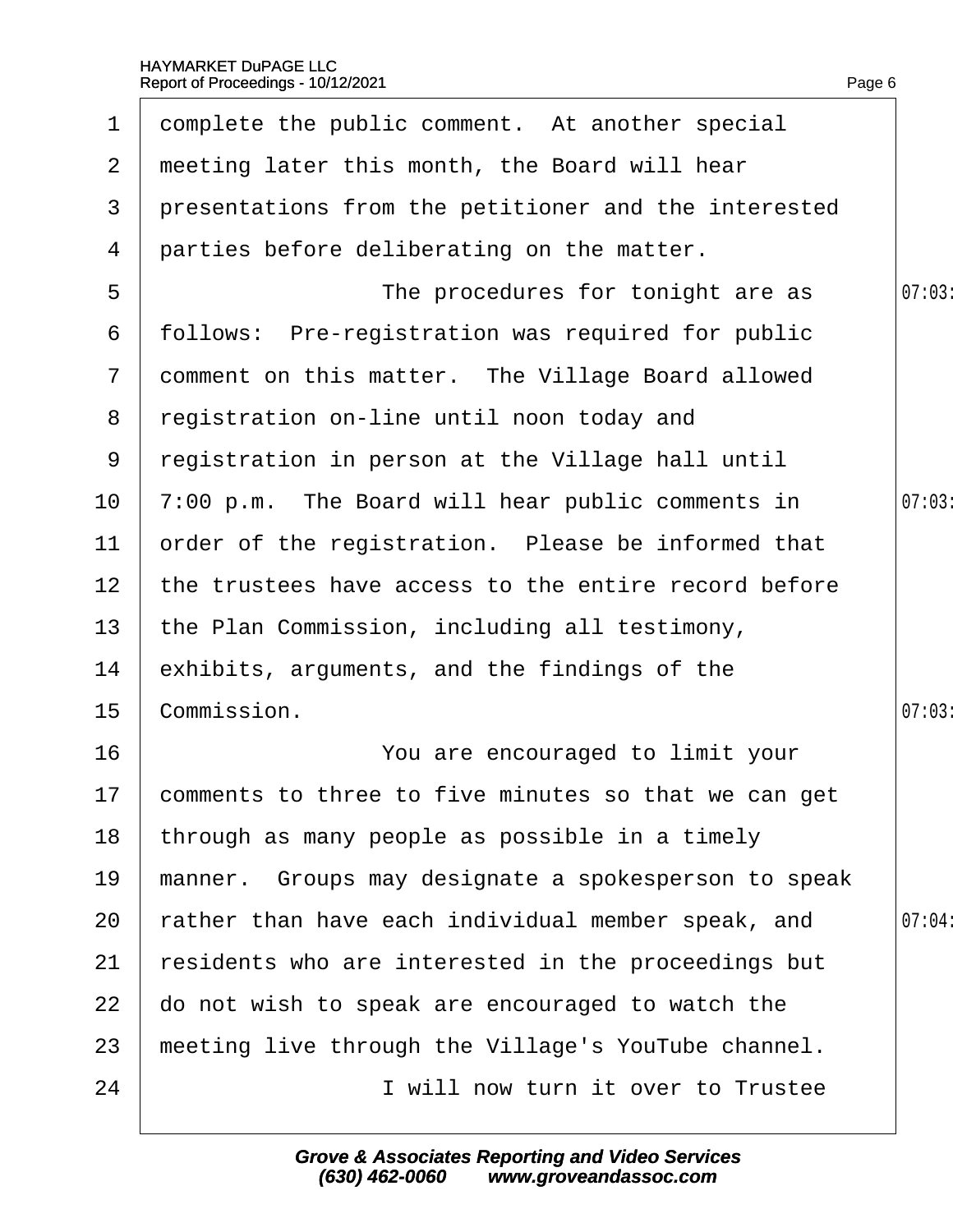complete the public comment. At another special meeting later this month, the Board will hear presentations from the petitioner and the interested parties before deliberating on the matter.

The procedures for tonight are as follows: Pre-registration was required for public comment on this matter. The Village Board allowed registration on-line until noon today and registration in person at the Village hall until 7:00 p.m. The Board will hear public comments in order of the registration. Please be informed that the trustees have access to the entire record before the Plan Commission, including all testimony, exhibits, arguments, and the findings of the Commission.

You are encouraged to limit your comments to three to five minutes so that we can get through as many people as possible in a timely manner. Groups may designate a spokesperson to speak rather than have each individual member speak, and residents who are interested in the proceedings but do not wish to speak are encouraged to watch the meeting live through the Village's YouTube channel.

I will now turn it over to Trustee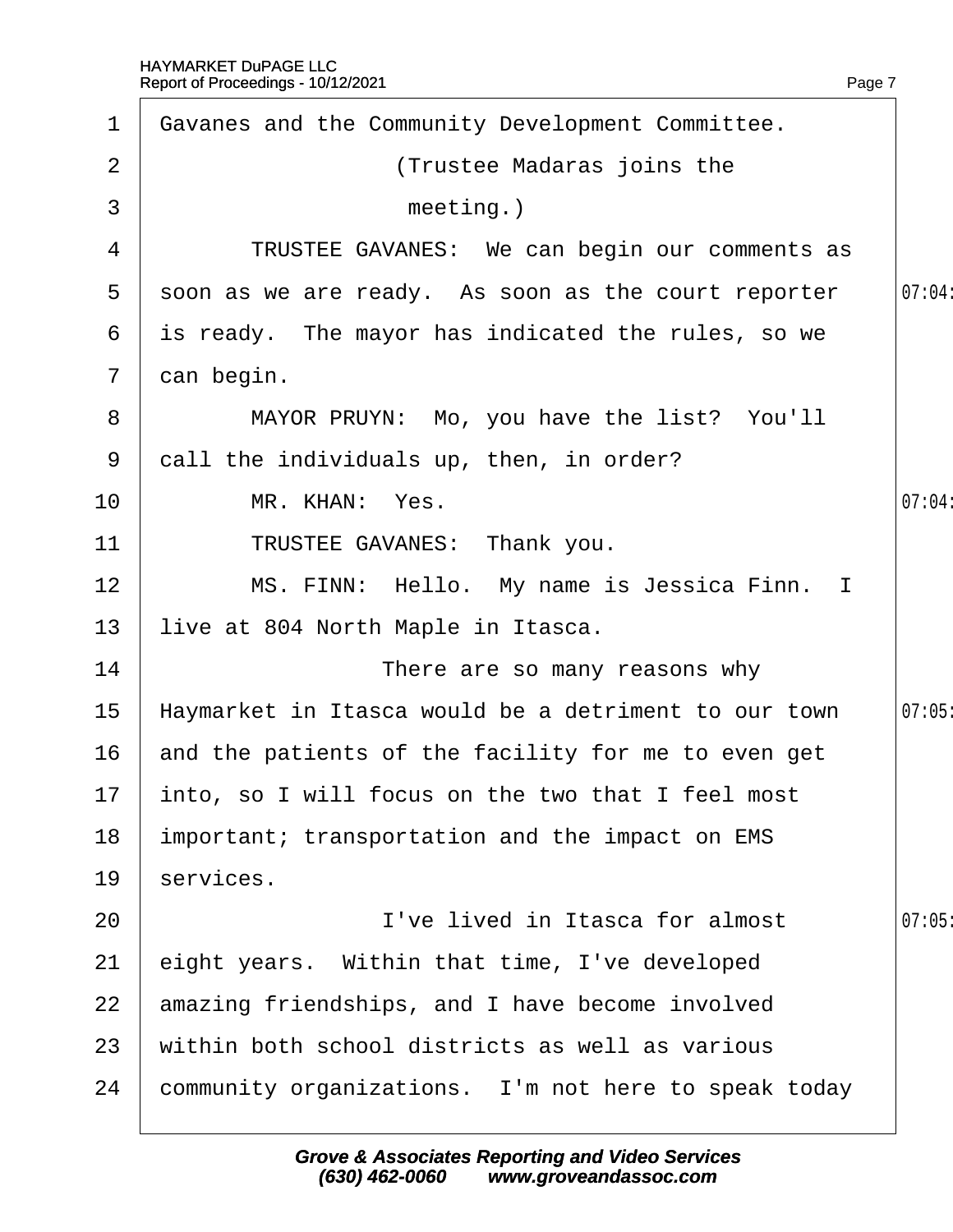Gavanes and the Community Development Committee.

(Trustee Madaras joins the meeting.)

TRUSTEE GAVANES: We can begin our comments as soon as we are ready. As soon as the court reporter is ready. The mayor has indicated the rules, so we can begin.

MAYOR PRUYN: Mo, you have the list? You'll call the individuals up, then, in order?

MR. KHAN: Yes.

TRUSTEE GAVANES: Thank you.

MS. FINN: Hello. My name is Jessica Finn. I live at 804 North Maple in Itasca.

There are so many reasons why Haymarket in Itasca would be a detriment to our town and the patients of the facility for me to even get into, so I will focus on the two that I feel most important; transportation and the impact on EMS services.

I've lived in Itasca for almost eight years. Within that time, I've developed amazing friendships, and I have become involved within both school districts as well as various community organizations. I'm not here to speak today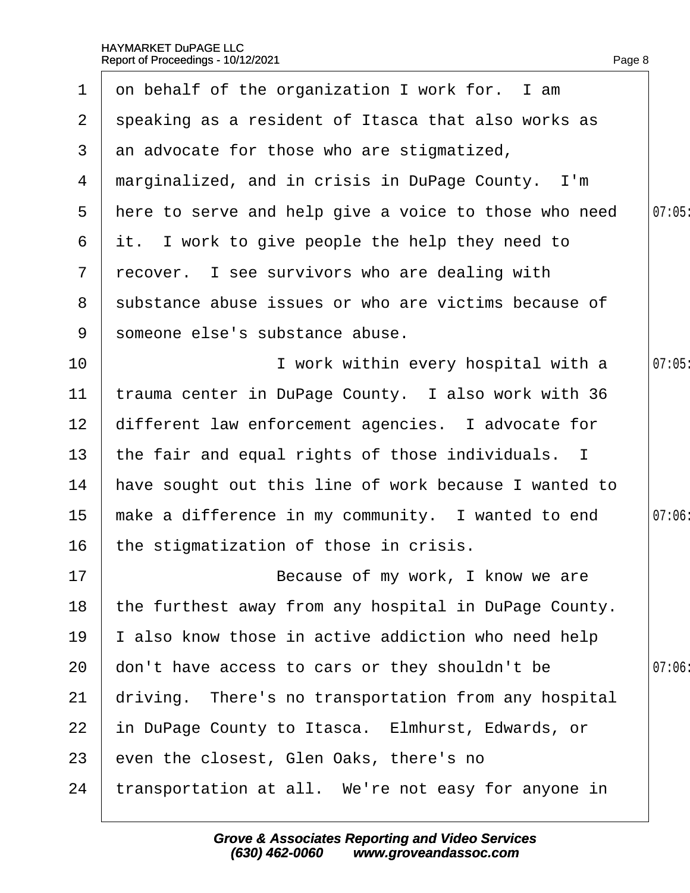on behalf of the organization I work for. I am speaking as a resident of Itasca that also works as an advocate for those who are stigmatized, marginalized, and in crisis in DuPage County. I'm here to serve and help give a voice to those who need it. I work to give people the help they need to recover. I see survivors who are dealing with substance abuse issues or who are victims because of someone else's substance abuse.

I work within every hospital with a trauma center in DuPage County. I also work with 36 different law enforcement agencies. I advocate for the fair and equal rights of those individuals. I have sought out this line of work because I wanted to make a difference in my community. I wanted to end the stigmatization of those in crisis.

Because of my work, I know we are the furthest away from any hospital in DuPage County. I also know those in active addiction who need help don't have access to cars or they shouldn't be driving. There's no transportation from any hospital in DuPage County to Itasca. Elmhurst, Edwards, or even the closest, Glen Oaks, there's no transportation at all. We're not easy for anyone in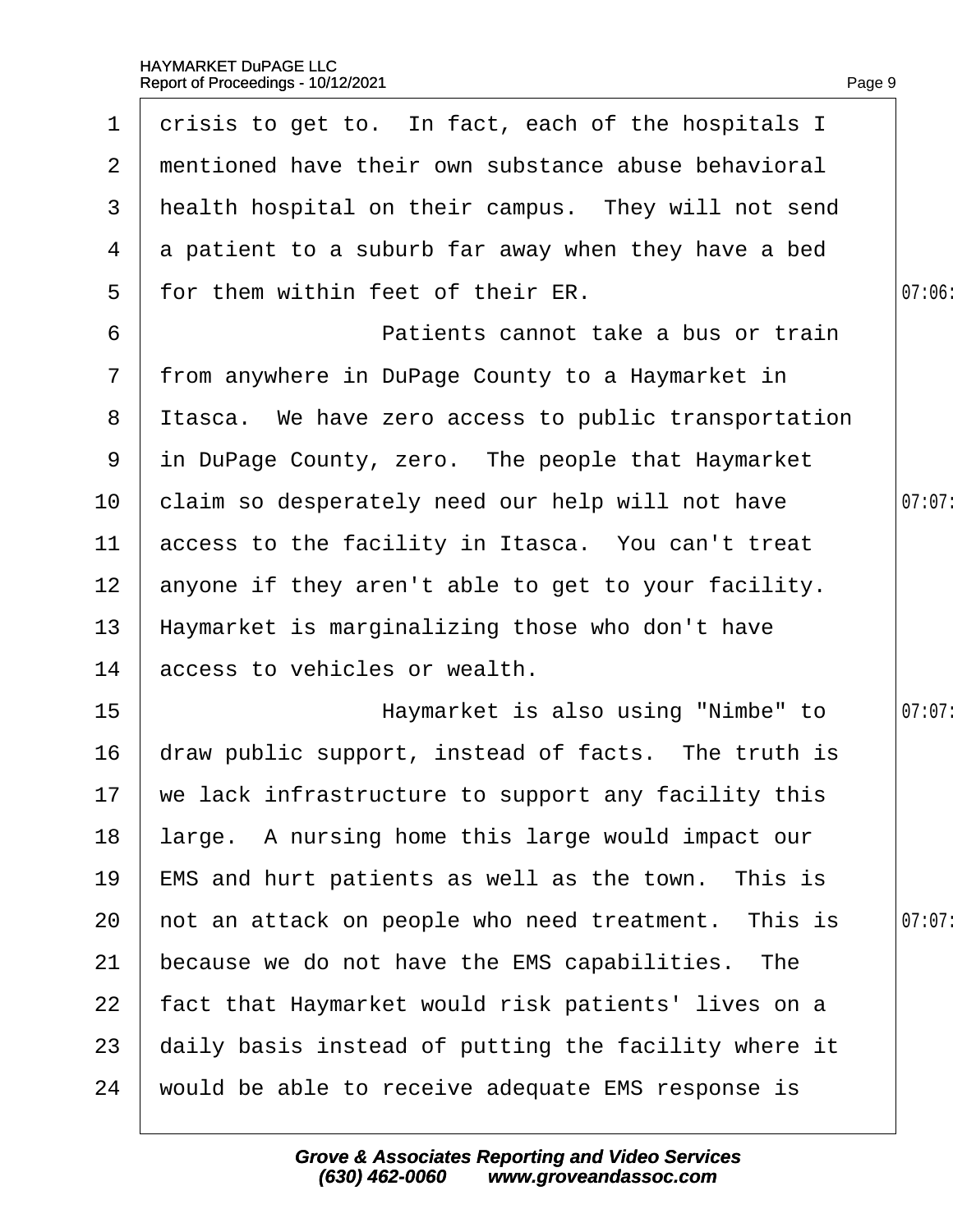crisis to get to. In fact, each of the hospitals I mentioned have their own substance abuse behavioral health hospital on their campus. They will not send a patient to a suburb far away when they have a bed for them within feet of their ER.

Patients cannot take a bus or train from anywhere in DuPage County to a Haymarket in Itasca. We have zero access to public transportation in DuPage County, zero. The people that Haymarket claim so desperately need our help will not have access to the facility in Itasca. You can't treat anyone if they aren't able to get to your facility. Haymarket is marginalizing those who don't have access to vehicles or wealth.

Haymarket is also using "Nimbe" to draw public support, instead of facts. The truth is we lack infrastructure to support any facility this large. A nursing home this large would impact our EMS and hurt patients as well as the town. This is not an attack on people who need treatment. This is because we do not have the EMS capabilities. The fact that Haymarket would risk patients' lives on a daily basis instead of putting the facility where it would be able to receive adequate EMS response is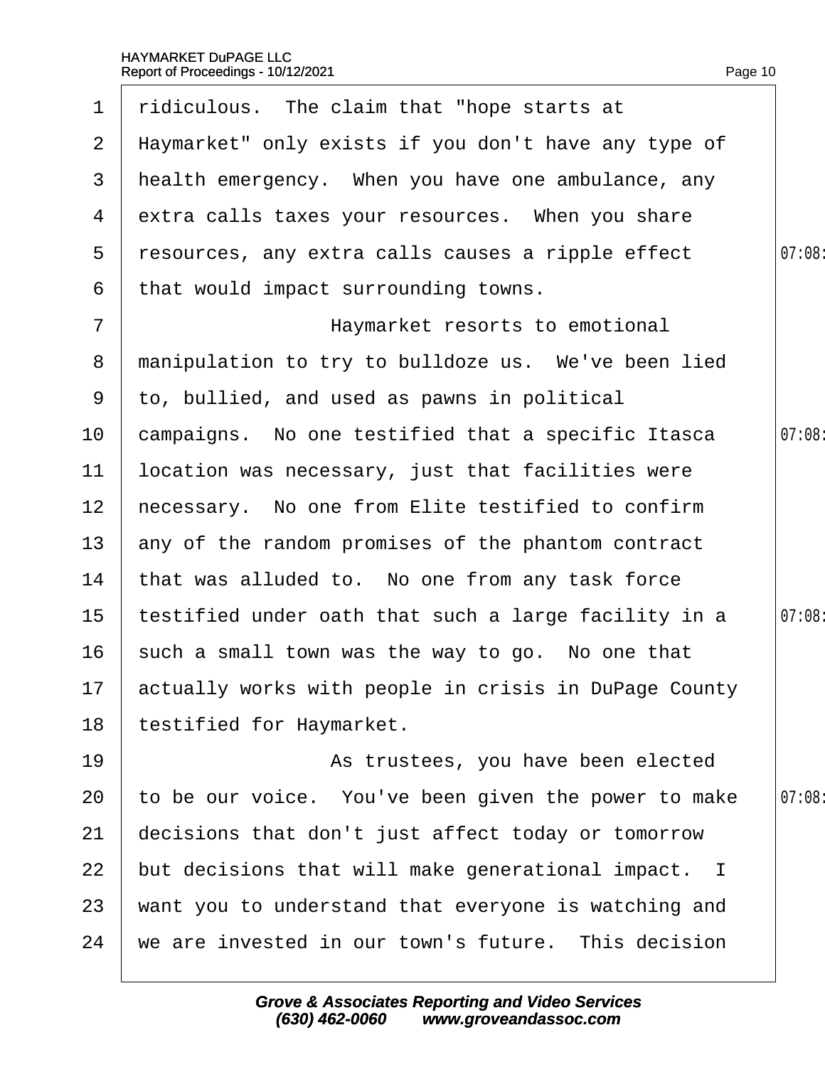ridiculous. The claim that "hope starts at Haymarket" only exists if you don't have any type of health emergency. When you have one ambulance, any extra calls taxes your resources. When you share resources, any extra calls causes a ripple effect that would impact surrounding towns.

Haymarket resorts to emotional manipulation to try to bulldoze us. We've been lied to, bullied, and used as pawns in political campaigns. No one testified that a specific Itasca location was necessary, just that facilities were necessary. No one from Elite testified to confirm any of the random promises of the phantom contract that was alluded to. No one from any task force testified under oath that such a large facility in a such a small town was the way to go. No one that actually works with people in crisis in DuPage County testified for Haymarket.

As trustees, you have been elected to be our voice. You've been given the power to make decisions that don't just affect today or tomorrow but decisions that will make generational impact. I want you to understand that everyone is watching and we are invested in our town's future. This decision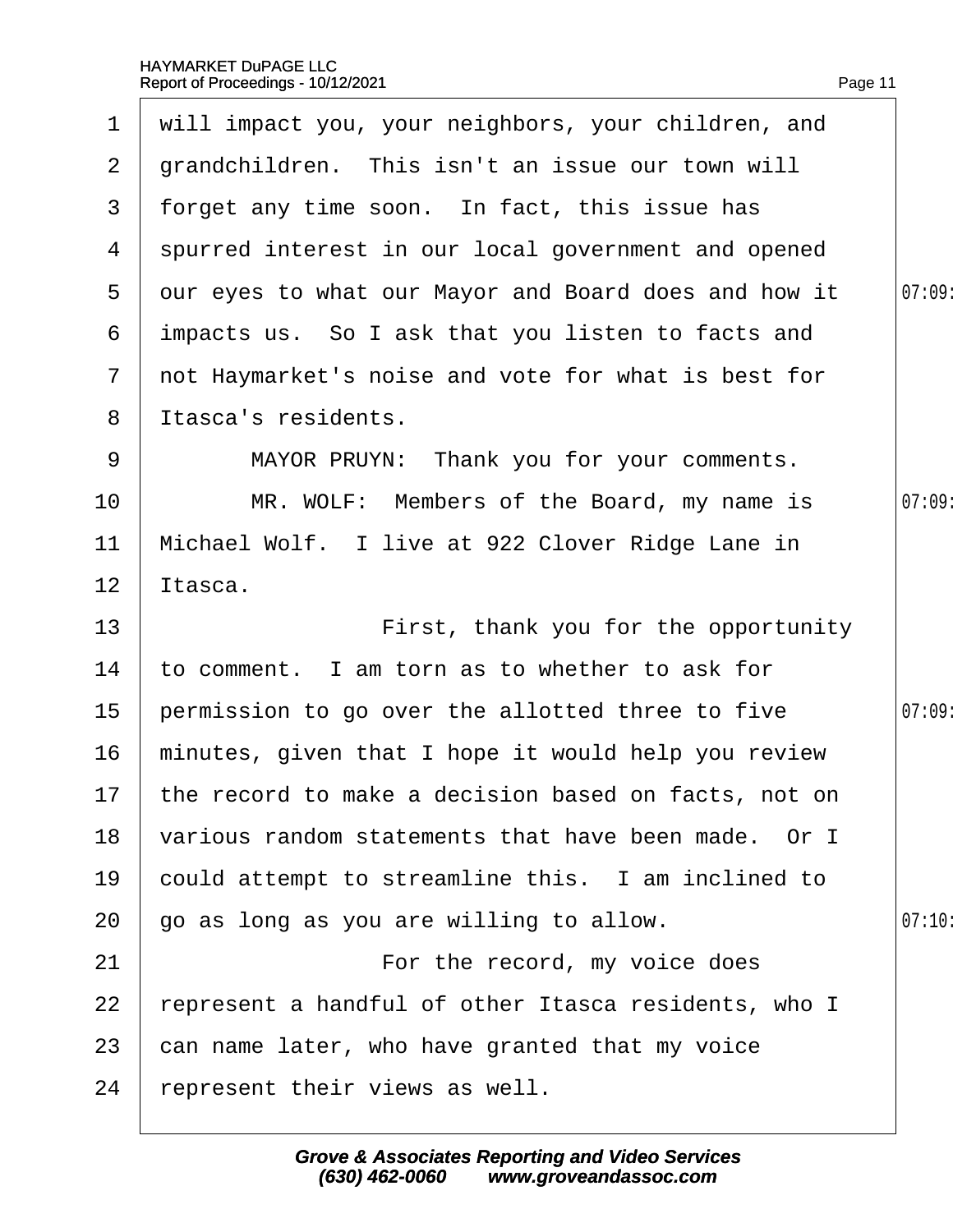will impact you, your neighbors, your children, and grandchildren. This isn't an issue our town will forget any time soon. In fact, this issue has spurred interest in our local government and opened our eyes to what our Mayor and Board does and how it impacts us. So I ask that you listen to facts and not Haymarket's noise and vote for what is best for Itasca's residents.

MAYOR PRUYN: Thank you for your comments.

MR. WOLF: Members of the Board, my name is Michael Wolf. I live at 922 Clover Ridge Lane in Itasca.

First, thank you for the opportunity to comment. I am torn as to whether to ask for permission to go over the allotted three to five minutes, given that I hope it would help you review the record to make a decision based on facts, not on various random statements that have been made. Or I could attempt to streamline this. I am inclined to go as long as you are willing to allow.

For the record, my voice does represent a handful of other Itasca residents, who I can name later, who have granted that my voice represent their views as well.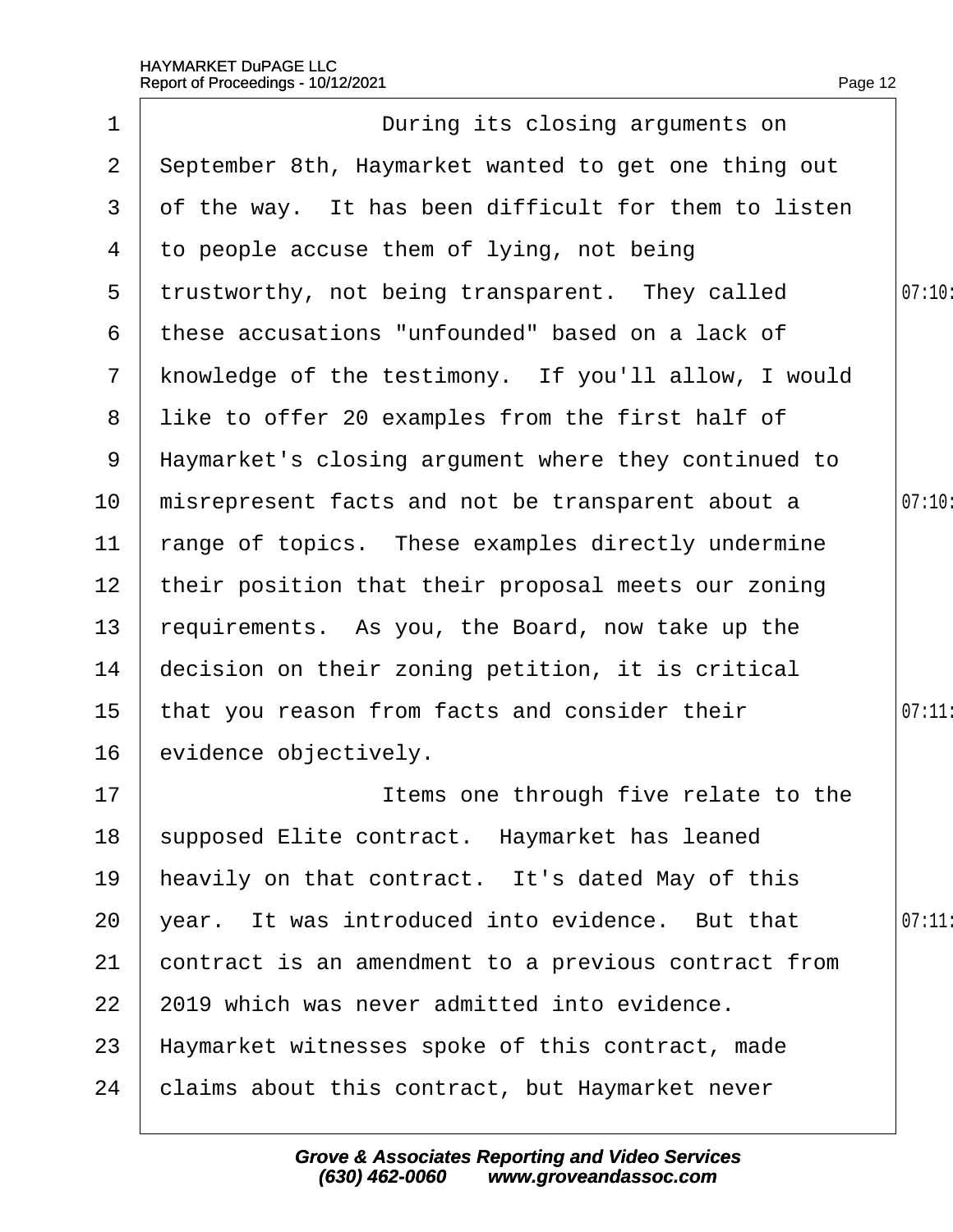During its closing arguments on September 8th, Haymarket wanted to get one thing out of the way. It has been difficult for them to listen to people accuse them of lying, not being trustworthy, not being transparent. They called these accusations "unfounded" based on a lack of knowledge of the testimony. If you'll allow, I would like to offer 20 examples from the first half of Haymarket's closing argument where they continued to misrepresent facts and not be transparent about a range of topics. These examples directly undermine their position that their proposal meets our zoning requirements. As you, the Board, now take up the decision on their zoning petition, it is critical that you reason from facts and consider their evidence objectively.

Items one through five relate to the supposed Elite contract. Haymarket has leaned heavily on that contract. It's dated May of this year. It was introduced into evidence. But that contract is an amendment to a previous contract from 2019 which was never admitted into evidence. Haymarket witnesses spoke of this contract, made claims about this contract, but Haymarket never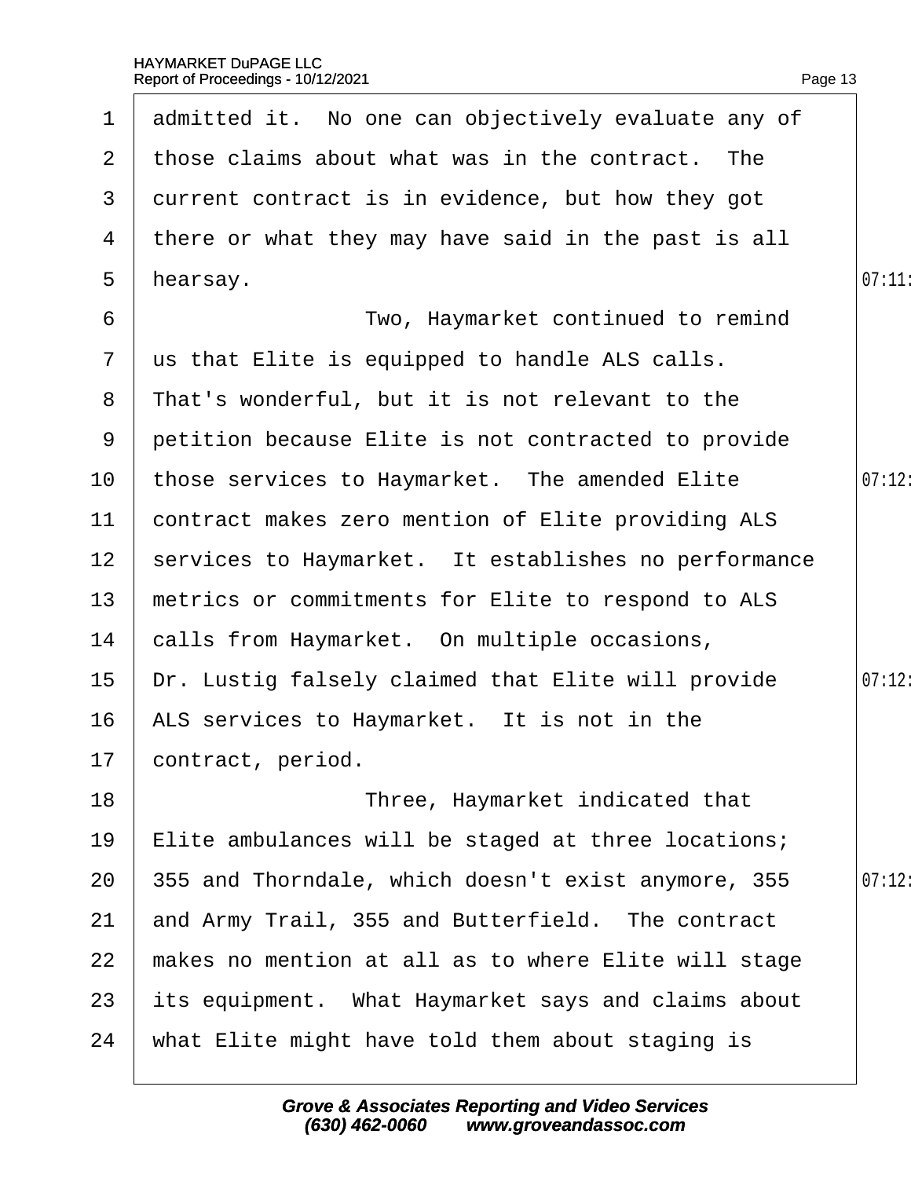admitted it. No one can objectively evaluate any of those claims about what was in the contract. The current contract is in evidence, but how they got there or what they may have said in the past is all hearsay.

Two, Haymarket continued to remind us that Elite is equipped to handle ALS calls. That's wonderful, but it is not relevant to the petition because Elite is not contracted to provide those services to Haymarket. The amended Elite contract makes zero mention of Elite providing ALS services to Haymarket. It establishes no performance metrics or commitments for Elite to respond to ALS calls from Haymarket. On multiple occasions, Dr. Lustig falsely claimed that Elite will provide ALS services to Haymarket. It is not in the contract, period.

Three, Haymarket indicated that Elite ambulances will be staged at three locations; 355 and Thorndale, which doesn't exist anymore, 355 and Army Trail, 355 and Butterfield. The contract makes no mention at all as to where Elite will stage its equipment. What Haymarket says and claims about what Elite might have told them about staging is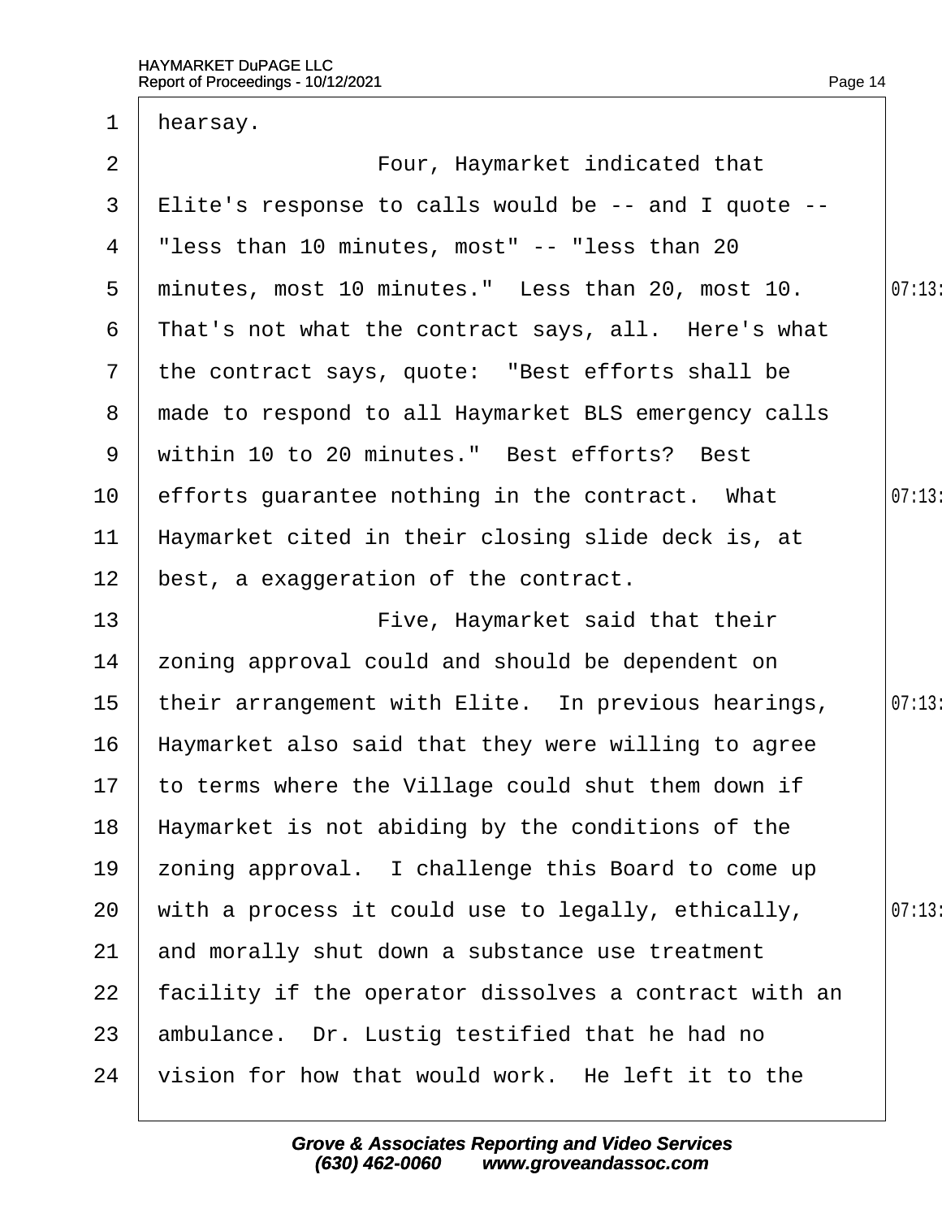hearsay.

Four, Haymarket indicated that Elite's response to calls would be -- and I quote -- "less than 10 minutes, most" -- "less than 20 minutes, most 10 minutes." Less than 20, most 10. That's not what the contract says, all. Here's what the contract says, quote: "Best efforts shall be made to respond to all Haymarket BLS emergency calls within 10 to 20 minutes." Best efforts? Best efforts guarantee nothing in the contract. What Haymarket cited in their closing slide deck is, at best, a exaggeration of the contract.

Five, Haymarket said that their zoning approval could and should be dependent on their arrangement with Elite. In previous hearings, Haymarket also said that they were willing to agree to terms where the Village could shut them down if Haymarket is not abiding by the conditions of the zoning approval. I challenge this Board to come up with a process it could use to legally, ethically, and morally shut down a substance use treatment facility if the operator dissolves a contract with an ambulance. Dr. Lustig testified that he had no vision for how that would work. He left it to the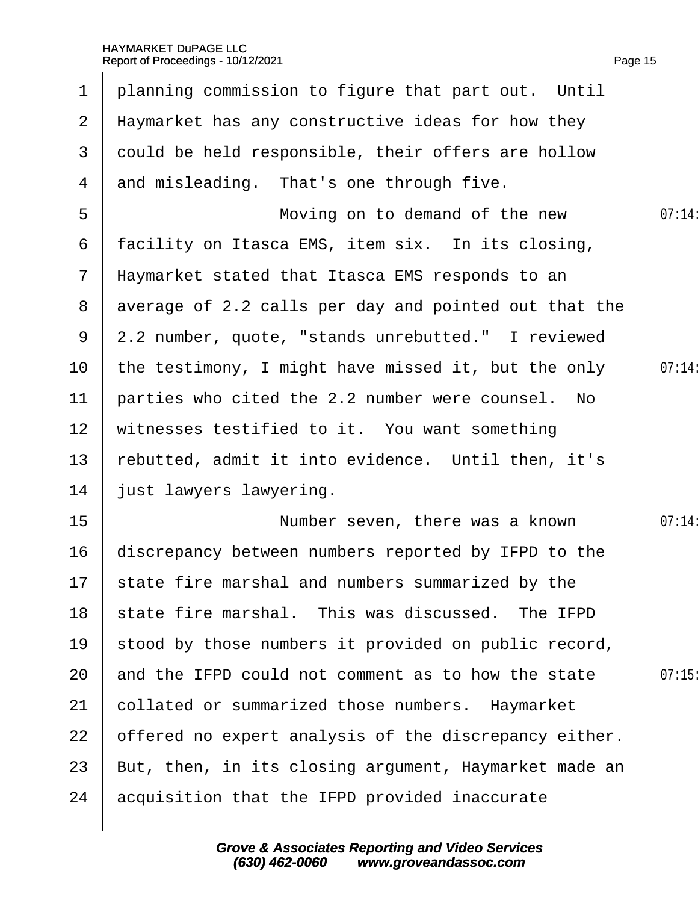planning commission to figure that part out. Until Haymarket has any constructive ideas for how they could be held responsible, their offers are hollow and misleading. That's one through five.

Moving on to demand of the new facility on Itasca EMS, item six. In its closing, Haymarket stated that Itasca EMS responds to an average of 2.2 calls per day and pointed out that the 2.2 number, quote, "stands unrebutted." I reviewed the testimony, I might have missed it, but the only parties who cited the 2.2 number were counsel. No witnesses testified to it. You want something rebutted, admit it into evidence. Until then, it's just lawyers lawyering.

Number seven, there was a known discrepancy between numbers reported by IFPD to the state fire marshal and numbers summarized by the state fire marshal. This was discussed. The IFPD stood by those numbers it provided on public record, and the IFPD could not comment as to how the state collated or summarized those numbers. Haymarket offered no expert analysis of the discrepancy either. But, then, in its closing argument, Haymarket made an acquisition that the IFPD provided inaccurate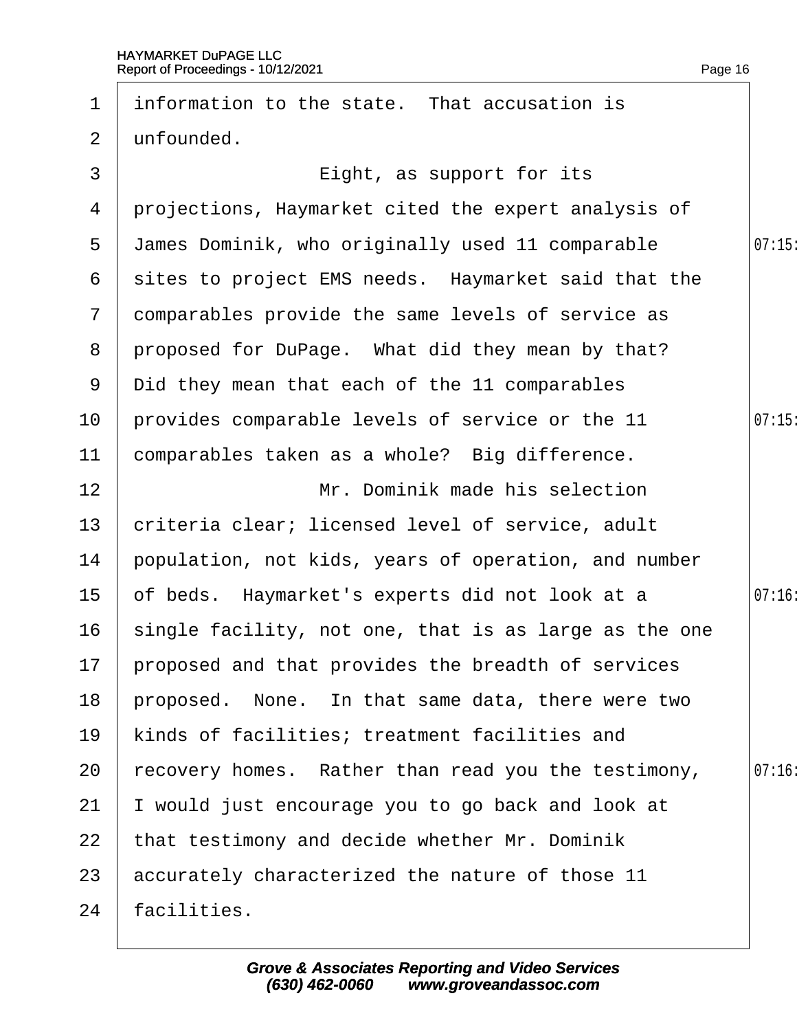information to the state. That accusation is unfounded.

Eight, as support for its projections, Haymarket cited the expert analysis of James Dominik, who originally used 11 comparable sites to project EMS needs. Haymarket said that the comparables provide the same levels of service as proposed for DuPage. What did they mean by that? Did they mean that each of the 11 comparables provides comparable levels of service or the 11 comparables taken as a whole? Big difference.

Mr. Dominik made his selection criteria clear; licensed level of service, adult population, not kids, years of operation, and number of beds. Haymarket's experts did not look at a single facility, not one, that is as large as the one proposed and that provides the breadth of services proposed. None. In that same data, there were two kinds of facilities; treatment facilities and recovery homes. Rather than read you the testimony, I would just encourage you to go back and look at that testimony and decide whether Mr. Dominik accurately characterized the nature of those 11 facilities.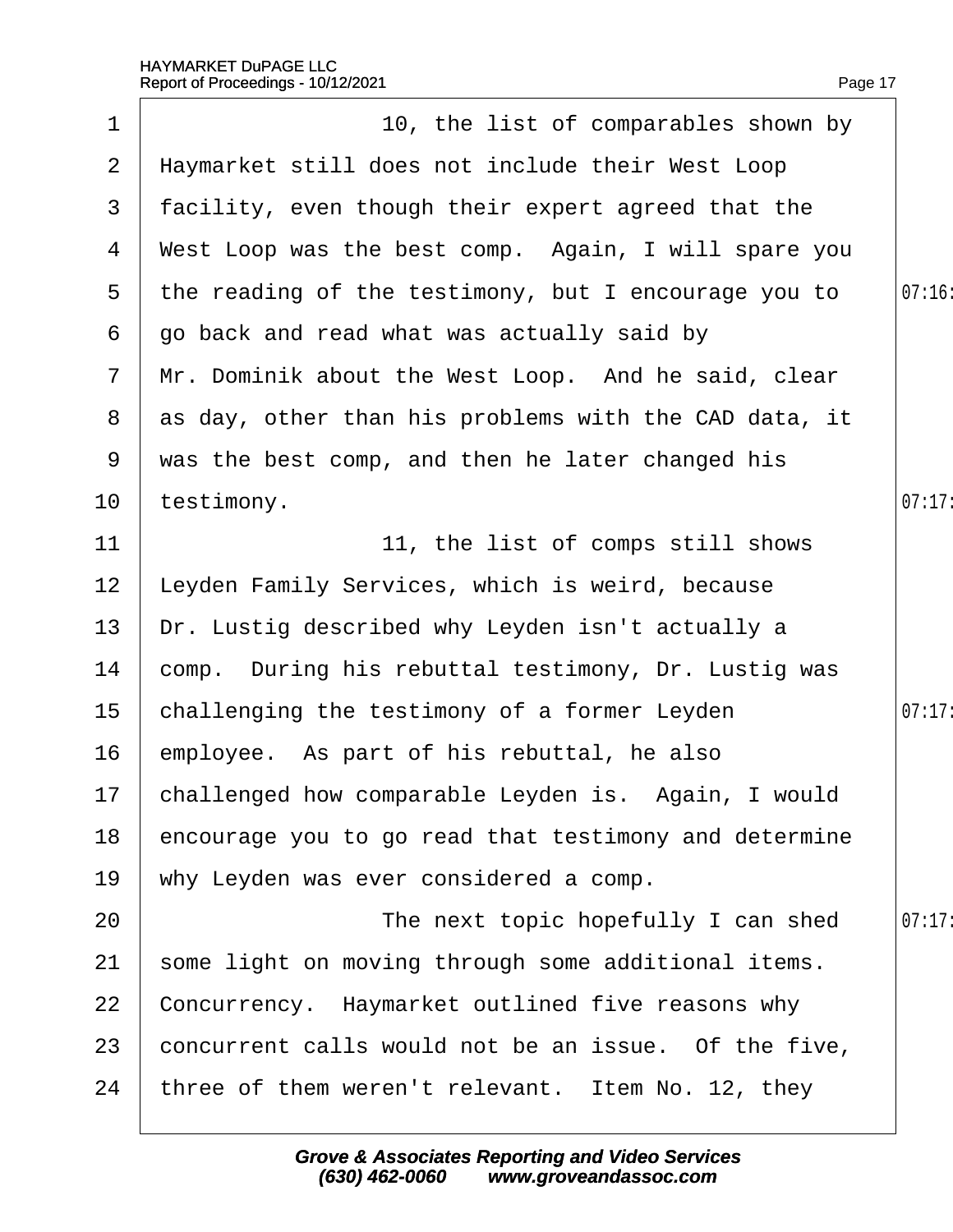10, the list of comparables shown by Haymarket still does not include their West Loop facility, even though their expert agreed that the West Loop was the best comp. Again, I will spare you the reading of the testimony, but I encourage you to go back and read what was actually said by Mr. Dominik about the West Loop. And he said, clear as day, other than his problems with the CAD data, it was the best comp, and then he later changed his testimony.

11, the list of comps still shows Leyden Family Services, which is weird, because Dr. Lustig described why Leyden isn't actually a comp. During his rebuttal testimony, Dr. Lustig was challenging the testimony of a former Leyden employee. As part of his rebuttal, he also challenged how comparable Leyden is. Again, I would encourage you to go read that testimony and determine why Leyden was ever considered a comp.

The next topic hopefully I can shed some light on moving through some additional items. Concurrency. Haymarket outlined five reasons why concurrent calls would not be an issue. Of the five, three of them weren't relevant. Item No. 12, they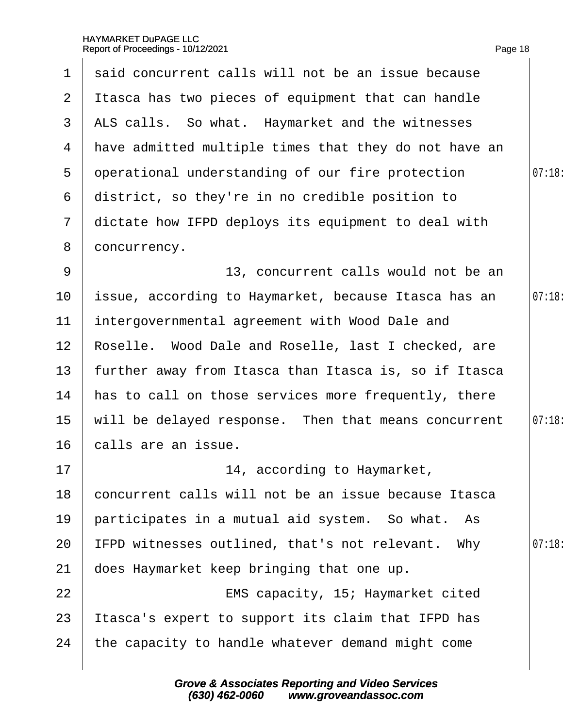said concurrent calls will not be an issue because Itasca has two pieces of equipment that can handle ALS calls. So what. Haymarket and the witnesses have admitted multiple times that they do not have an operational understanding of our fire protection district, so they're in no credible position to dictate how IFPD deploys its equipment to deal with concurrency.

13, concurrent calls would not be an issue, according to Haymarket, because Itasca has an intergovernmental agreement with Wood Dale and Roselle. Wood Dale and Roselle, last I checked, are further away from Itasca than Itasca is, so if Itasca has to call on those services more frequently, there will be delayed response. Then that means concurrent calls are an issue.

14, according to Haymarket, concurrent calls will not be an issue because Itasca participates in a mutual aid system. So what. As IFPD witnesses outlined, that's not relevant. Why does Haymarket keep bringing that one up.

EMS capacity, 15; Haymarket cited Itasca's expert to support its claim that IFPD has the capacity to handle whatever demand might come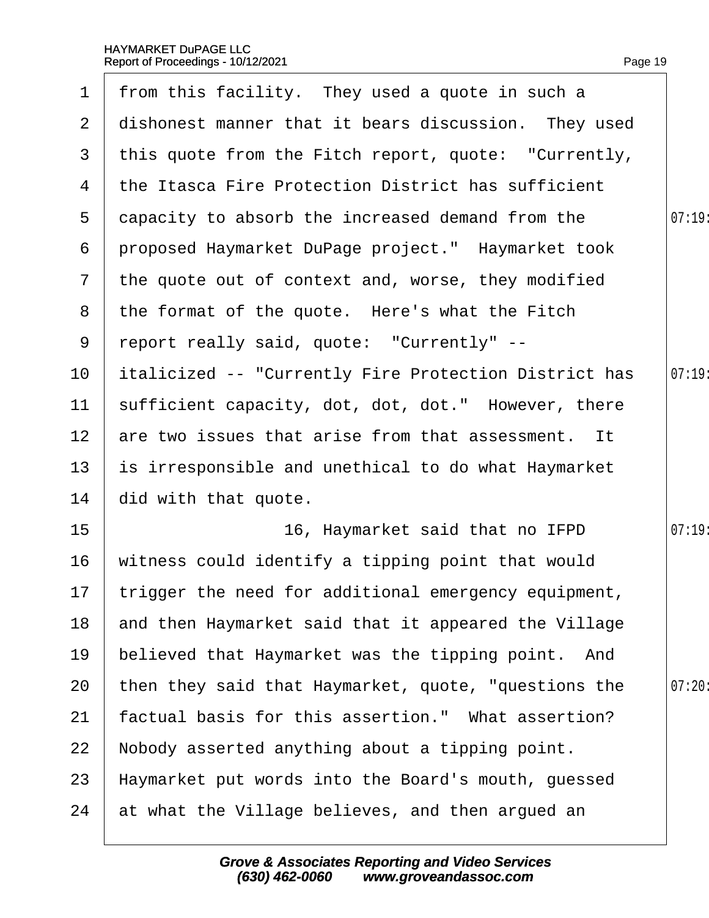from this facility. They used a quote in such a dishonest manner that it bears discussion. They used this quote from the Fitch report, quote: "Currently, the Itasca Fire Protection District has sufficient capacity to absorb the increased demand from the proposed Haymarket DuPage project." Haymarket took the quote out of context and, worse, they modified the format of the quote. Here's what the Fitch report really said, quote: "Currently" -- italicized -- "Currently Fire Protection District has sufficient capacity, dot, dot, dot." However, there are two issues that arise from that assessment. It is irresponsible and unethical to do what Haymarket did with that quote.

16, Haymarket said that no IFPD witness could identify a tipping point that would trigger the need for additional emergency equipment, and then Haymarket said that it appeared the Village believed that Haymarket was the tipping point. And then they said that Haymarket, quote, "questions the factual basis for this assertion." What assertion? Nobody asserted anything about a tipping point. Haymarket put words into the Board's mouth, guessed at what the Village believes, and then argued an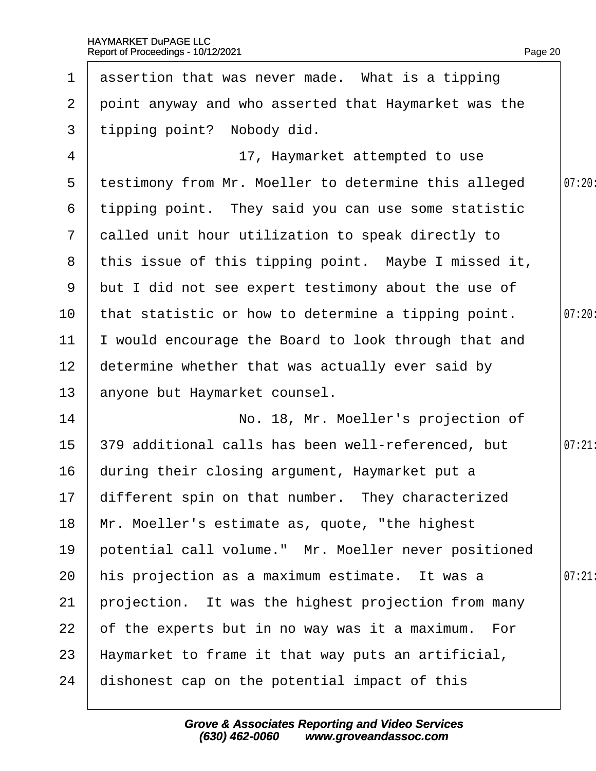assertion that was never made. What is a tipping point anyway and who asserted that Haymarket was the tipping point? Nobody did.

17, Haymarket attempted to use testimony from Mr. Moeller to determine this alleged tipping point. They said you can use some statistic called unit hour utilization to speak directly to this issue of this tipping point. Maybe I missed it, but I did not see expert testimony about the use of that statistic or how to determine a tipping point. I would encourage the Board to look through that and determine whether that was actually ever said by anyone but Haymarket counsel.

No. 18, Mr. Moeller's projection of 379 additional calls has been well-referenced, but during their closing argument, Haymarket put a different spin on that number. They characterized Mr. Moeller's estimate as, quote, "the highest potential call volume." Mr. Moeller never positioned his projection as a maximum estimate. It was a projection. It was the highest projection from many of the experts but in no way was it a maximum. For Haymarket to frame it that way puts an artificial, dishonest cap on the potential impact of this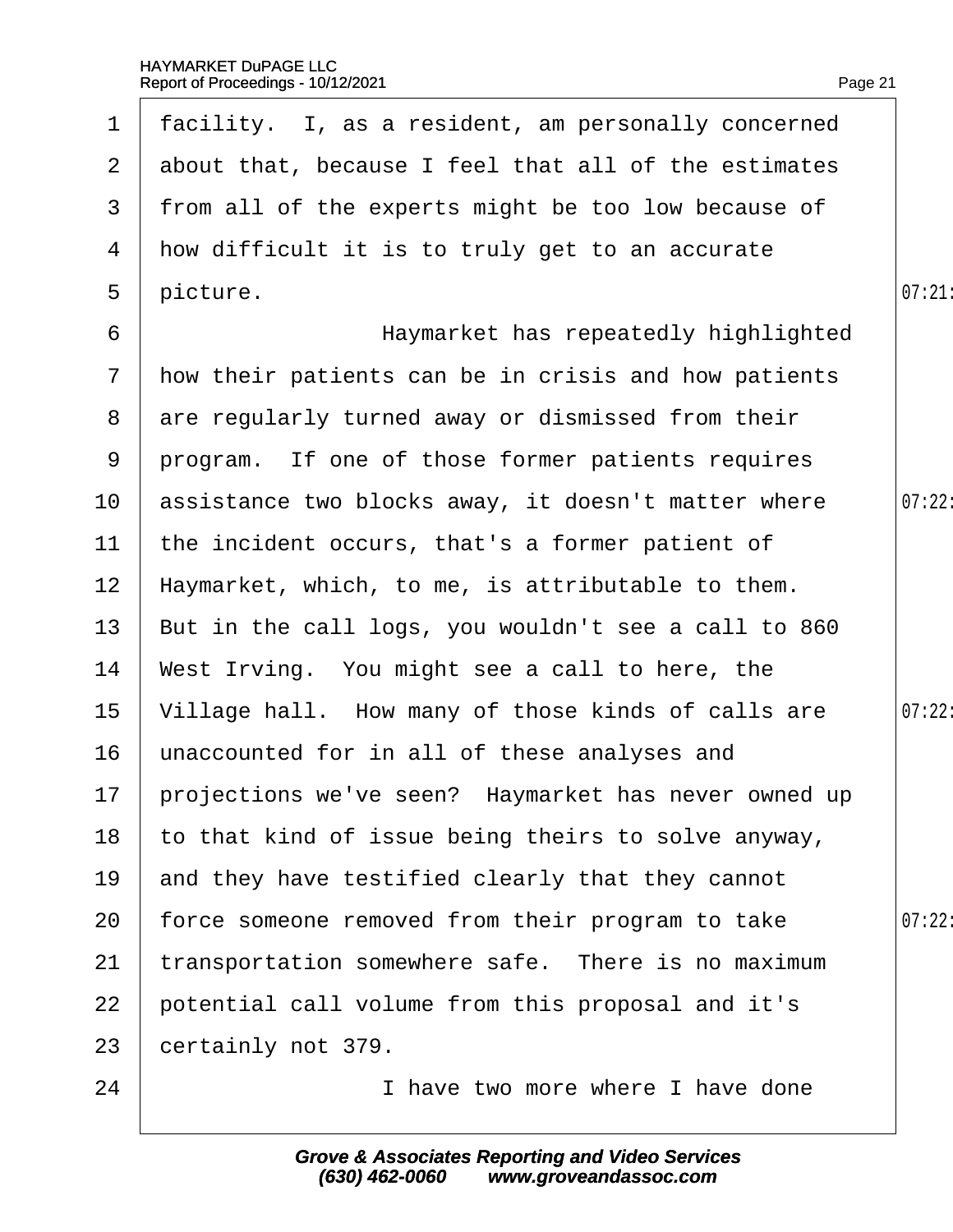facility. I, as a resident, am personally concerned about that, because I feel that all of the estimates from all of the experts might be too low because of how difficult it is to truly get to an accurate picture.

Haymarket has repeatedly highlighted how their patients can be in crisis and how patients are regularly turned away or dismissed from their program. If one of those former patients requires assistance two blocks away, it doesn't matter where the incident occurs, that's a former patient of Haymarket, which, to me, is attributable to them. But in the call logs, you wouldn't see a call to 860 West Irving. You might see a call to here, the Village hall. How many of those kinds of calls are unaccounted for in all of these analyses and projections we've seen? Haymarket has never owned up to that kind of issue being theirs to solve anyway, and they have testified clearly that they cannot force someone removed from their program to take transportation somewhere safe. There is no maximum potential call volume from this proposal and it's certainly not 379.

I have two more where I have done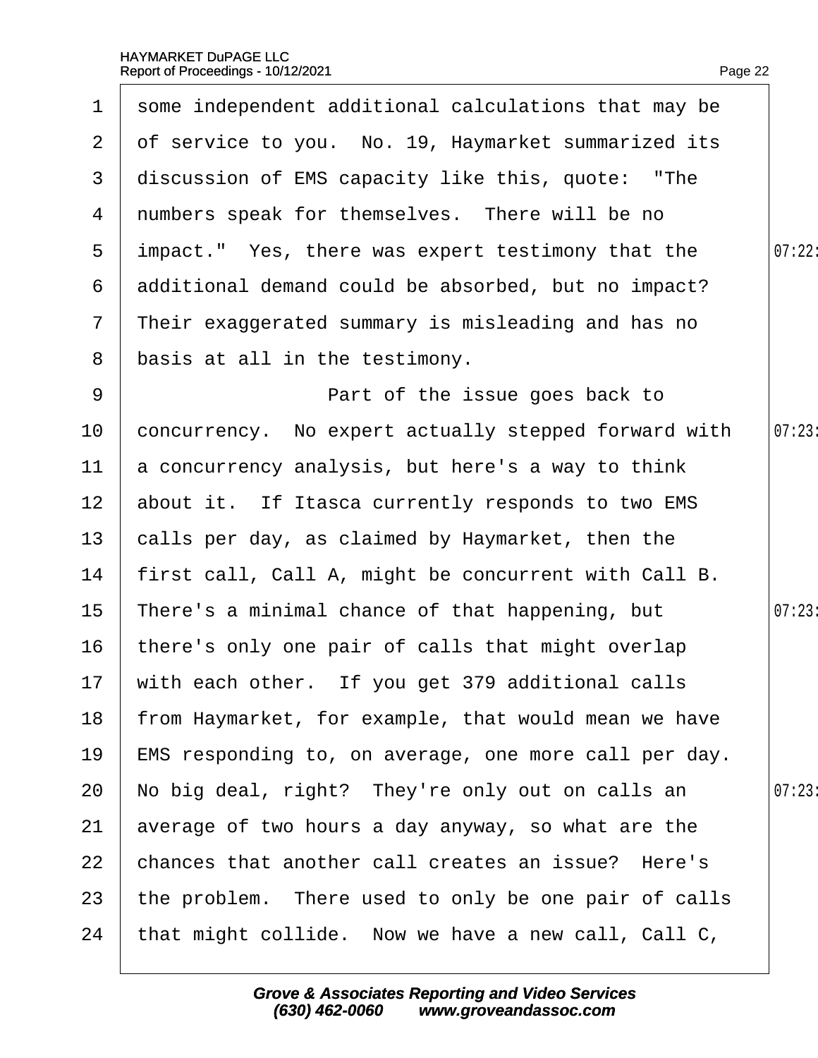some independent additional calculations that may be of service to you. No. 19, Haymarket summarized its discussion of EMS capacity like this, quote: "The numbers speak for themselves. There will be no impact." Yes, there was expert testimony that the additional demand could be absorbed, but no impact? Their exaggerated summary is misleading and has no basis at all in the testimony.

Part of the issue goes back to concurrency. No expert actually stepped forward with a concurrency analysis, but here's a way to think about it. If Itasca currently responds to two EMS calls per day, as claimed by Haymarket, then the first call, Call A, might be concurrent with Call B. There's a minimal chance of that happening, but there's only one pair of calls that might overlap with each other. If you get 379 additional calls from Haymarket, for example, that would mean we have EMS responding to, on average, one more call per day. No big deal, right? They're only out on calls an average of two hours a day anyway, so what are the chances that another call creates an issue? Here's the problem. There used to only be one pair of calls that might collide. Now we have a new call, Call C,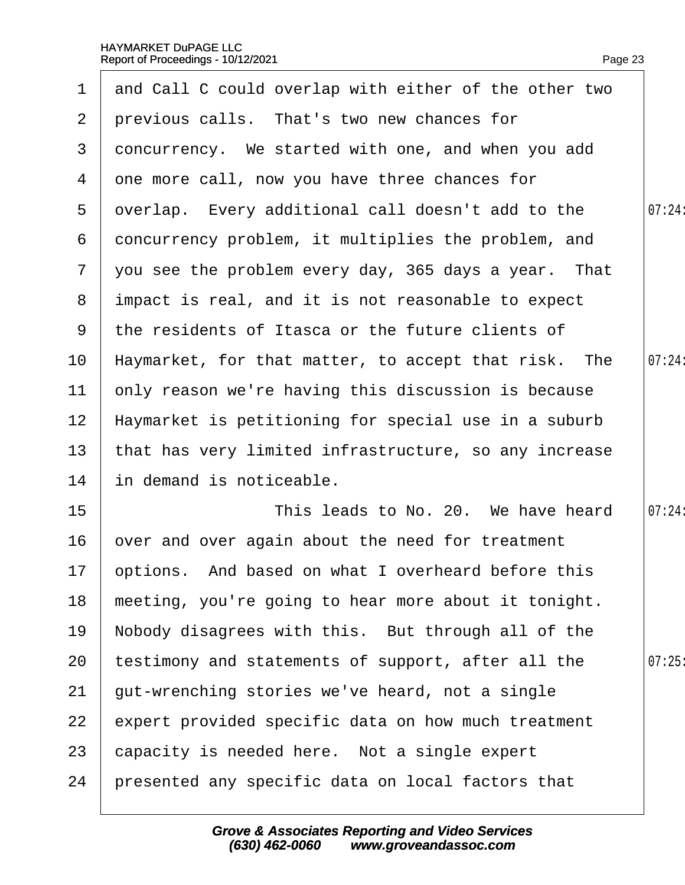and Call C could overlap with either of the other two previous calls. That's two new chances for concurrency. We started with one, and when you add one more call, now you have three chances for overlap. Every additional call doesn't add to the concurrency problem, it multiplies the problem, and you see the problem every day, 365 days a year. That impact is real, and it is not reasonable to expect the residents of Itasca or the future clients of Haymarket, for that matter, to accept that risk. The only reason we're having this discussion is because Haymarket is petitioning for special use in a suburb that has very limited infrastructure, so any increase in demand is noticeable.

This leads to No. 20. We have heard over and over again about the need for treatment options. And based on what I overheard before this meeting, you're going to hear more about it tonight. Nobody disagrees with this. But through all of the testimony and statements of support, after all the gut-wrenching stories we've heard, not a single expert provided specific data on how much treatment capacity is needed here. Not a single expert presented any specific data on local factors that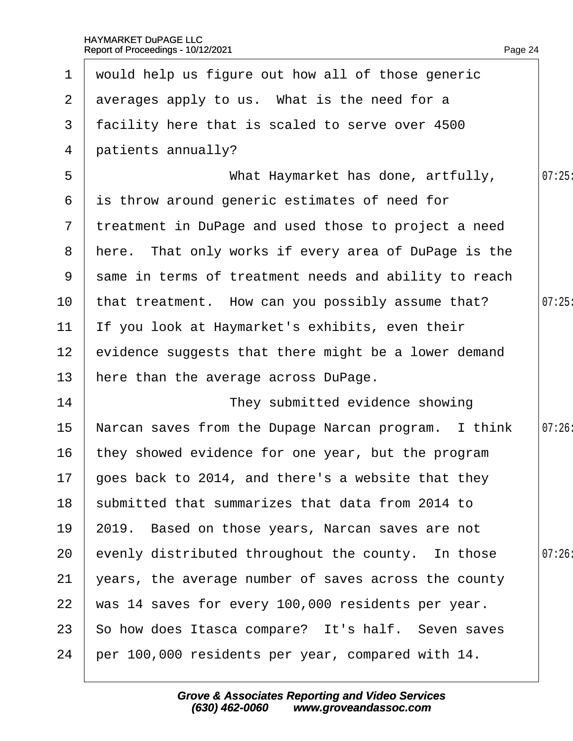would help us figure out how all of those generic averages apply to us. What is the need for a facility here that is scaled to serve over 4500 patients annually?

What Haymarket has done, artfully, is throw around generic estimates of need for treatment in DuPage and used those to project a need here. That only works if every area of DuPage is the same in terms of treatment needs and ability to reach that treatment. How can you possibly assume that? If you look at Haymarket's exhibits, even their evidence suggests that there might be a lower demand here than the average across DuPage.

They submitted evidence showing Narcan saves from the Dupage Narcan program. I think they showed evidence for one year, but the program goes back to 2014, and there's a website that they submitted that summarizes that data from 2014 to 2019. Based on those years, Narcan saves are not evenly distributed throughout the county. In those years, the average number of saves across the county was 14 saves for every 100,000 residents per year. So how does Itasca compare? It's half. Seven saves per 100,000 residents per year, compared with 14.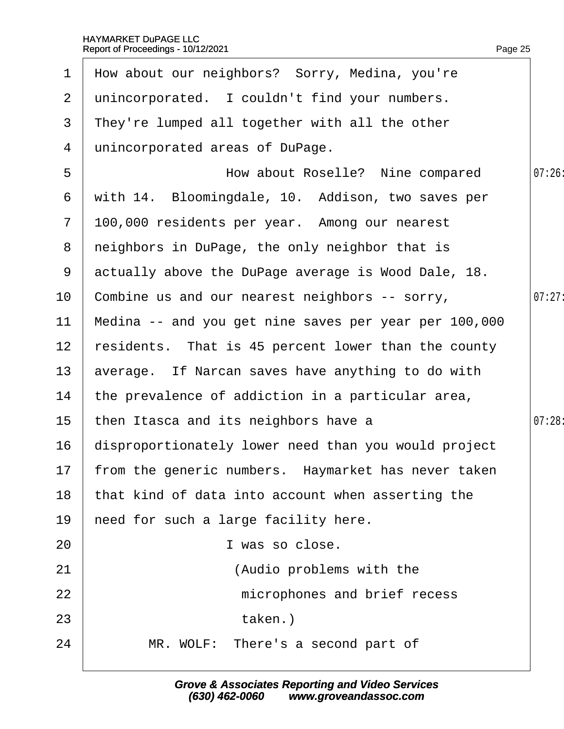How about our neighbors? Sorry, Medina, you're unincorporated. I couldn't find your numbers. They're lumped all together with all the other unincorporated areas of DuPage.

How about Roselle? Nine compared with 14. Bloomingdale, 10. Addison, two saves per 100,000 residents per year. Among our nearest neighbors in DuPage, the only neighbor that is actually above the DuPage average is Wood Dale, 18. Combine us and our nearest neighbors -- sorry, Medina -- and you get nine saves per year per 100,000 residents. That is 45 percent lower than the county average. If Narcan saves have anything to do with the prevalence of addiction in a particular area, then Itasca and its neighbors have a disproportionately lower need than you would project from the generic numbers. Haymarket has never taken that kind of data into account when asserting the need for such a large facility here.

I was so close.

(Audio problems with the microphones and brief recess taken.)

MR. WOLF: There's a second part of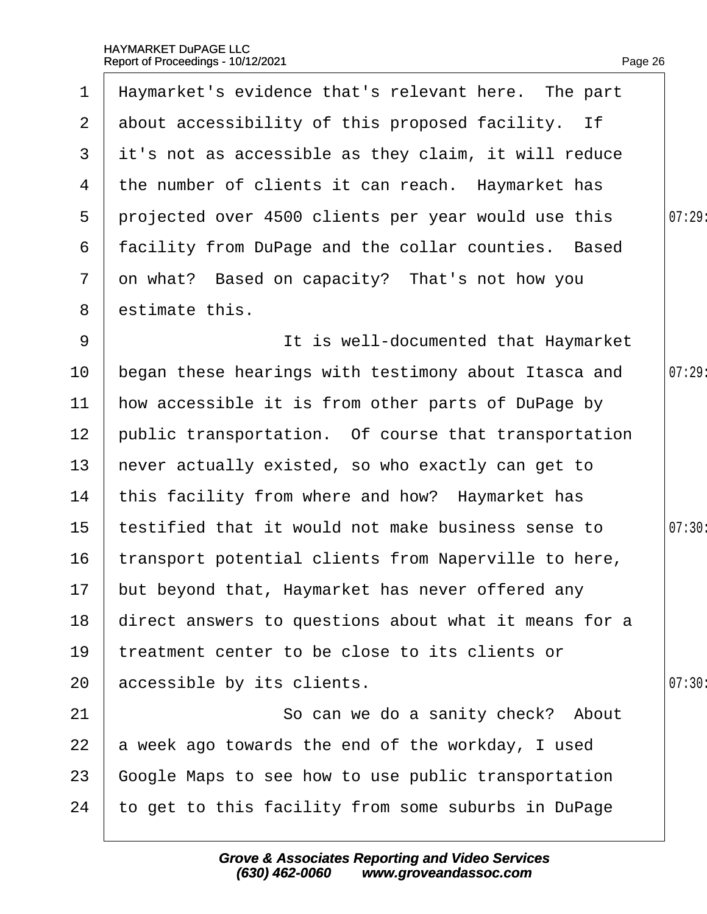Haymarket's evidence that's relevant here. The part about accessibility of this proposed facility. If it's not as accessible as they claim, it will reduce the number of clients it can reach. Haymarket has projected over 4500 clients per year would use this facility from DuPage and the collar counties. Based on what? Based on capacity? That's not how you estimate this.

It is well-documented that Haymarket began these hearings with testimony about Itasca and how accessible it is from other parts of DuPage by public transportation. Of course that transportation never actually existed, so who exactly can get to this facility from where and how? Haymarket has testified that it would not make business sense to transport potential clients from Naperville to here, but beyond that, Haymarket has never offered any direct answers to questions about what it means for a treatment center to be close to its clients or accessible by its clients.

So can we do a sanity check? About a week ago towards the end of the workday, I used Google Maps to see how to use public transportation to get to this facility from some suburbs in DuPage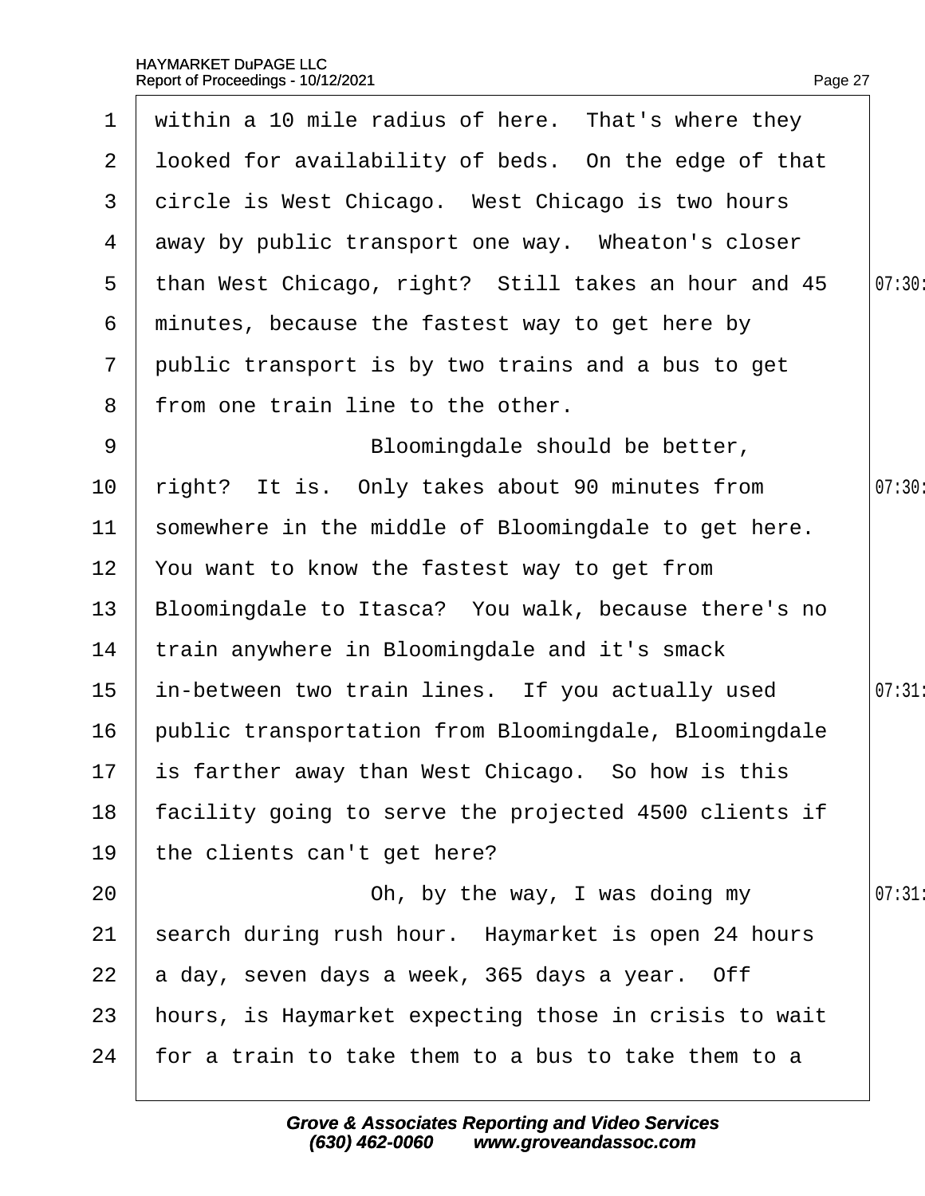within a 10 mile radius of here. That's where they looked for availability of beds. On the edge of that circle is West Chicago. West Chicago is two hours away by public transport one way. Wheaton's closer than West Chicago, right? Still takes an hour and 45 minutes, because the fastest way to get here by public transport is by two trains and a bus to get from one train line to the other.

Bloomingdale should be better, right? It is. Only takes about 90 minutes from somewhere in the middle of Bloomingdale to get here. You want to know the fastest way to get from Bloomingdale to Itasca? You walk, because there's no train anywhere in Bloomingdale and it's smack in-between two train lines. If you actually used public transportation from Bloomingdale, Bloomingdale is farther away than West Chicago. So how is this facility going to serve the projected 4500 clients if the clients can't get here?

Oh, by the way, I was doing my search during rush hour. Haymarket is open 24 hours a day, seven days a week, 365 days a year. Off hours, is Haymarket expecting those in crisis to wait for a train to take them to a bus to take them to a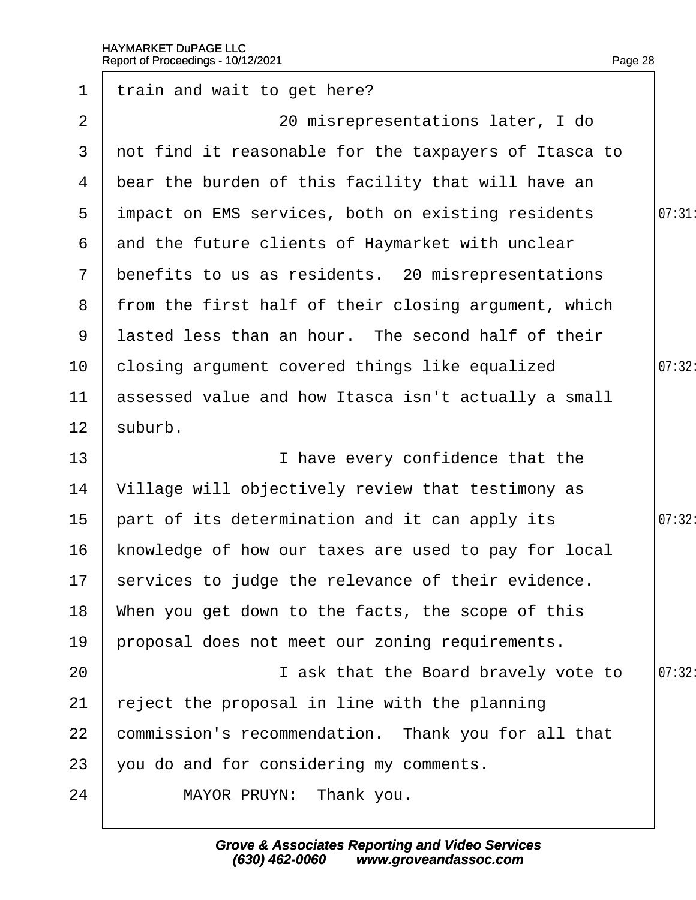train and wait to get here?

20 misrepresentations later, I do not find it reasonable for the taxpayers of Itasca to bear the burden of this facility that will have an impact on EMS services, both on existing residents and the future clients of Haymarket with unclear benefits to us as residents. 20 misrepresentations from the first half of their closing argument, which lasted less than an hour. The second half of their closing argument covered things like equalized assessed value and how Itasca isn't actually a small suburb.

I have every confidence that the Village will objectively review that testimony as part of its determination and it can apply its knowledge of how our taxes are used to pay for local services to judge the relevance of their evidence. When you get down to the facts, the scope of this proposal does not meet our zoning requirements.

I ask that the Board bravely vote to reject the proposal in line with the planning commission's recommendation. Thank you for all that you do and for considering my comments.

MAYOR PRUYN: Thank you.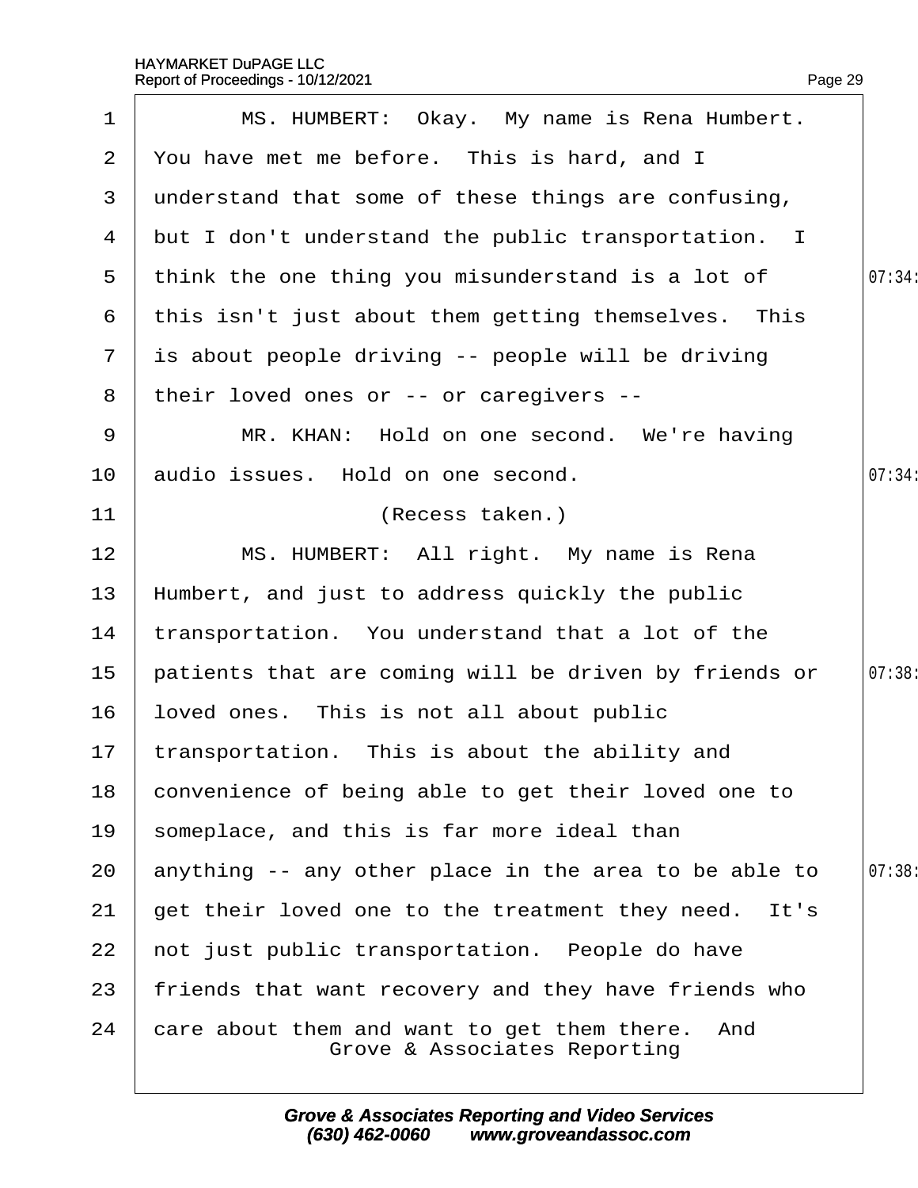MS. HUMBERT: Okay. My name is Rena Humbert. You have met me before. This is hard, and I understand that some of these things are confusing, but I don't understand the public transportation. I think the one thing you misunderstand is a lot of this isn't just about them getting themselves. This is about people driving -- people will be driving their loved ones or -- or caregivers --

MR. KHAN: Hold on one second. We're having audio issues. Hold on one second.

(Recess taken.)

MS. HUMBERT: All right. My name is Rena Humbert, and just to address quickly the public transportation. You understand that a lot of the patients that are coming will be driven by friends or loved ones. This is not all about public transportation. This is about the ability and convenience of being able to get their loved one to someplace, and this is far more ideal than anything -- any other place in the area to be able to get their loved one to the treatment they need. It's not just public transportation. People do have friends that want recovery and they have friends who care about them and want to get them there. And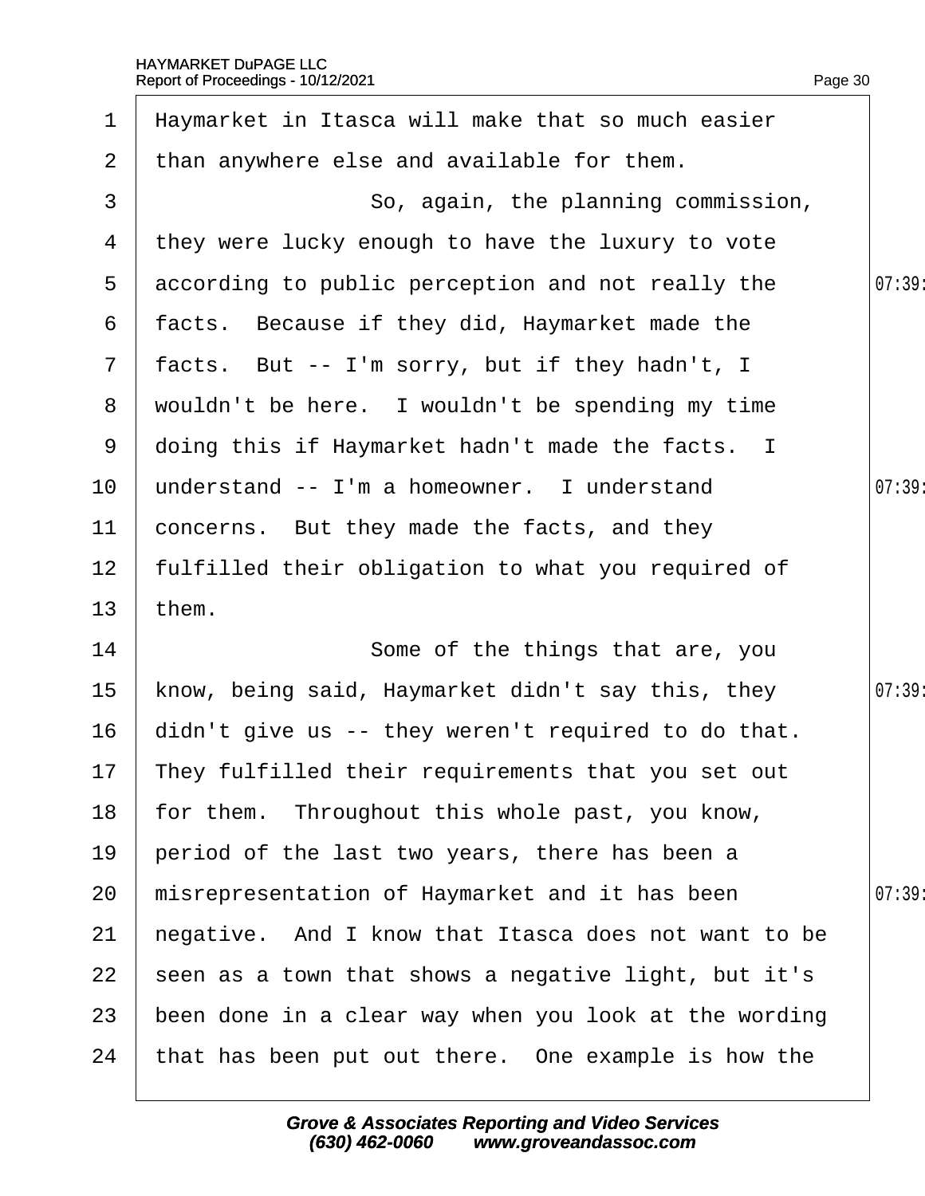Haymarket in Itasca will make that so much easier than anywhere else and available for them.

So, again, the planning commission, they were lucky enough to have the luxury to vote according to public perception and not really the facts. Because if they did, Haymarket made the facts. But -- I'm sorry, but if they hadn't, I wouldn't be here. I wouldn't be spending my time doing this if Haymarket hadn't made the facts. I understand -- I'm a homeowner. I understand concerns. But they made the facts, and they fulfilled their obligation to what you required of them.

Some of the things that are, you know, being said, Haymarket didn't say this, they didn't give us -- they weren't required to do that. They fulfilled their requirements that you set out for them. Throughout this whole past, you know, period of the last two years, there has been a misrepresentation of Haymarket and it has been negative. And I know that Itasca does not want to be seen as a town that shows a negative light, but it's been done in a clear way when you look at the wording that has been put out there. One example is how the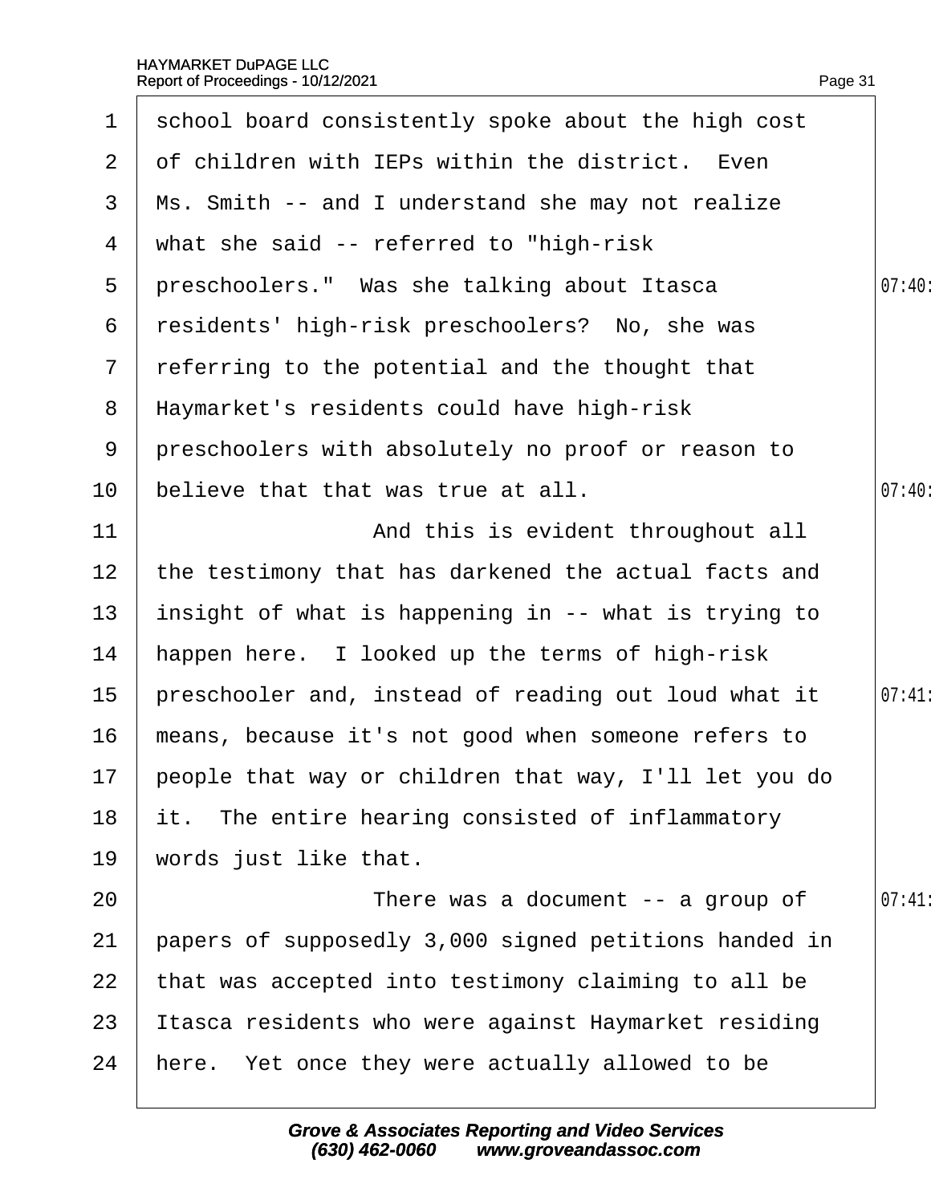school board consistently spoke about the high cost of children with IEPs within the district. Even Ms. Smith -- and I understand she may not realize what she said -- referred to "high-risk preschoolers." Was she talking about Itasca residents' high-risk preschoolers? No, she was referring to the potential and the thought that Haymarket's residents could have high-risk preschoolers with absolutely no proof or reason to believe that that was true at all.

And this is evident throughout all the testimony that has darkened the actual facts and insight of what is happening in -- what is trying to happen here. I looked up the terms of high-risk preschooler and, instead of reading out loud what it means, because it's not good when someone refers to people that way or children that way, I'll let you do it. The entire hearing consisted of inflammatory words just like that.

There was a document -- a group of papers of supposedly 3,000 signed petitions handed in that was accepted into testimony claiming to all be Itasca residents who were against Haymarket residing here. Yet once they were actually allowed to be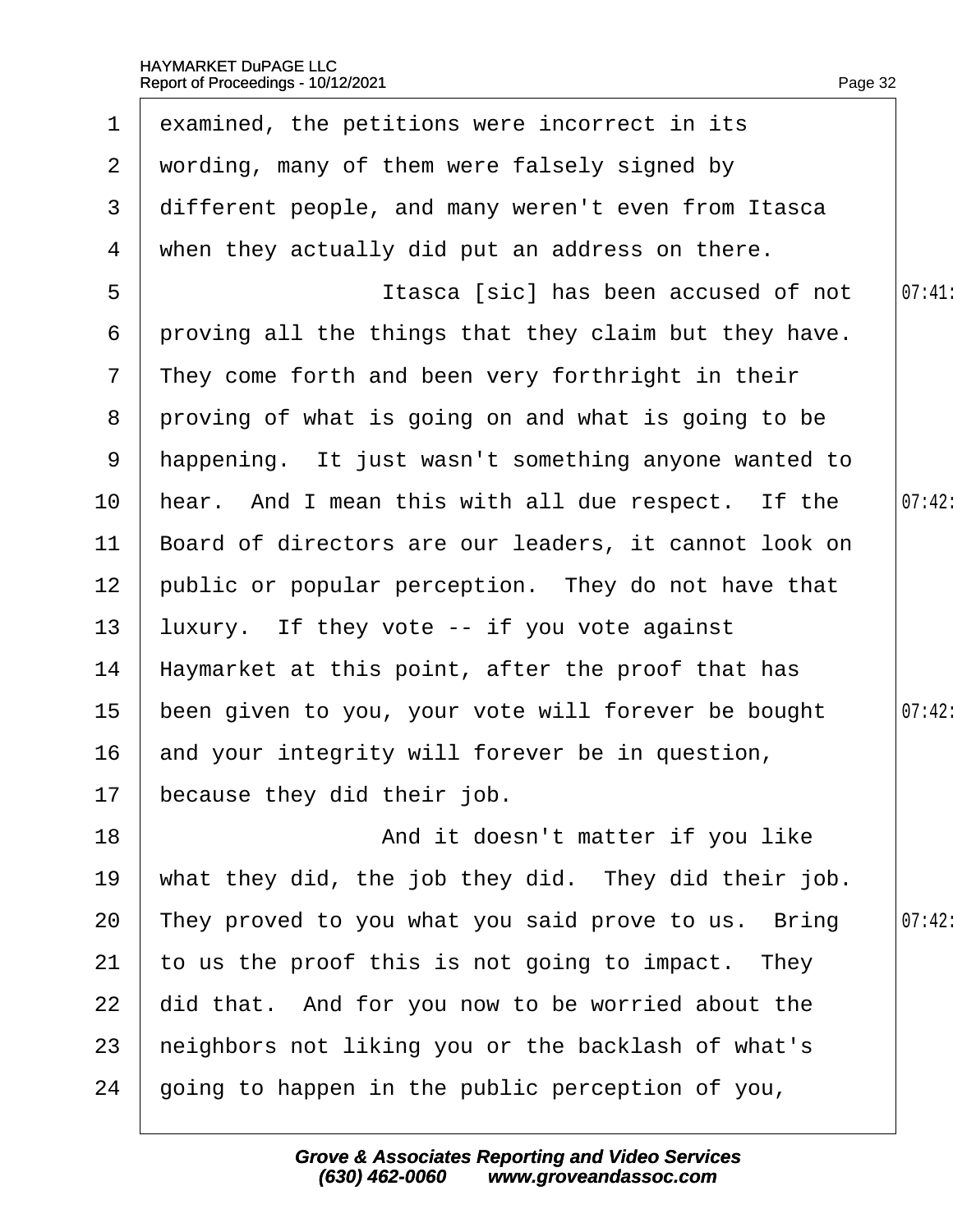examined, the petitions were incorrect in its wording, many of them were falsely signed by different people, and many weren't even from Itasca when they actually did put an address on there.

Itasca [sic] has been accused of not proving all the things that they claim but they have. They come forth and been very forthright in their proving of what is going on and what is going to be happening. It just wasn't something anyone wanted to hear. And I mean this with all due respect. If the Board of directors are our leaders, it cannot look on public or popular perception. They do not have that luxury. If they vote -- if you vote against Haymarket at this point, after the proof that has been given to you, your vote will forever be bought and your integrity will forever be in question, because they did their job.

And it doesn't matter if you like what they did, the job they did. They did their job. They proved to you what you said prove to us. Bring to us the proof this is not going to impact. They did that. And for you now to be worried about the neighbors not liking you or the backlash of what's going to happen in the public perception of you,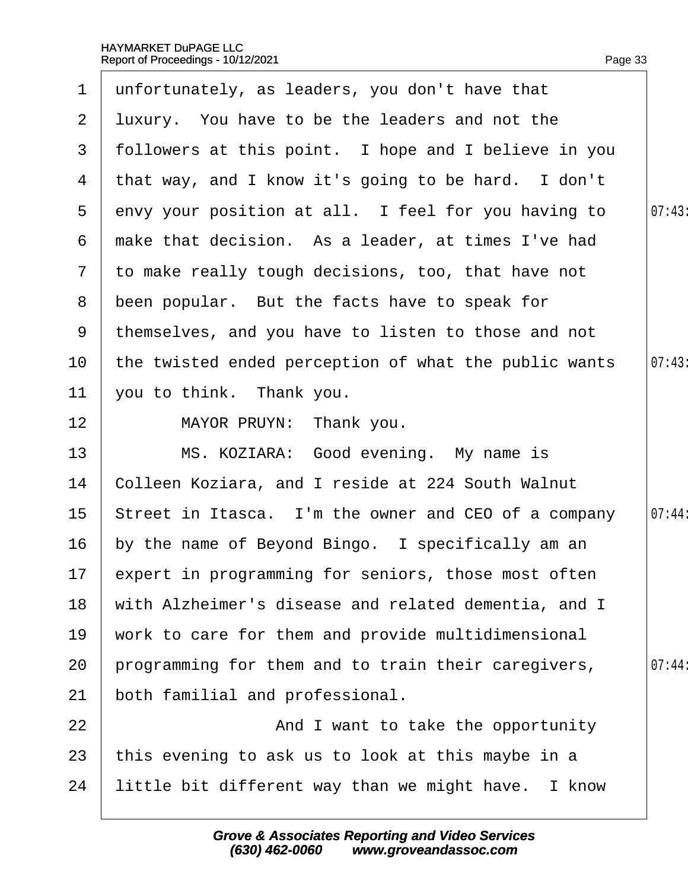1 unfortunately, as leaders, you don't have that
2 luxury. You have to be the leaders and not the
3 followers at this point. I hope and I believe in you
4 that way, and I know it's going to be hard. I don't
5 envy your position at all. I feel for you having to 07:43
6 make that decision. As a leader, at times I've had
7 to make really tough decisions, too, that have not
8 been popular. But the facts have to speak for
9 themselves, and you have to listen to those and not
10 the twisted ended perception of what the public wants 07:43
11 you to think. Thank you.
12 MAYOR PRUYN: Thank you.
13 MS. KOZIARA: Good evening. My name is
14 Colleen Koziara, and I reside at 224 South Walnut
15 Street in Itasca. I'm the owner and CEO of a company 07:44
16 by the name of Beyond Bingo. I specifically am an
17 expert in programming for seniors, those most often
18 with Alzheimer's disease and related dementia, and I
19 work to care for them and provide multidimensional
20 programming for them and to train their caregivers, 07:44
21 both familial and professional.
22 And I want to take the opportunity
23 this evening to ask us to look at this maybe in a
24 little bit different way than we might have. I know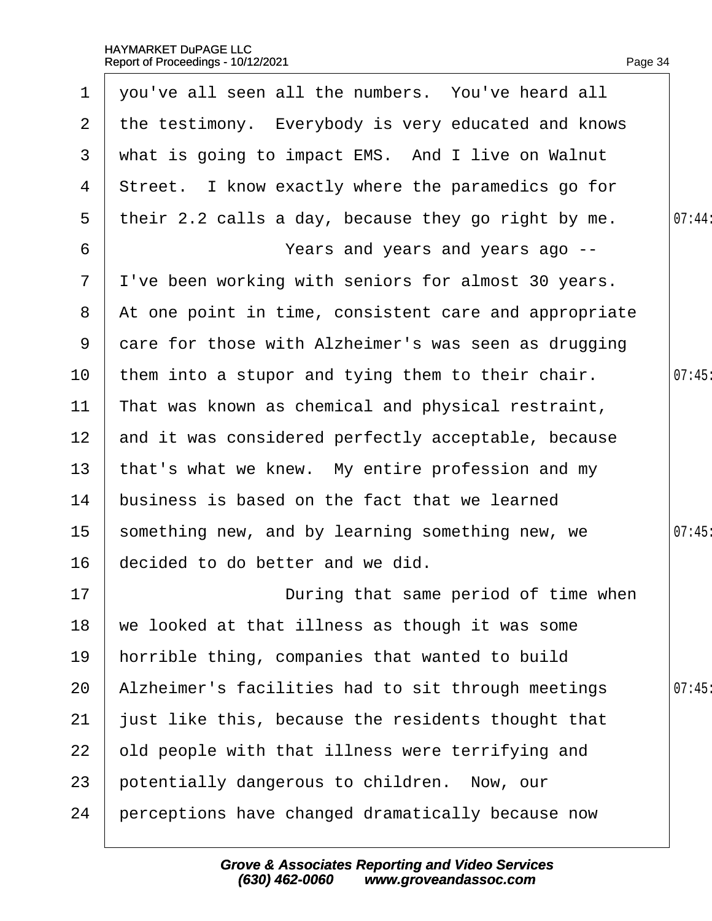you've all seen all the numbers. You've heard all the testimony. Everybody is very educated and knows what is going to impact EMS. And I live on Walnut Street. I know exactly where the paramedics go for their 2.2 calls a day, because they go right by me.

Years and years and years ago -- I've been working with seniors for almost 30 years. At one point in time, consistent care and appropriate care for those with Alzheimer's was seen as drugging them into a stupor and tying them to their chair. That was known as chemical and physical restraint, and it was considered perfectly acceptable, because that's what we knew. My entire profession and my business is based on the fact that we learned something new, and by learning something new, we decided to do better and we did.

During that same period of time when we looked at that illness as though it was some horrible thing, companies that wanted to build Alzheimer's facilities had to sit through meetings just like this, because the residents thought that old people with that illness were terrifying and potentially dangerous to children. Now, our perceptions have changed dramatically because now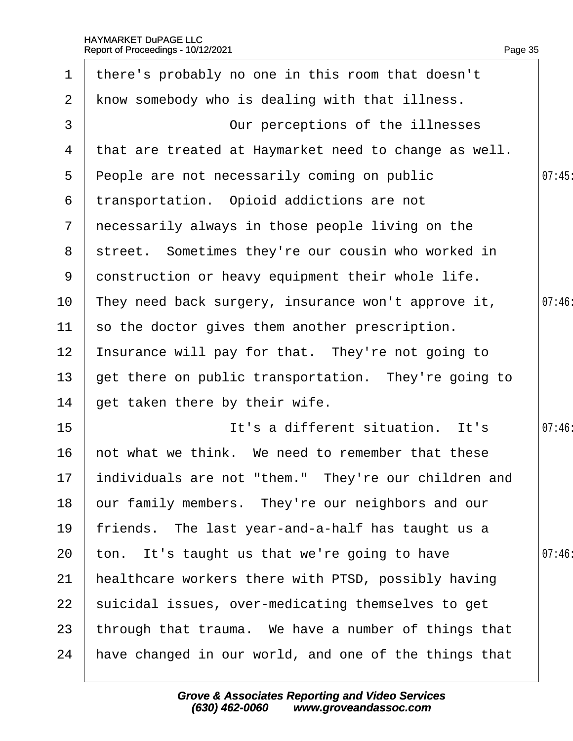1 there's probably no one in this room that doesn't
2 know somebody who is dealing with that illness.
3 Our perceptions of the illnesses
4 that are treated at Haymarket need to change as well.
5 People are not necessarily coming on public
6 transportation. Opioid addictions are not
7 necessarily always in those people living on the
8 street. Sometimes they're our cousin who worked in
9 construction or heavy equipment their whole life.
10 They need back surgery, insurance won't approve it,
11 so the doctor gives them another prescription.
12 Insurance will pay for that. They're not going to
13 get there on public transportation. They're going to
14 get taken there by their wife.
15 It's a different situation. It's
16 not what we think. We need to remember that these
17 individuals are not "them." They're our children and
18 our family members. They're our neighbors and our
19 friends. The last year-and-a-half has taught us a
20 ton. It's taught us that we're going to have
21 healthcare workers there with PTSD, possibly having
22 suicidal issues, over-medicating themselves to get
23 through that trauma. We have a number of things that
24 have changed in our world, and one of the things that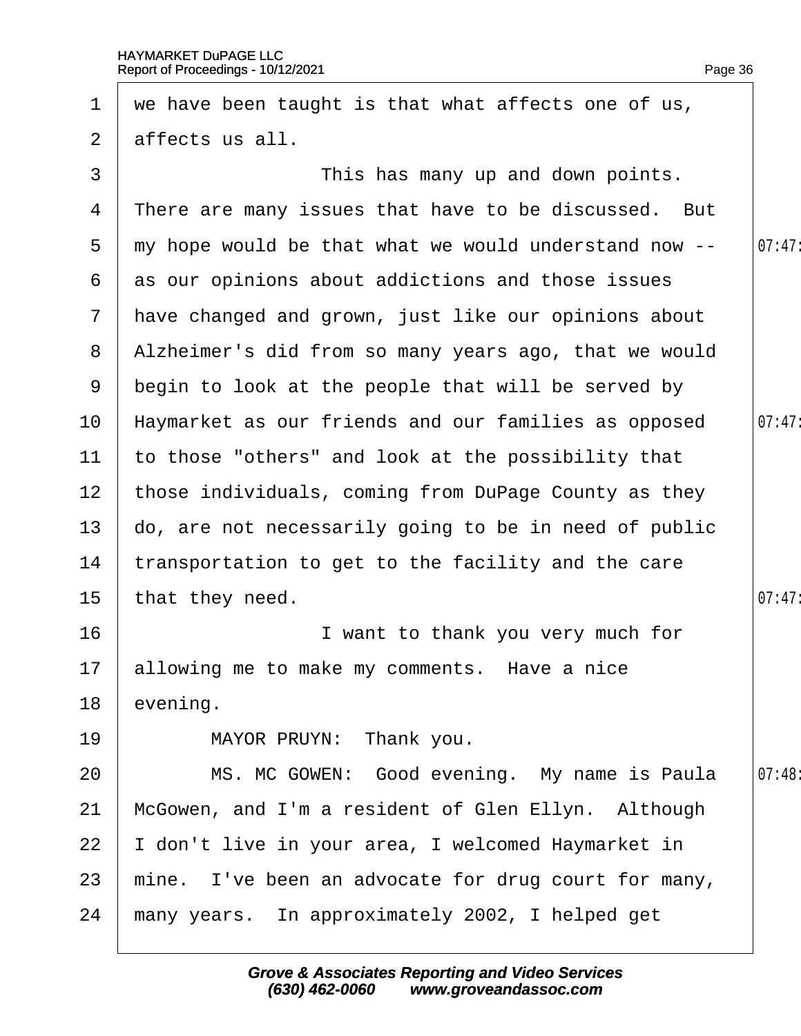we have been taught is that what affects one of us, affects us all.

This has many up and down points. There are many issues that have to be discussed. But my hope would be that what we would understand now -- as our opinions about addictions and those issues have changed and grown, just like our opinions about Alzheimer's did from so many years ago, that we would begin to look at the people that will be served by Haymarket as our friends and our families as opposed to those "others" and look at the possibility that those individuals, coming from DuPage County as they do, are not necessarily going to be in need of public transportation to get to the facility and the care that they need.

I want to thank you very much for allowing me to make my comments. Have a nice evening.

MAYOR PRUYN: Thank you.

MS. MC GOWEN: Good evening. My name is Paula McGowen, and I'm a resident of Glen Ellyn. Although I don't live in your area, I welcomed Haymarket in mine. I've been an advocate for drug court for many, many years. In approximately 2002, I helped get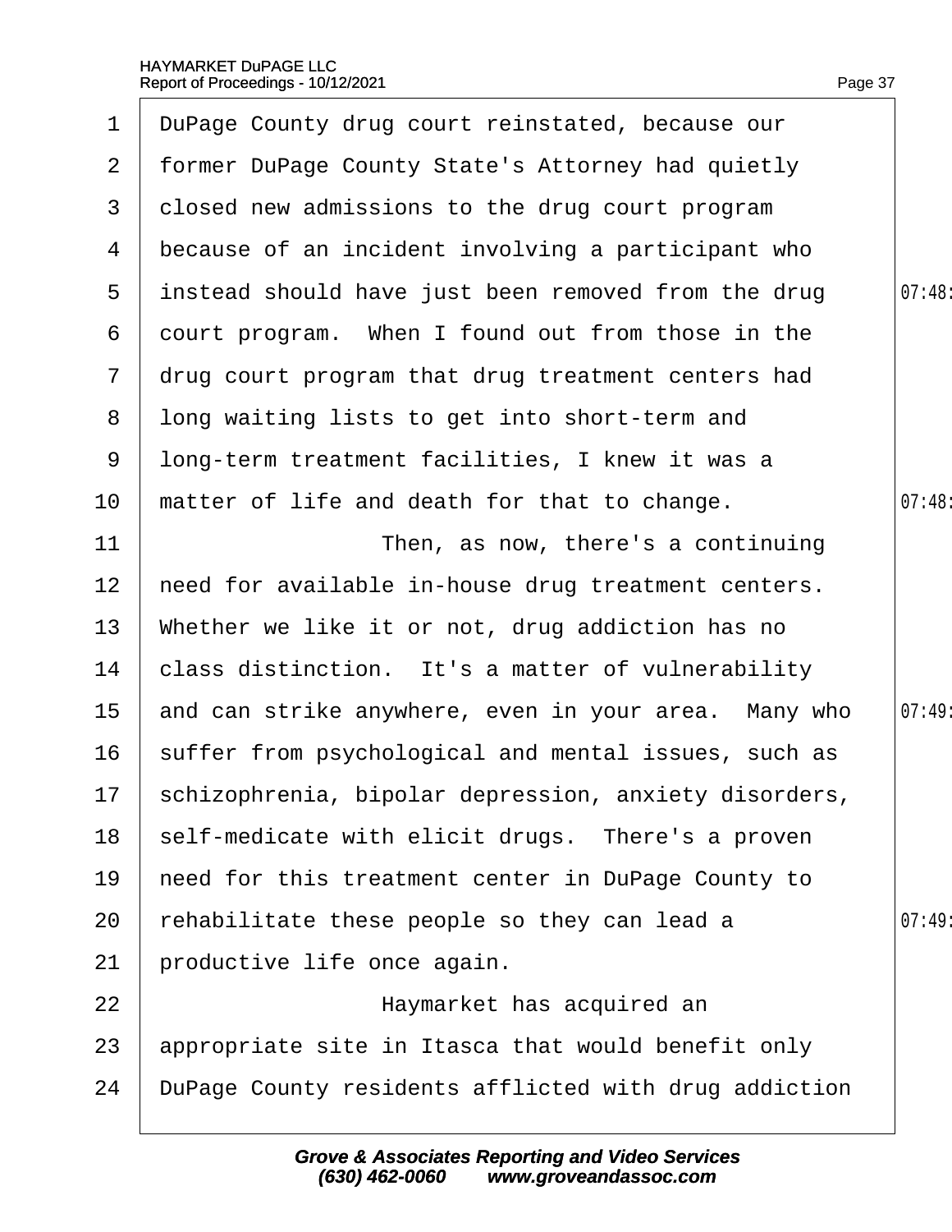DuPage County drug court reinstated, because our former DuPage County State's Attorney had quietly closed new admissions to the drug court program because of an incident involving a participant who instead should have just been removed from the drug court program. When I found out from those in the drug court program that drug treatment centers had long waiting lists to get into short-term and long-term treatment facilities, I knew it was a matter of life and death for that to change.

Then, as now, there's a continuing need for available in-house drug treatment centers. Whether we like it or not, drug addiction has no class distinction. It's a matter of vulnerability and can strike anywhere, even in your area. Many who suffer from psychological and mental issues, such as schizophrenia, bipolar depression, anxiety disorders, self-medicate with elicit drugs. There's a proven need for this treatment center in DuPage County to rehabilitate these people so they can lead a productive life once again.

Haymarket has acquired an appropriate site in Itasca that would benefit only DuPage County residents afflicted with drug addiction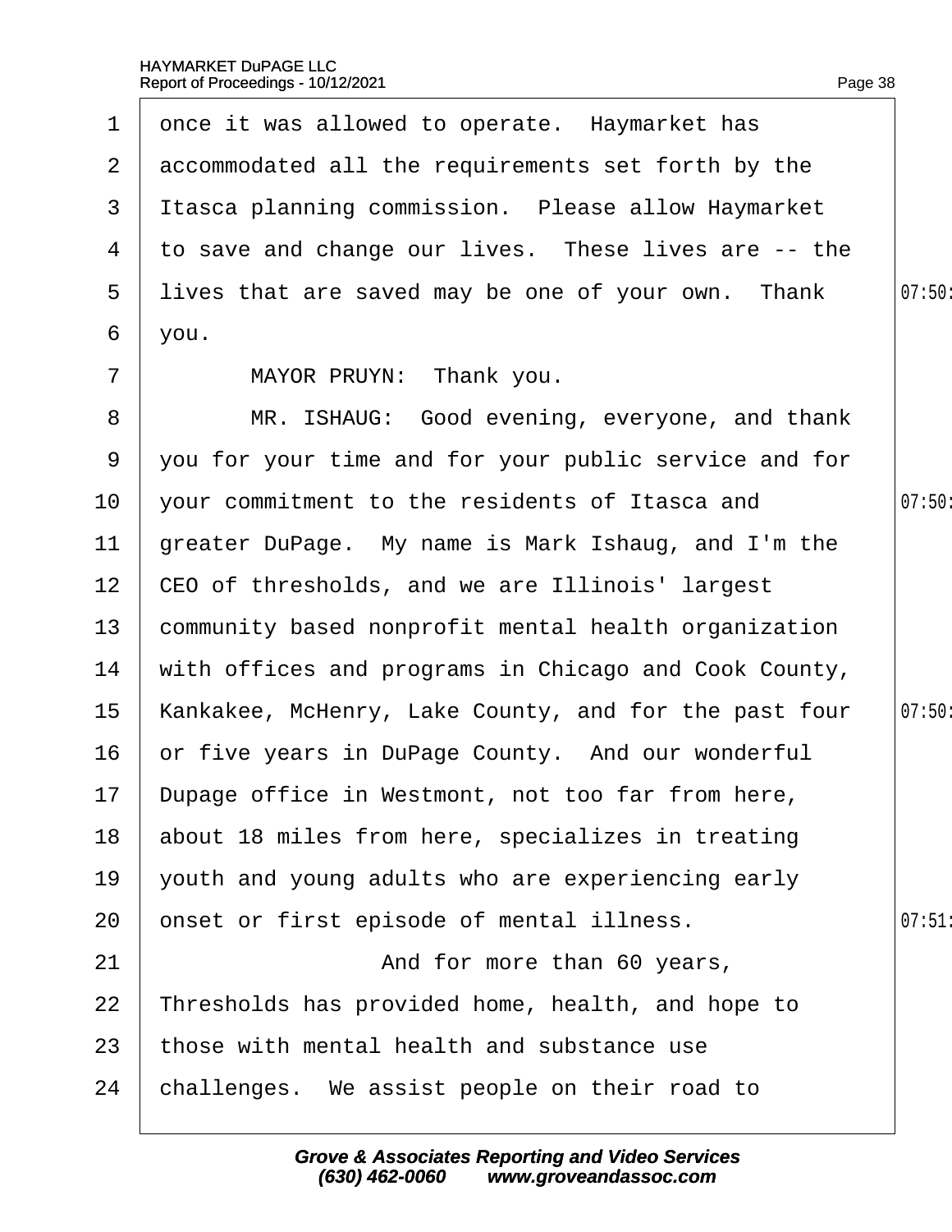once it was allowed to operate. Haymarket has accommodated all the requirements set forth by the Itasca planning commission. Please allow Haymarket to save and change our lives. These lives are -- the lives that are saved may be one of your own. Thank you.

MAYOR PRUYN: Thank you.

MR. ISHAUG: Good evening, everyone, and thank you for your time and for your public service and for your commitment to the residents of Itasca and greater DuPage. My name is Mark Ishaug, and I'm the CEO of thresholds, and we are Illinois' largest community based nonprofit mental health organization with offices and programs in Chicago and Cook County, Kankakee, McHenry, Lake County, and for the past four or five years in DuPage County. And our wonderful Dupage office in Westmont, not too far from here, about 18 miles from here, specializes in treating youth and young adults who are experiencing early onset or first episode of mental illness.

And for more than 60 years, Thresholds has provided home, health, and hope to those with mental health and substance use challenges. We assist people on their road to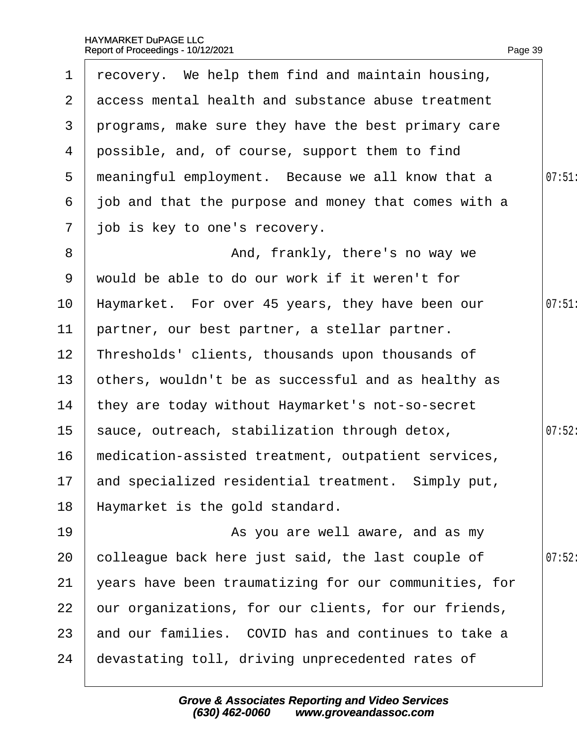recovery. We help them find and maintain housing, access mental health and substance abuse treatment programs, make sure they have the best primary care possible, and, of course, support them to find meaningful employment. Because we all know that a job and that the purpose and money that comes with a job is key to one's recovery.

And, frankly, there's no way we would be able to do our work if it weren't for Haymarket. For over 45 years, they have been our partner, our best partner, a stellar partner. Thresholds' clients, thousands upon thousands of others, wouldn't be as successful and as healthy as they are today without Haymarket's not-so-secret sauce, outreach, stabilization through detox, medication-assisted treatment, outpatient services, and specialized residential treatment. Simply put, Haymarket is the gold standard.

As you are well aware, and as my colleague back here just said, the last couple of years have been traumatizing for our communities, for our organizations, for our clients, for our friends, and our families. COVID has and continues to take a devastating toll, driving unprecedented rates of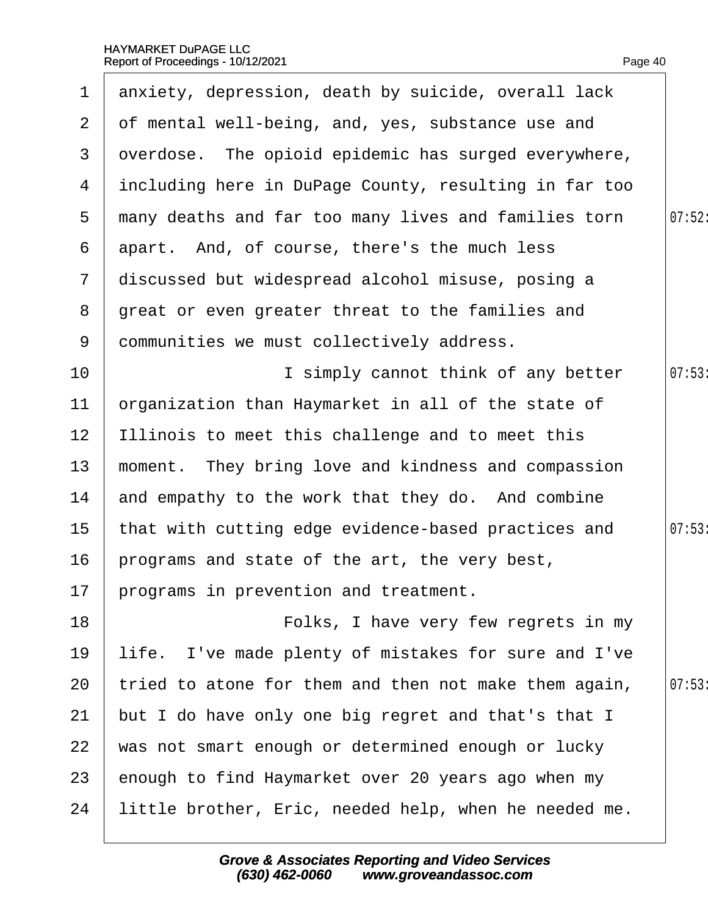anxiety, depression, death by suicide, overall lack of mental well-being, and, yes, substance use and overdose. The opioid epidemic has surged everywhere, including here in DuPage County, resulting in far too many deaths and far too many lives and families torn apart. And, of course, there's the much less discussed but widespread alcohol misuse, posing a great or even greater threat to the families and communities we must collectively address.

I simply cannot think of any better organization than Haymarket in all of the state of Illinois to meet this challenge and to meet this moment. They bring love and kindness and compassion and empathy to the work that they do. And combine that with cutting edge evidence-based practices and programs and state of the art, the very best, programs in prevention and treatment.

Folks, I have very few regrets in my life. I've made plenty of mistakes for sure and I've tried to atone for them and then not make them again, but I do have only one big regret and that's that I was not smart enough or determined enough or lucky enough to find Haymarket over 20 years ago when my little brother, Eric, needed help, when he needed me.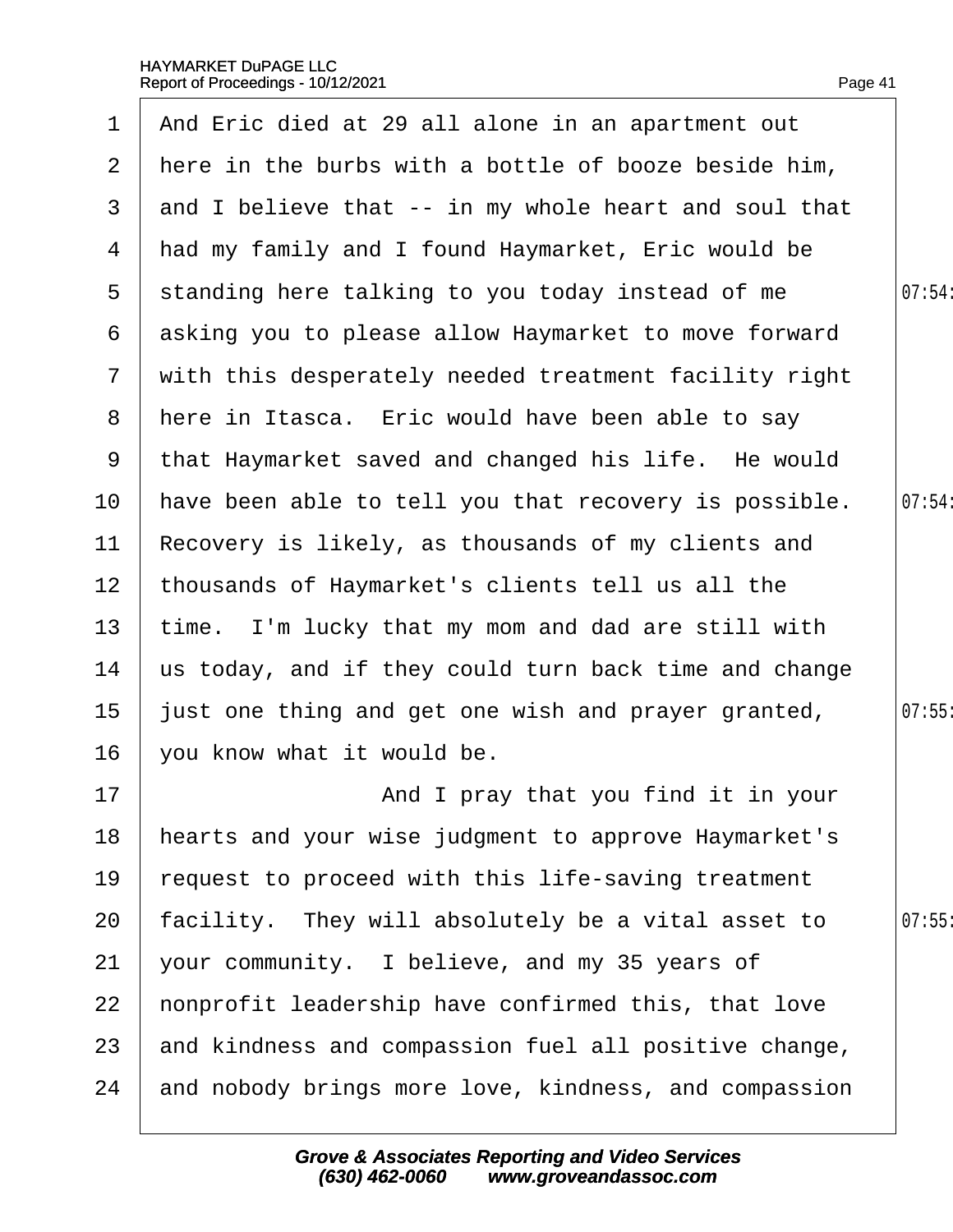And Eric died at 29 all alone in an apartment out here in the burbs with a bottle of booze beside him, and I believe that -- in my whole heart and soul that had my family and I found Haymarket, Eric would be standing here talking to you today instead of me asking you to please allow Haymarket to move forward with this desperately needed treatment facility right here in Itasca. Eric would have been able to say that Haymarket saved and changed his life. He would have been able to tell you that recovery is possible. Recovery is likely, as thousands of my clients and thousands of Haymarket's clients tell us all the time. I'm lucky that my mom and dad are still with us today, and if they could turn back time and change just one thing and get one wish and prayer granted, you know what it would be.

And I pray that you find it in your hearts and your wise judgment to approve Haymarket's request to proceed with this life-saving treatment facility. They will absolutely be a vital asset to your community. I believe, and my 35 years of nonprofit leadership have confirmed this, that love and kindness and compassion fuel all positive change, and nobody brings more love, kindness, and compassion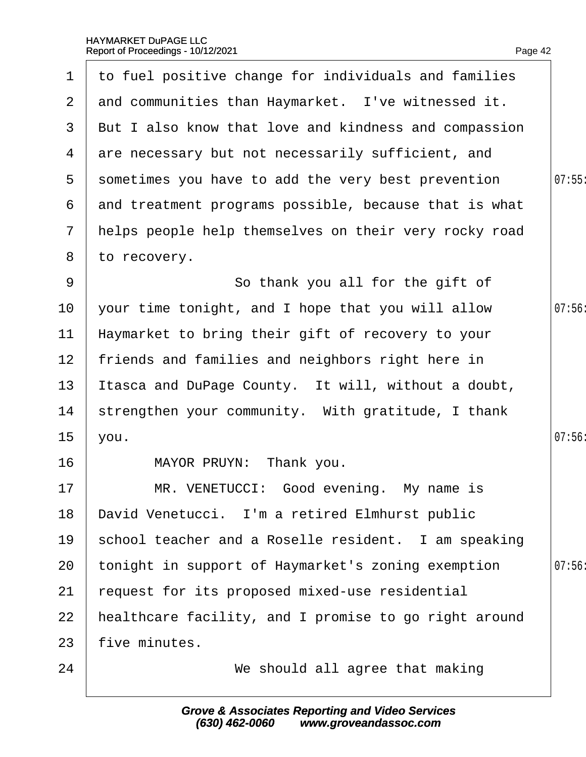1 to fuel positive change for individuals and families
2 and communities than Haymarket. I've witnessed it.
3 But I also know that love and kindness and compassion
4 are necessary but not necessarily sufficient, and
5 sometimes you have to add the very best prevention
6 and treatment programs possible, because that is what
7 helps people help themselves on their very rocky road
8 to recovery.
9 So thank you all for the gift of
10 your time tonight, and I hope that you will allow
11 Haymarket to bring their gift of recovery to your
12 friends and families and neighbors right here in
13 Itasca and DuPage County. It will, without a doubt,
14 strengthen your community. With gratitude, I thank
15 you.
16 MAYOR PRUYN: Thank you.
17 MR. VENETUCCI: Good evening. My name is
18 David Venetucci. I'm a retired Elmhurst public
19 school teacher and a Roselle resident. I am speaking
20 tonight in support of Haymarket's zoning exemption
21 request for its proposed mixed-use residential
22 healthcare facility, and I promise to go right around
23 five minutes.
24 We should all agree that making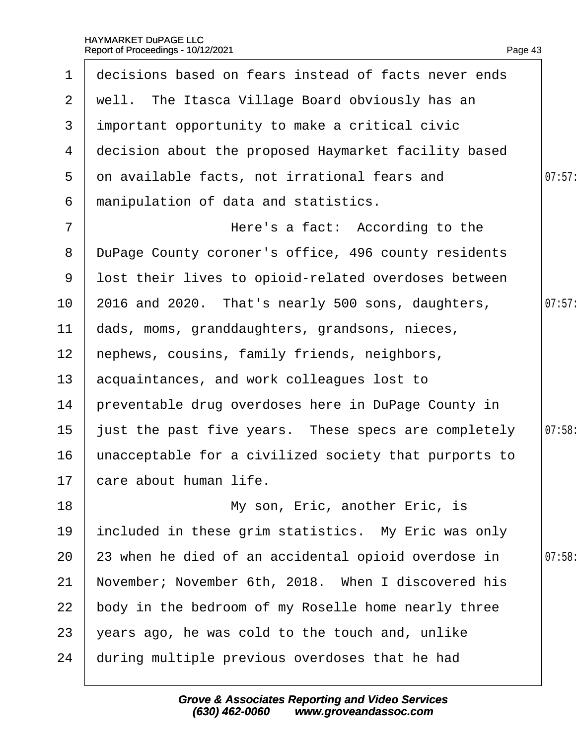decisions based on fears instead of facts never ends well. The Itasca Village Board obviously has an important opportunity to make a critical civic decision about the proposed Haymarket facility based on available facts, not irrational fears and manipulation of data and statistics.

Here's a fact: According to the DuPage County coroner's office, 496 county residents lost their lives to opioid-related overdoses between 2016 and 2020. That's nearly 500 sons, daughters, dads, moms, granddaughters, grandsons, nieces, nephews, cousins, family friends, neighbors, acquaintances, and work colleagues lost to preventable drug overdoses here in DuPage County in just the past five years. These specs are completely unacceptable for a civilized society that purports to care about human life.

My son, Eric, another Eric, is included in these grim statistics. My Eric was only 23 when he died of an accidental opioid overdose in November; November 6th, 2018. When I discovered his body in the bedroom of my Roselle home nearly three years ago, he was cold to the touch and, unlike during multiple previous overdoses that he had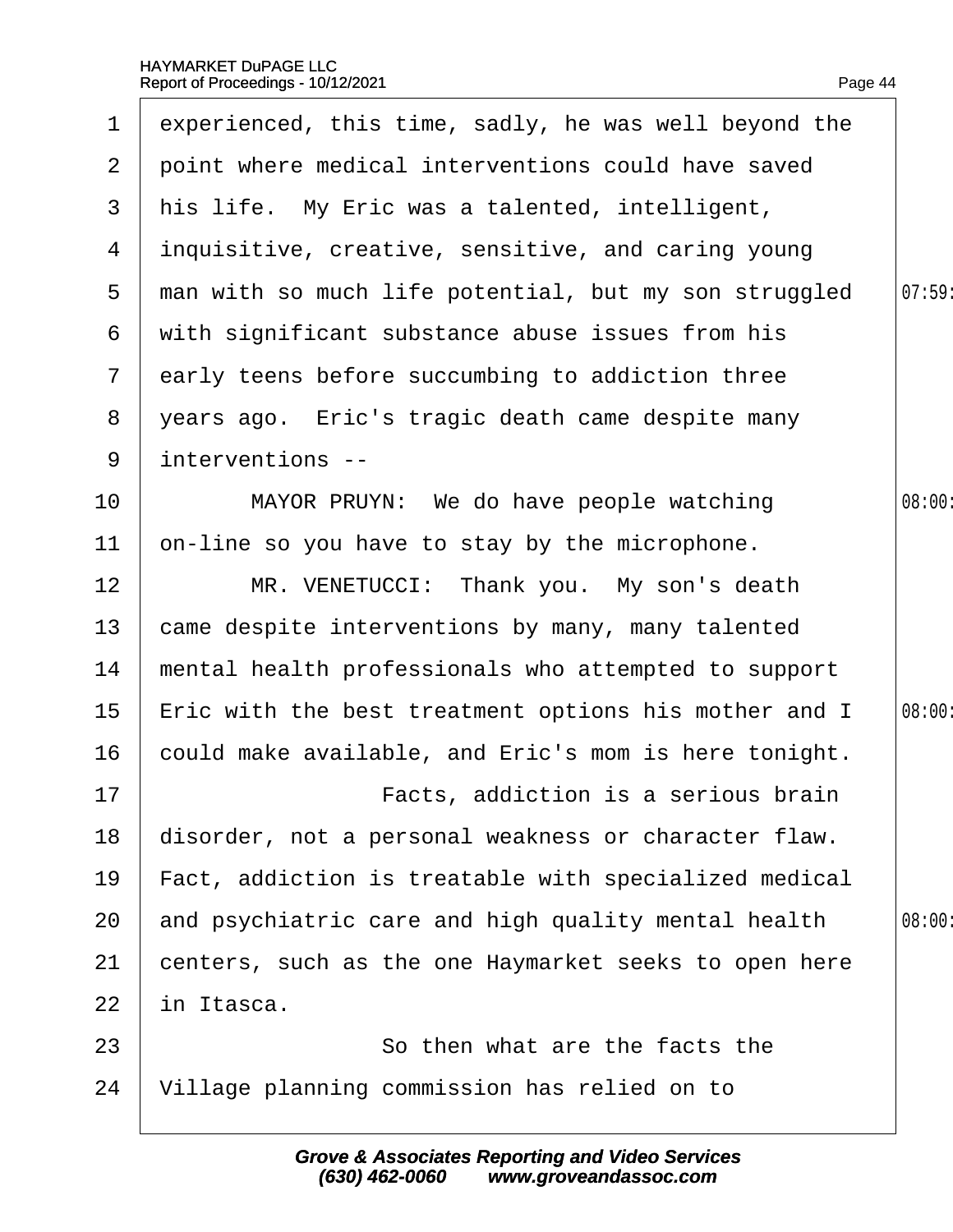experienced, this time, sadly, he was well beyond the point where medical interventions could have saved his life. My Eric was a talented, intelligent, inquisitive, creative, sensitive, and caring young man with so much life potential, but my son struggled with significant substance abuse issues from his early teens before succumbing to addiction three years ago. Eric's tragic death came despite many interventions --

MAYOR PRUYN: We do have people watching on-line so you have to stay by the microphone.

MR. VENETUCCI: Thank you. My son's death came despite interventions by many, many talented mental health professionals who attempted to support Eric with the best treatment options his mother and I could make available, and Eric's mom is here tonight.

Facts, addiction is a serious brain disorder, not a personal weakness or character flaw. Fact, addiction is treatable with specialized medical and psychiatric care and high quality mental health centers, such as the one Haymarket seeks to open here in Itasca.

So then what are the facts the Village planning commission has relied on to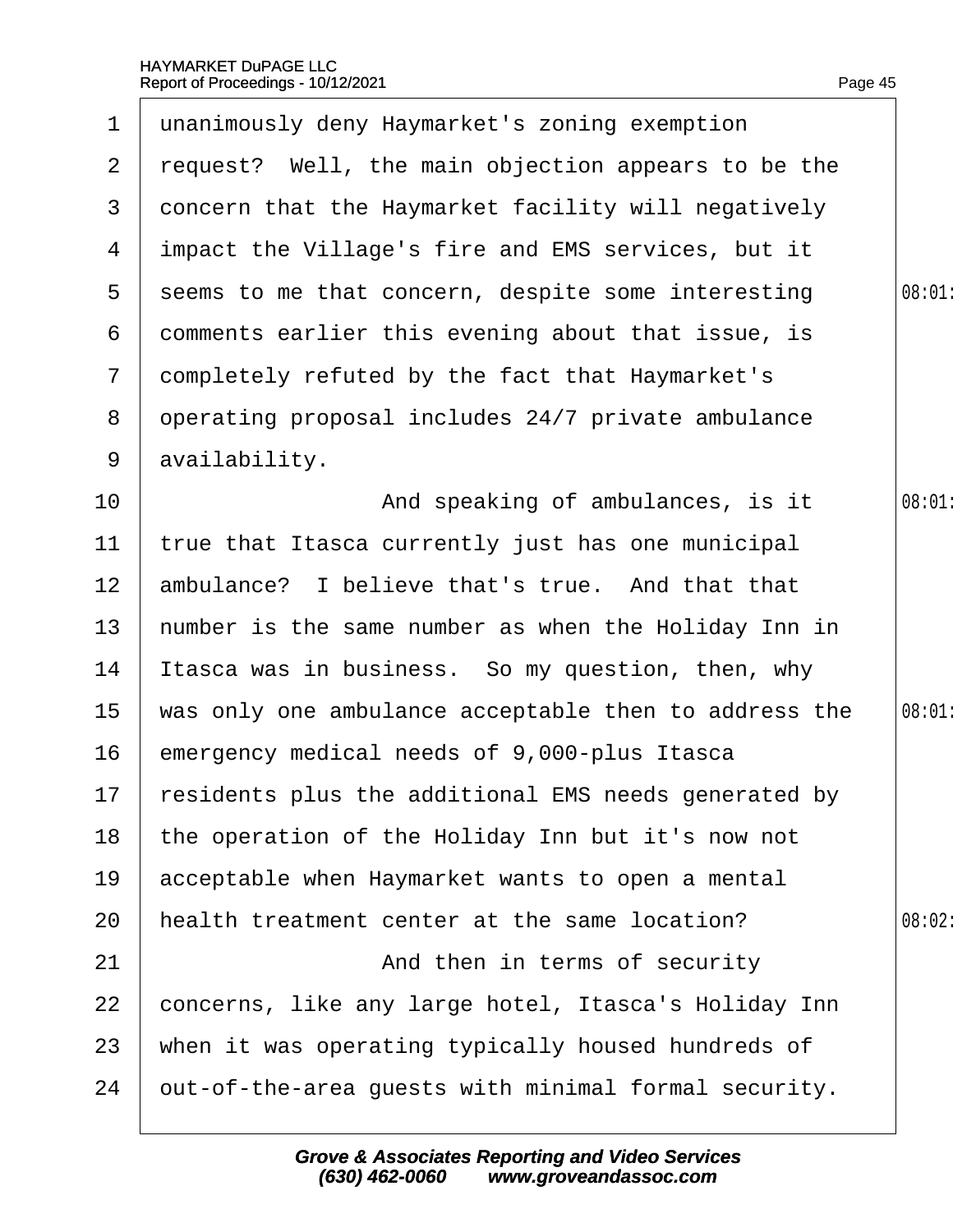unanimously deny Haymarket's zoning exemption request? Well, the main objection appears to be the concern that the Haymarket facility will negatively impact the Village's fire and EMS services, but it seems to me that concern, despite some interesting comments earlier this evening about that issue, is completely refuted by the fact that Haymarket's operating proposal includes 24/7 private ambulance availability.

And speaking of ambulances, is it true that Itasca currently just has one municipal ambulance? I believe that's true. And that that number is the same number as when the Holiday Inn in Itasca was in business. So my question, then, why was only one ambulance acceptable then to address the emergency medical needs of 9,000-plus Itasca residents plus the additional EMS needs generated by the operation of the Holiday Inn but it's now not acceptable when Haymarket wants to open a mental health treatment center at the same location?

And then in terms of security concerns, like any large hotel, Itasca's Holiday Inn when it was operating typically housed hundreds of out-of-the-area guests with minimal formal security.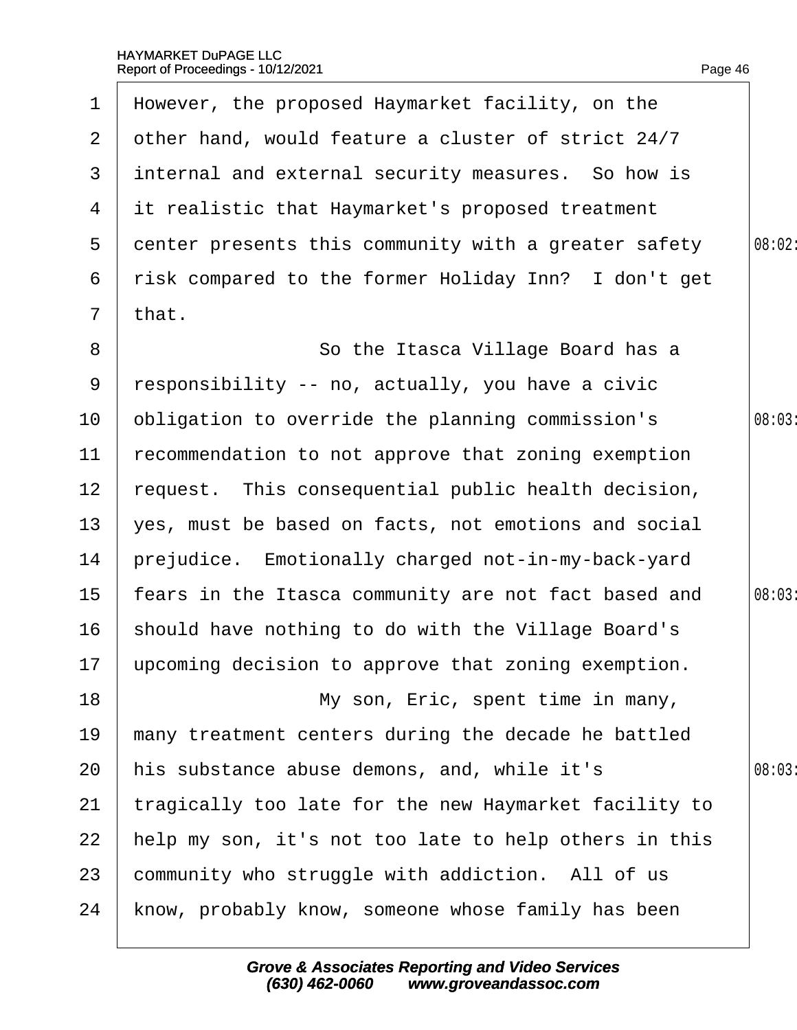However, the proposed Haymarket facility, on the other hand, would feature a cluster of strict 24/7 internal and external security measures. So how is it realistic that Haymarket's proposed treatment center presents this community with a greater safety risk compared to the former Holiday Inn? I don't get that.

So the Itasca Village Board has a responsibility -- no, actually, you have a civic obligation to override the planning commission's recommendation to not approve that zoning exemption request. This consequential public health decision, yes, must be based on facts, not emotions and social prejudice. Emotionally charged not-in-my-back-yard fears in the Itasca community are not fact based and should have nothing to do with the Village Board's upcoming decision to approve that zoning exemption.

My son, Eric, spent time in many, many treatment centers during the decade he battled his substance abuse demons, and, while it's tragically too late for the new Haymarket facility to help my son, it's not too late to help others in this community who struggle with addiction. All of us know, probably know, someone whose family has been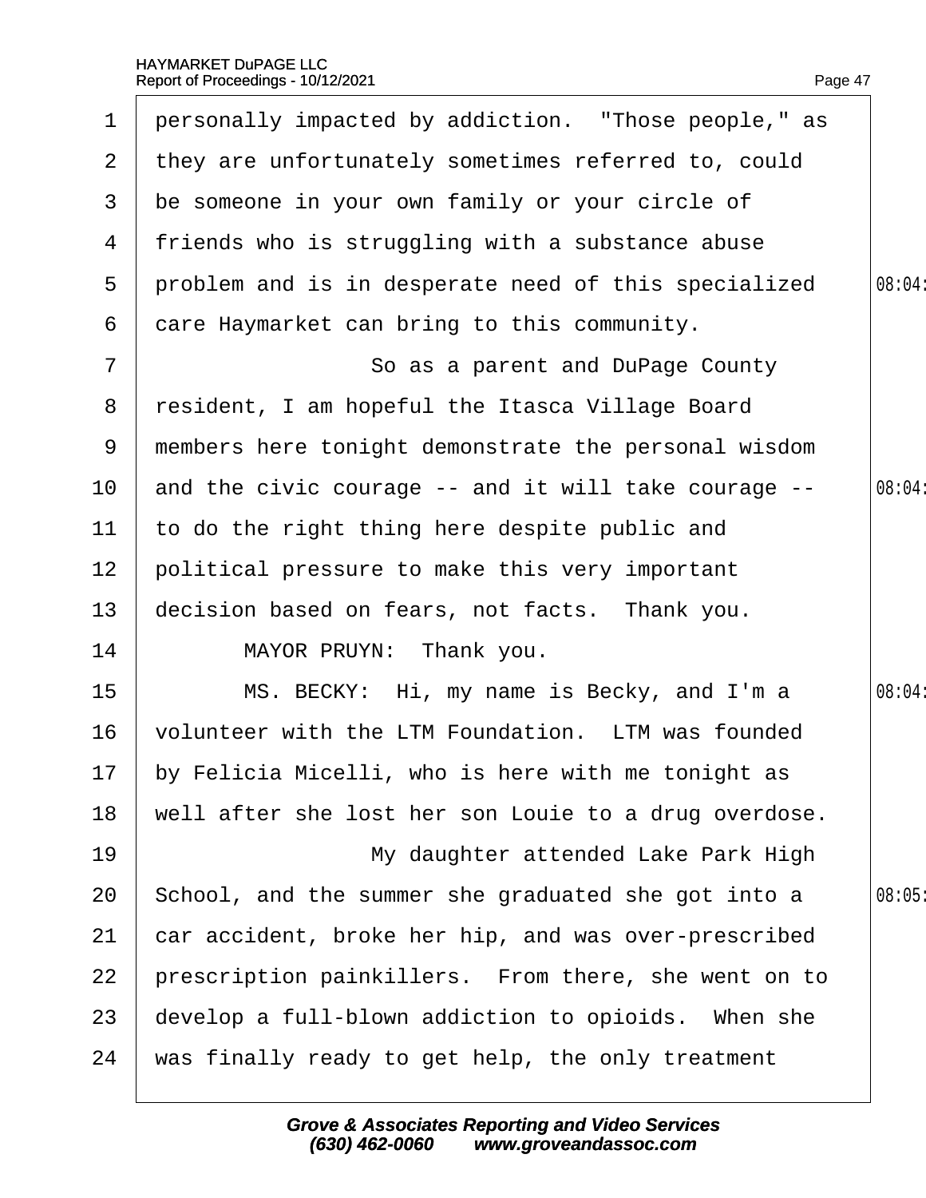personally impacted by addiction. "Those people," as they are unfortunately sometimes referred to, could be someone in your own family or your circle of friends who is struggling with a substance abuse problem and is in desperate need of this specialized care Haymarket can bring to this community.

So as a parent and DuPage County resident, I am hopeful the Itasca Village Board members here tonight demonstrate the personal wisdom and the civic courage -- and it will take courage -- to do the right thing here despite public and political pressure to make this very important decision based on fears, not facts. Thank you.

MAYOR PRUYN: Thank you.

MS. BECKY: Hi, my name is Becky, and I'm a volunteer with the LTM Foundation. LTM was founded by Felicia Micelli, who is here with me tonight as well after she lost her son Louie to a drug overdose.

My daughter attended Lake Park High School, and the summer she graduated she got into a car accident, broke her hip, and was over-prescribed prescription painkillers. From there, she went on to develop a full-blown addiction to opioids. When she was finally ready to get help, the only treatment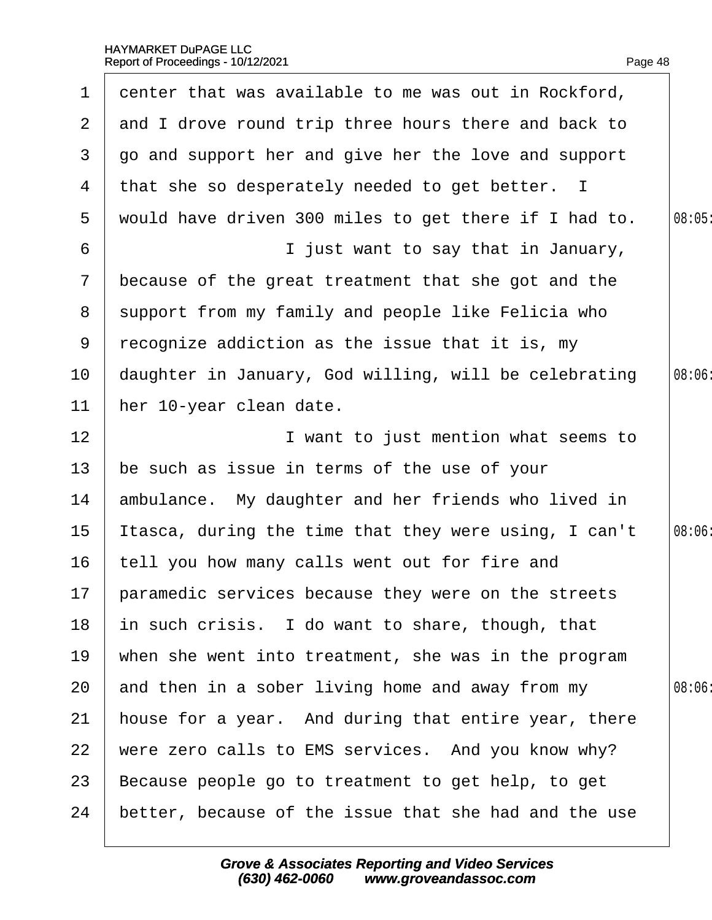center that was available to me was out in Rockford, and I drove round trip three hours there and back to go and support her and give her the love and support that she so desperately needed to get better. I would have driven 300 miles to get there if I had to.

I just want to say that in January, because of the great treatment that she got and the support from my family and people like Felicia who recognize addiction as the issue that it is, my daughter in January, God willing, will be celebrating her 10-year clean date.

I want to just mention what seems to be such as issue in terms of the use of your ambulance. My daughter and her friends who lived in Itasca, during the time that they were using, I can't tell you how many calls went out for fire and paramedic services because they were on the streets in such crisis. I do want to share, though, that when she went into treatment, she was in the program and then in a sober living home and away from my house for a year. And during that entire year, there were zero calls to EMS services. And you know why? Because people go to treatment to get help, to get better, because of the issue that she had and the use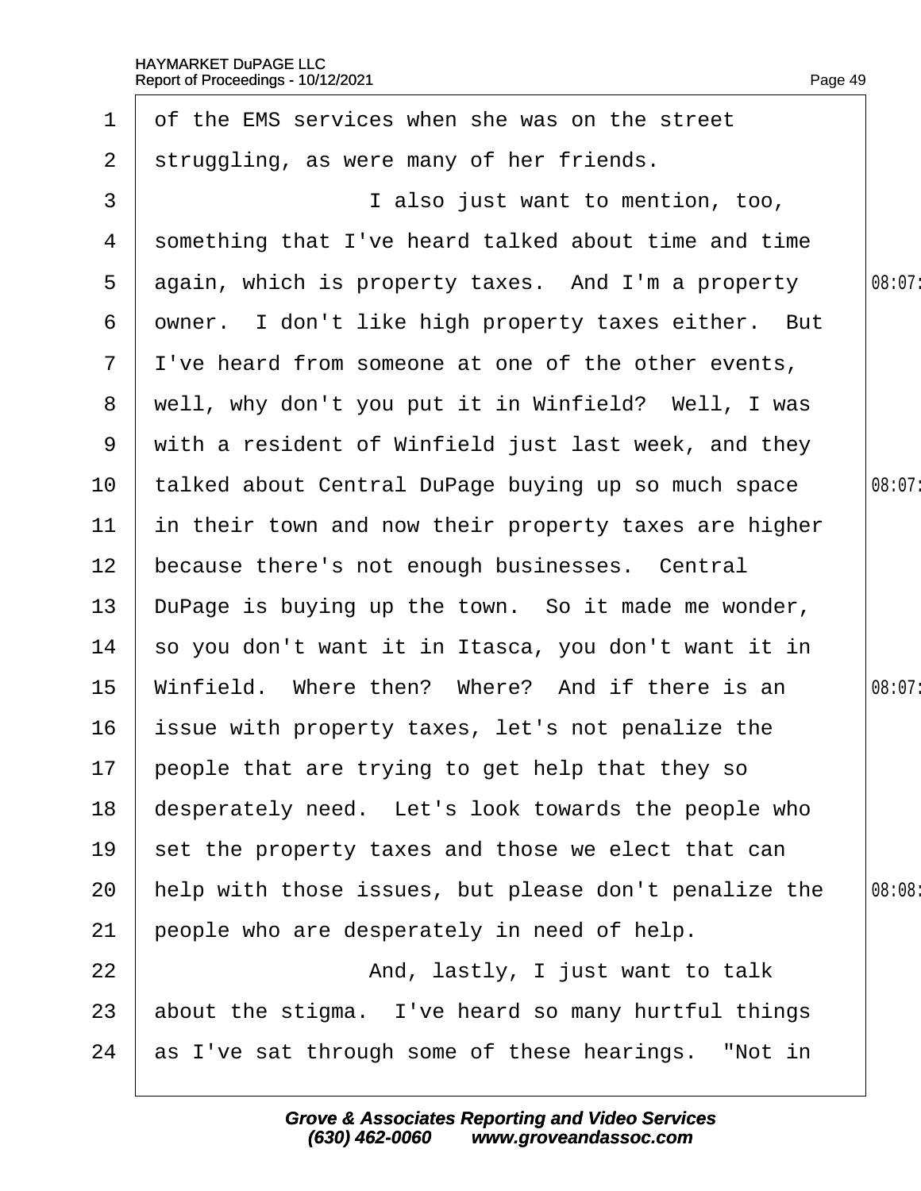of the EMS services when she was on the street struggling, as were many of her friends.

I also just want to mention, too, something that I've heard talked about time and time again, which is property taxes. And I'm a property owner. I don't like high property taxes either. But I've heard from someone at one of the other events, well, why don't you put it in Winfield? Well, I was with a resident of Winfield just last week, and they talked about Central DuPage buying up so much space in their town and now their property taxes are higher because there's not enough businesses. Central DuPage is buying up the town. So it made me wonder, so you don't want it in Itasca, you don't want it in Winfield. Where then? Where? And if there is an issue with property taxes, let's not penalize the people that are trying to get help that they so desperately need. Let's look towards the people who set the property taxes and those we elect that can help with those issues, but please don't penalize the people who are desperately in need of help.

And, lastly, I just want to talk about the stigma. I've heard so many hurtful things as I've sat through some of these hearings. "Not in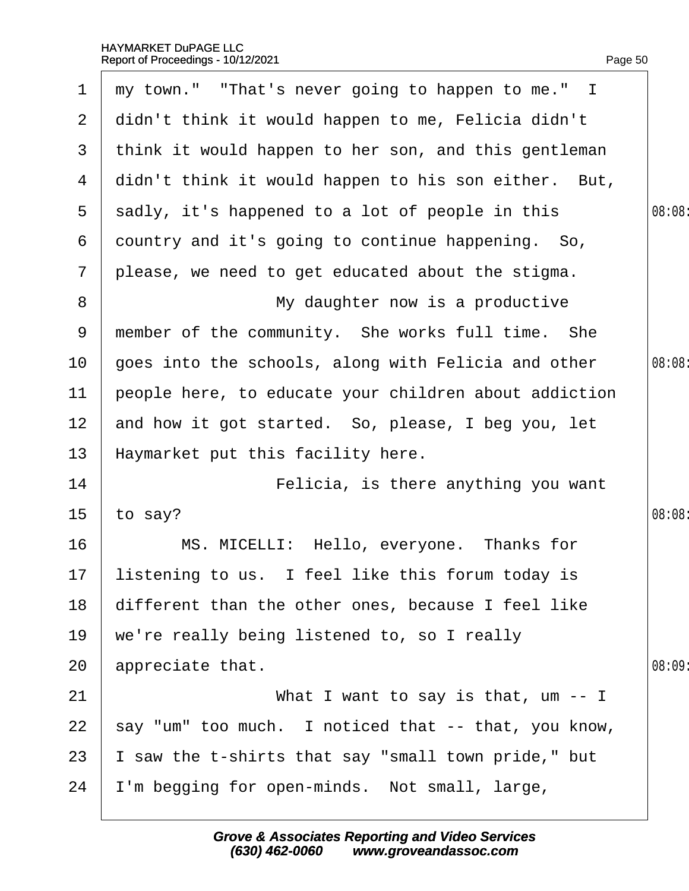my town." "That's never going to happen to me." I didn't think it would happen to me, Felicia didn't think it would happen to her son, and this gentleman didn't think it would happen to his son either. But, sadly, it's happened to a lot of people in this country and it's going to continue happening. So, please, we need to get educated about the stigma.

My daughter now is a productive member of the community. She works full time. She goes into the schools, along with Felicia and other people here, to educate your children about addiction and how it got started. So, please, I beg you, let Haymarket put this facility here.

Felicia, is there anything you want to say?

MS. MICELLI: Hello, everyone. Thanks for listening to us. I feel like this forum today is different than the other ones, because I feel like we're really being listened to, so I really appreciate that.

What I want to say is that, um -- I say "um" too much. I noticed that -- that, you know, I saw the t-shirts that say "small town pride," but I'm begging for open-minds. Not small, large,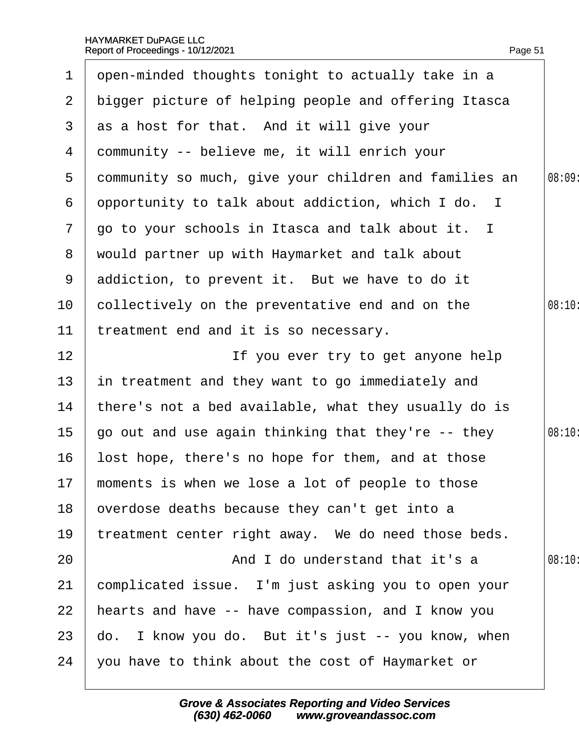1 open-minded thoughts tonight to actually take in a
2 bigger picture of helping people and offering Itasca
3 as a host for that. And it will give your
4 community -- believe me, it will enrich your
5 community so much, give your children and families an
6 opportunity to talk about addiction, which I do. I
7 go to your schools in Itasca and talk about it. I
8 would partner up with Haymarket and talk about
9 addiction, to prevent it. But we have to do it
10 collectively on the preventative end and on the
11 treatment end and it is so necessary.
12 If you ever try to get anyone help
13 in treatment and they want to go immediately and
14 there's not a bed available, what they usually do is
15 go out and use again thinking that they're -- they
16 lost hope, there's no hope for them, and at those
17 moments is when we lose a lot of people to those
18 overdose deaths because they can't get into a
19 treatment center right away. We do need those beds.
20 And I do understand that it's a
21 complicated issue. I'm just asking you to open your
22 hearts and have -- have compassion, and I know you
23 do. I know you do. But it's just -- you know, when
24 you have to think about the cost of Haymarket or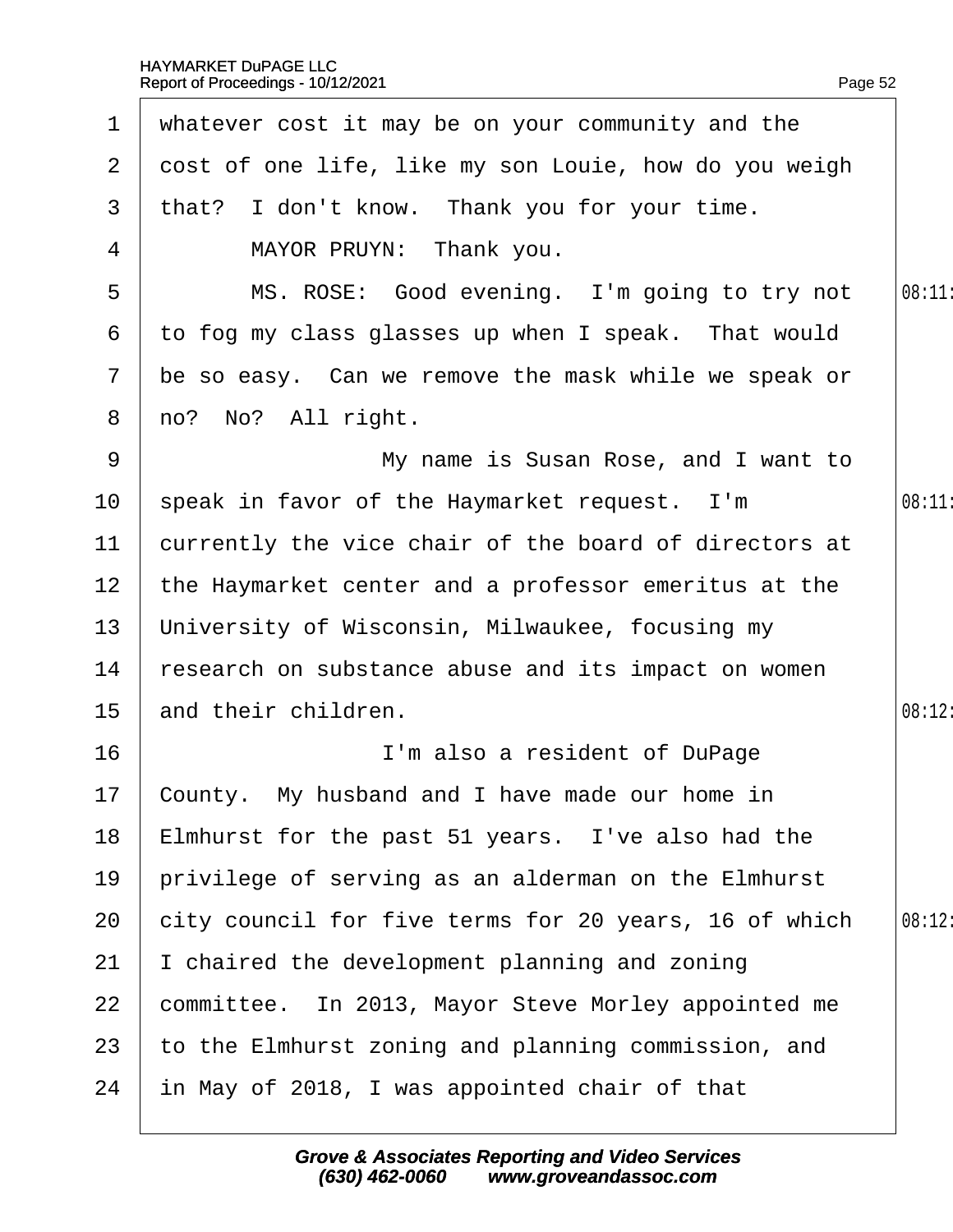whatever cost it may be on your community and the cost of one life, like my son Louie, how do you weigh that? I don't know. Thank you for your time.

MAYOR PRUYN: Thank you.

MS. ROSE: Good evening. I'm going to try not to fog my class glasses up when I speak. That would be so easy. Can we remove the mask while we speak or no? No? All right.

My name is Susan Rose, and I want to speak in favor of the Haymarket request. I'm currently the vice chair of the board of directors at the Haymarket center and a professor emeritus at the University of Wisconsin, Milwaukee, focusing my research on substance abuse and its impact on women and their children.

I'm also a resident of DuPage County. My husband and I have made our home in Elmhurst for the past 51 years. I've also had the privilege of serving as an alderman on the Elmhurst city council for five terms for 20 years, 16 of which I chaired the development planning and zoning committee. In 2013, Mayor Steve Morley appointed me to the Elmhurst zoning and planning commission, and in May of 2018, I was appointed chair of that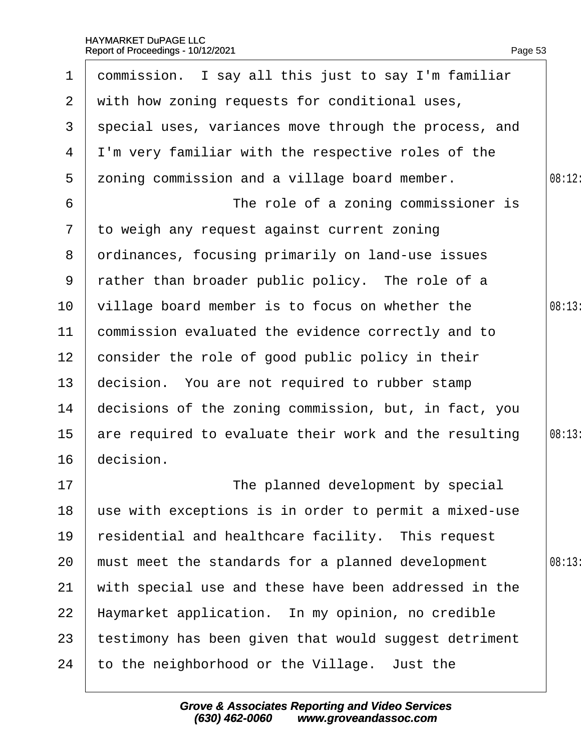commission. I say all this just to say I'm familiar with how zoning requests for conditional uses, special uses, variances move through the process, and I'm very familiar with the respective roles of the zoning commission and a village board member.

The role of a zoning commissioner is to weigh any request against current zoning ordinances, focusing primarily on land-use issues rather than broader public policy. The role of a village board member is to focus on whether the commission evaluated the evidence correctly and to consider the role of good public policy in their decision. You are not required to rubber stamp decisions of the zoning commission, but, in fact, you are required to evaluate their work and the resulting decision.

The planned development by special use with exceptions is in order to permit a mixed-use residential and healthcare facility. This request must meet the standards for a planned development with special use and these have been addressed in the Haymarket application. In my opinion, no credible testimony has been given that would suggest detriment to the neighborhood or the Village. Just the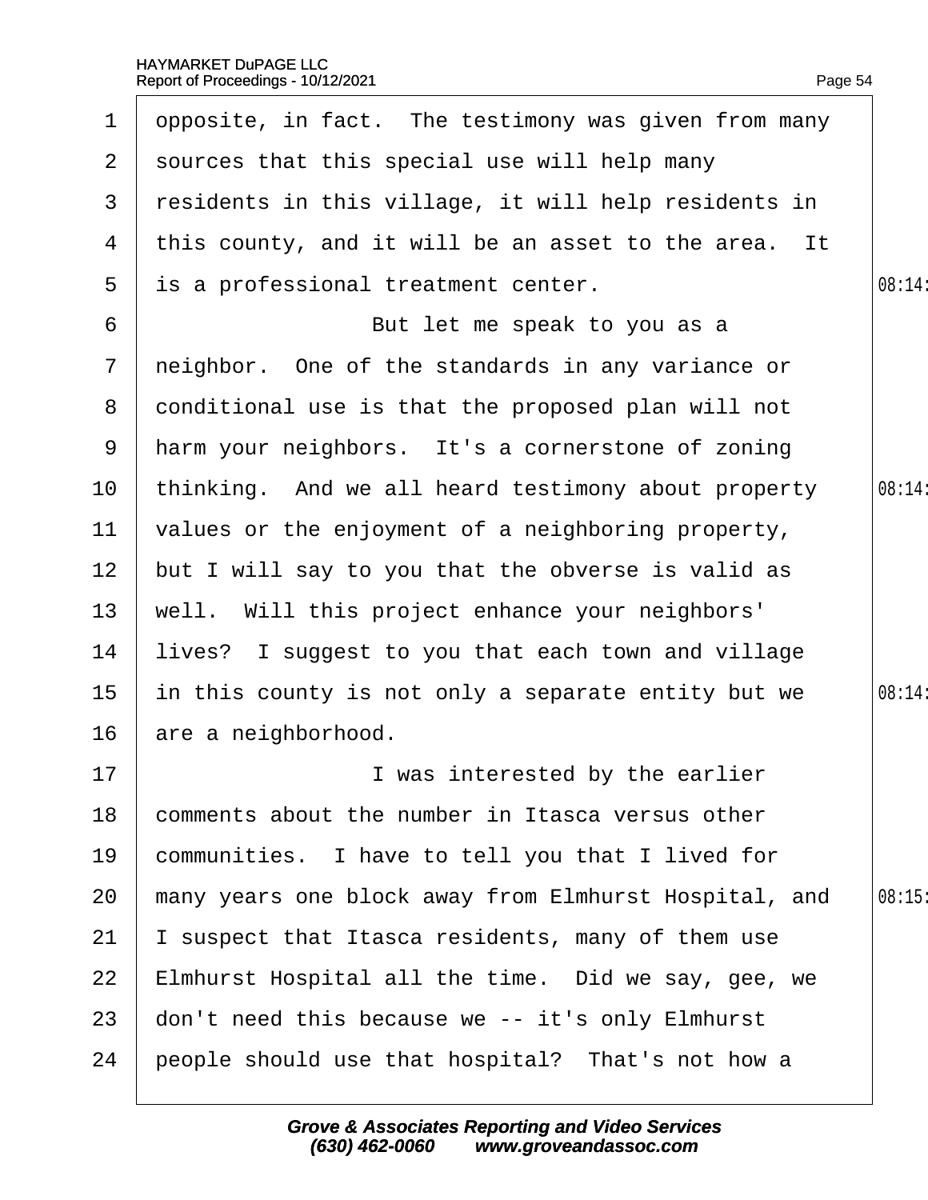opposite, in fact. The testimony was given from many sources that this special use will help many residents in this village, it will help residents in this county, and it will be an asset to the area. It is a professional treatment center.

But let me speak to you as a neighbor. One of the standards in any variance or conditional use is that the proposed plan will not harm your neighbors. It's a cornerstone of zoning thinking. And we all heard testimony about property values or the enjoyment of a neighboring property, but I will say to you that the obverse is valid as well. Will this project enhance your neighbors' lives? I suggest to you that each town and village in this county is not only a separate entity but we are a neighborhood.

I was interested by the earlier comments about the number in Itasca versus other communities. I have to tell you that I lived for many years one block away from Elmhurst Hospital, and I suspect that Itasca residents, many of them use Elmhurst Hospital all the time. Did we say, gee, we don't need this because we -- it's only Elmhurst people should use that hospital? That's not how a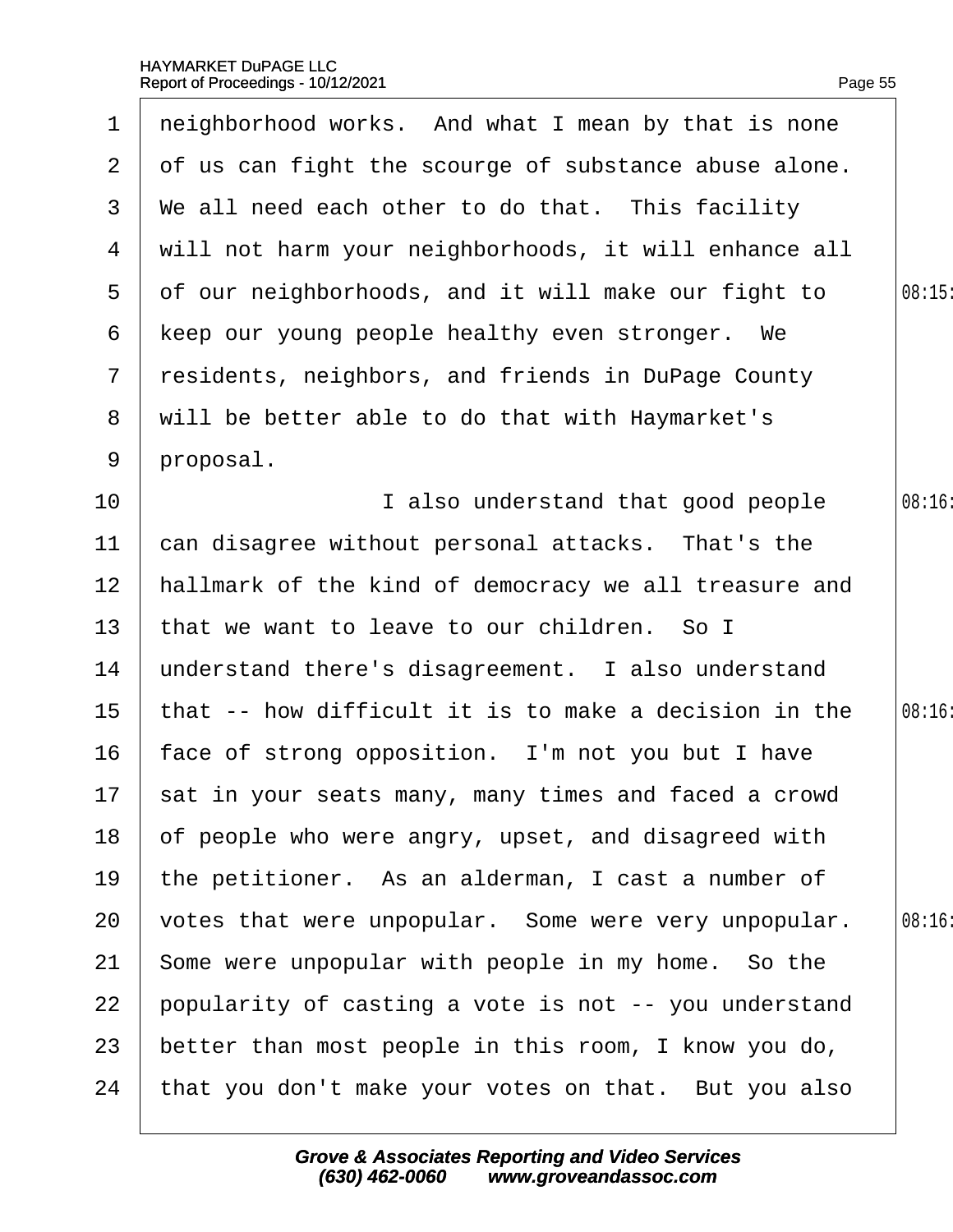neighborhood works. And what I mean by that is none of us can fight the scourge of substance abuse alone. We all need each other to do that. This facility will not harm your neighborhoods, it will enhance all of our neighborhoods, and it will make our fight to keep our young people healthy even stronger. We residents, neighbors, and friends in DuPage County will be better able to do that with Haymarket's proposal.

I also understand that good people can disagree without personal attacks. That's the hallmark of the kind of democracy we all treasure and that we want to leave to our children. So I understand there's disagreement. I also understand that -- how difficult it is to make a decision in the face of strong opposition. I'm not you but I have sat in your seats many, many times and faced a crowd of people who were angry, upset, and disagreed with the petitioner. As an alderman, I cast a number of votes that were unpopular. Some were very unpopular. Some were unpopular with people in my home. So the popularity of casting a vote is not -- you understand better than most people in this room, I know you do, that you don't make your votes on that. But you also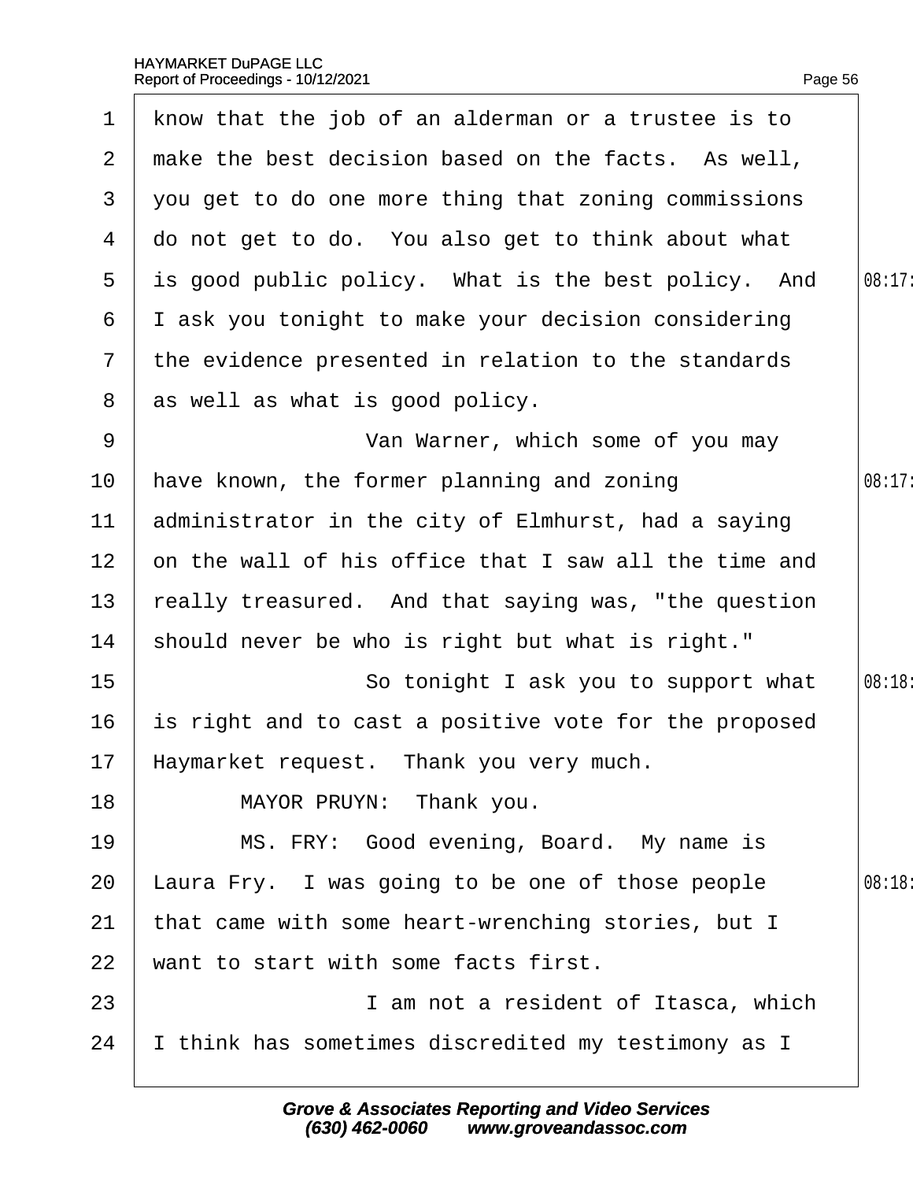know that the job of an alderman or a trustee is to make the best decision based on the facts. As well, you get to do one more thing that zoning commissions do not get to do. You also get to think about what is good public policy. What is the best policy. And I ask you tonight to make your decision considering the evidence presented in relation to the standards as well as what is good policy.

Van Warner, which some of you may have known, the former planning and zoning administrator in the city of Elmhurst, had a saying on the wall of his office that I saw all the time and really treasured. And that saying was, "the question should never be who is right but what is right."

So tonight I ask you to support what is right and to cast a positive vote for the proposed Haymarket request. Thank you very much.

MAYOR PRUYN: Thank you.

MS. FRY: Good evening, Board. My name is Laura Fry. I was going to be one of those people that came with some heart-wrenching stories, but I want to start with some facts first.

I am not a resident of Itasca, which I think has sometimes discredited my testimony as I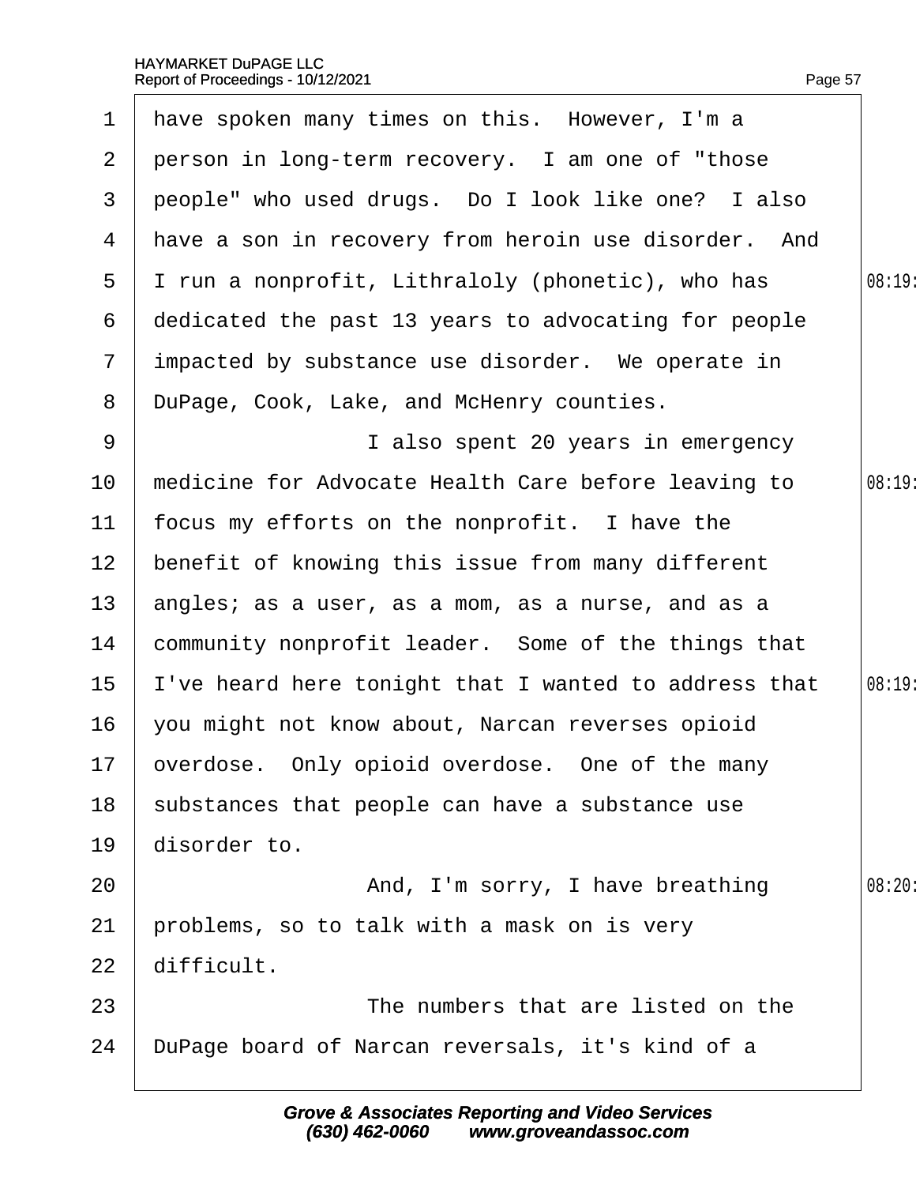have spoken many times on this. However, I'm a person in long-term recovery. I am one of "those people" who used drugs. Do I look like one? I also have a son in recovery from heroin use disorder. And I run a nonprofit, Lithraloly (phonetic), who has dedicated the past 13 years to advocating for people impacted by substance use disorder. We operate in DuPage, Cook, Lake, and McHenry counties.

I also spent 20 years in emergency medicine for Advocate Health Care before leaving to focus my efforts on the nonprofit. I have the benefit of knowing this issue from many different angles; as a user, as a mom, as a nurse, and as a community nonprofit leader. Some of the things that I've heard here tonight that I wanted to address that you might not know about, Narcan reverses opioid overdose. Only opioid overdose. One of the many substances that people can have a substance use disorder to.

And, I'm sorry, I have breathing problems, so to talk with a mask on is very difficult.

The numbers that are listed on the DuPage board of Narcan reversals, it's kind of a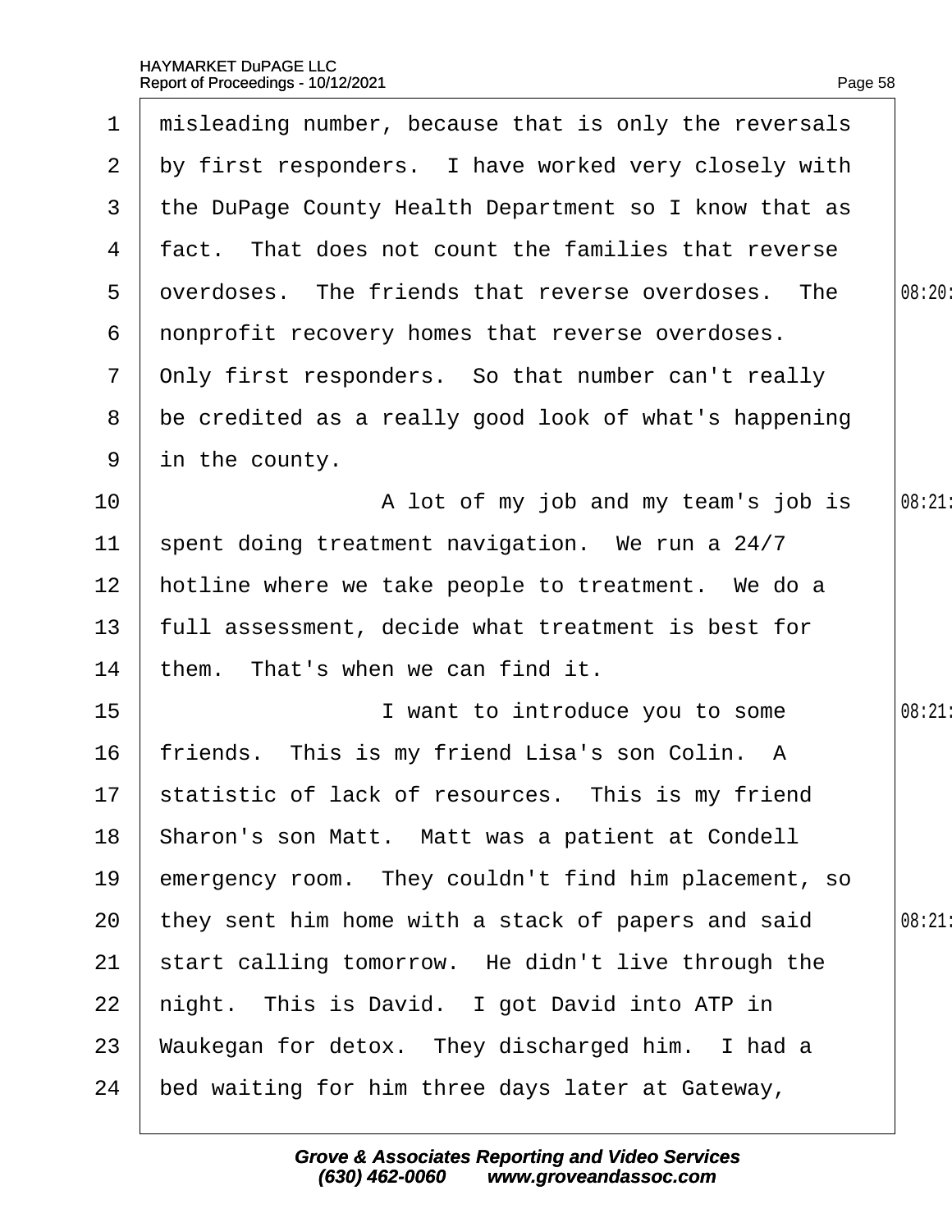misleading number, because that is only the reversals by first responders. I have worked very closely with the DuPage County Health Department so I know that as fact. That does not count the families that reverse overdoses. The friends that reverse overdoses. The nonprofit recovery homes that reverse overdoses. Only first responders. So that number can't really be credited as a really good look of what's happening in the county.

A lot of my job and my team's job is spent doing treatment navigation. We run a 24/7 hotline where we take people to treatment. We do a full assessment, decide what treatment is best for them. That's when we can find it.

I want to introduce you to some friends. This is my friend Lisa's son Colin. A statistic of lack of resources. This is my friend Sharon's son Matt. Matt was a patient at Condell emergency room. They couldn't find him placement, so they sent him home with a stack of papers and said start calling tomorrow. He didn't live through the night. This is David. I got David into ATP in Waukegan for detox. They discharged him. I had a bed waiting for him three days later at Gateway,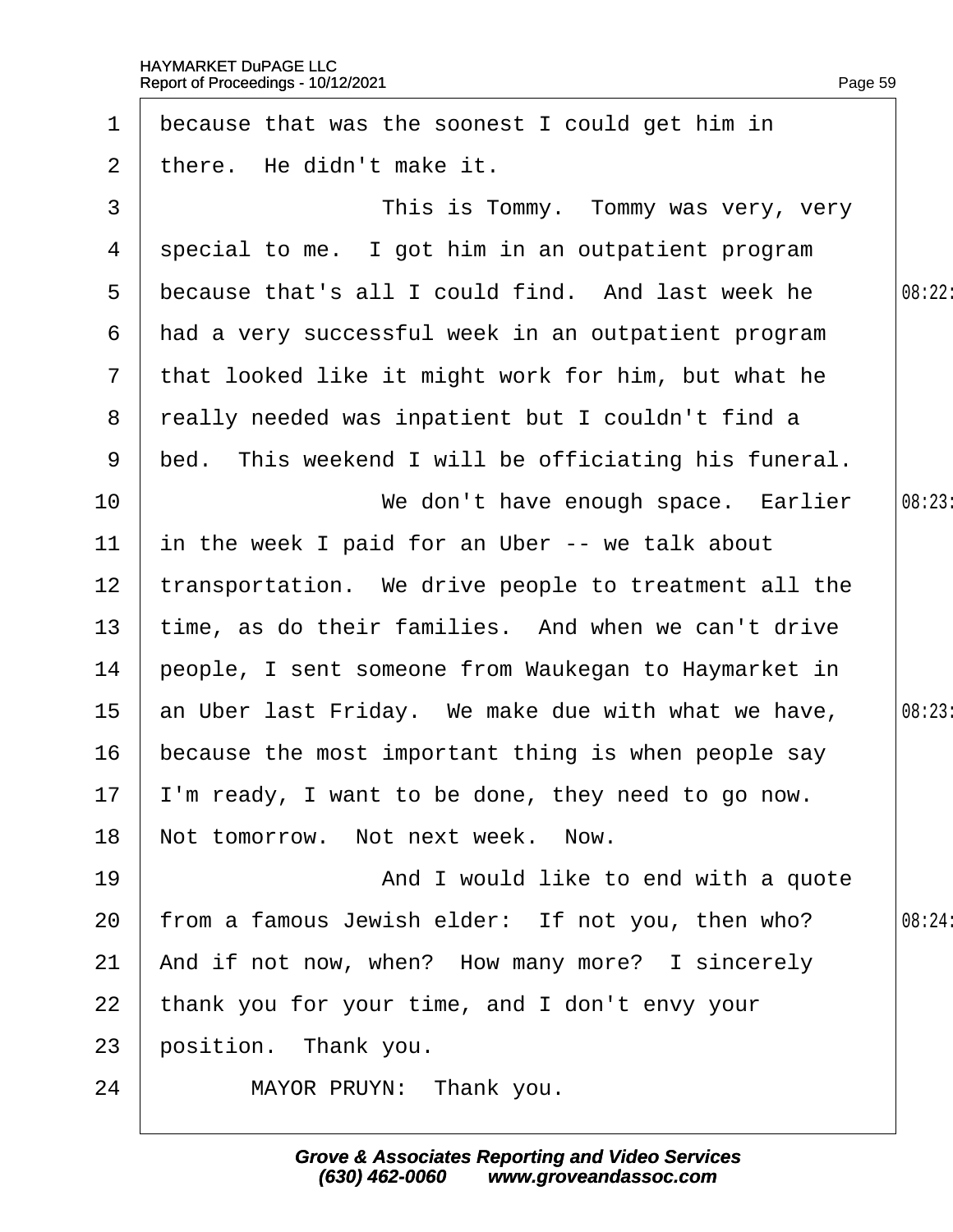because that was the soonest I could get him in there. He didn't make it.

This is Tommy. Tommy was very, very special to me. I got him in an outpatient program because that's all I could find. And last week he had a very successful week in an outpatient program that looked like it might work for him, but what he really needed was inpatient but I couldn't find a bed. This weekend I will be officiating his funeral.

We don't have enough space. Earlier in the week I paid for an Uber -- we talk about transportation. We drive people to treatment all the time, as do their families. And when we can't drive people, I sent someone from Waukegan to Haymarket in an Uber last Friday. We make due with what we have, because the most important thing is when people say I'm ready, I want to be done, they need to go now. Not tomorrow. Not next week. Now.

And I would like to end with a quote from a famous Jewish elder: If not you, then who? And if not now, when? How many more? I sincerely thank you for your time, and I don't envy your position. Thank you.

MAYOR PRUYN: Thank you.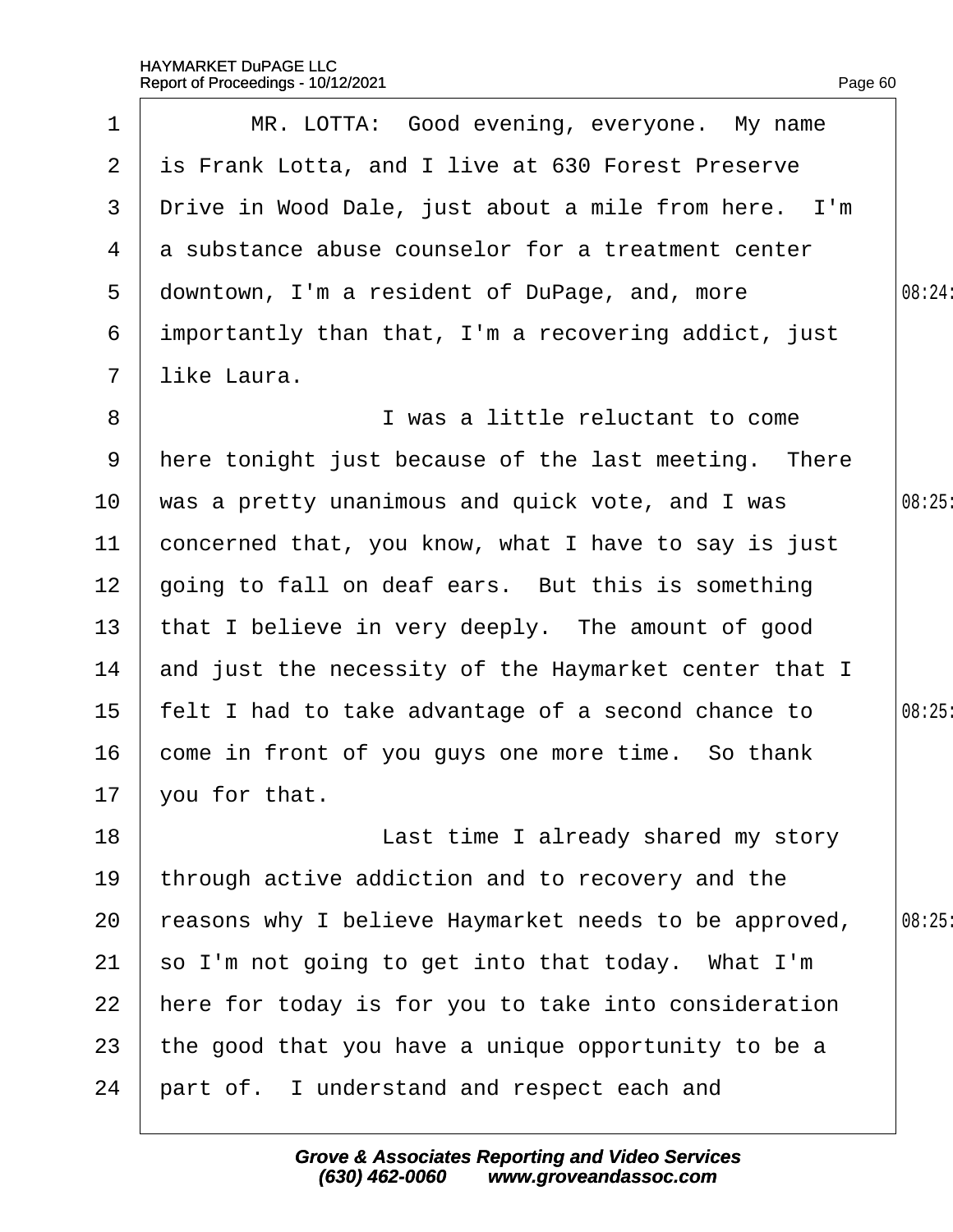MR. LOTTA: Good evening, everyone. My name is Frank Lotta, and I live at 630 Forest Preserve Drive in Wood Dale, just about a mile from here. I'm a substance abuse counselor for a treatment center downtown, I'm a resident of DuPage, and, more importantly than that, I'm a recovering addict, just like Laura.

I was a little reluctant to come here tonight just because of the last meeting. There was a pretty unanimous and quick vote, and I was concerned that, you know, what I have to say is just going to fall on deaf ears. But this is something that I believe in very deeply. The amount of good and just the necessity of the Haymarket center that I felt I had to take advantage of a second chance to come in front of you guys one more time. So thank you for that.

Last time I already shared my story through active addiction and to recovery and the reasons why I believe Haymarket needs to be approved, so I'm not going to get into that today. What I'm here for today is for you to take into consideration the good that you have a unique opportunity to be a part of. I understand and respect each and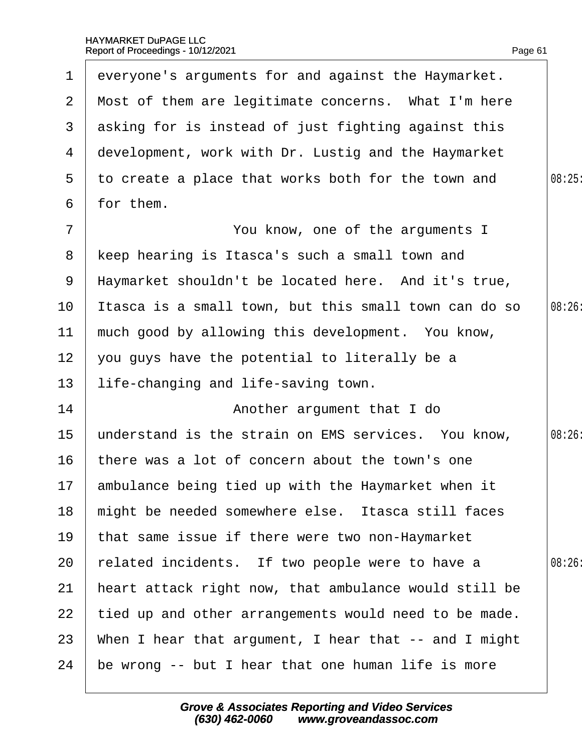everyone's arguments for and against the Haymarket. Most of them are legitimate concerns. What I'm here asking for is instead of just fighting against this development, work with Dr. Lustig and the Haymarket to create a place that works both for the town and for them.

You know, one of the arguments I keep hearing is Itasca's such a small town and Haymarket shouldn't be located here. And it's true, Itasca is a small town, but this small town can do so much good by allowing this development. You know, you guys have the potential to literally be a life-changing and life-saving town.

Another argument that I do understand is the strain on EMS services. You know, there was a lot of concern about the town's one ambulance being tied up with the Haymarket when it might be needed somewhere else. Itasca still faces that same issue if there were two non-Haymarket related incidents. If two people were to have a heart attack right now, that ambulance would still be tied up and other arrangements would need to be made. When I hear that argument, I hear that -- and I might be wrong -- but I hear that one human life is more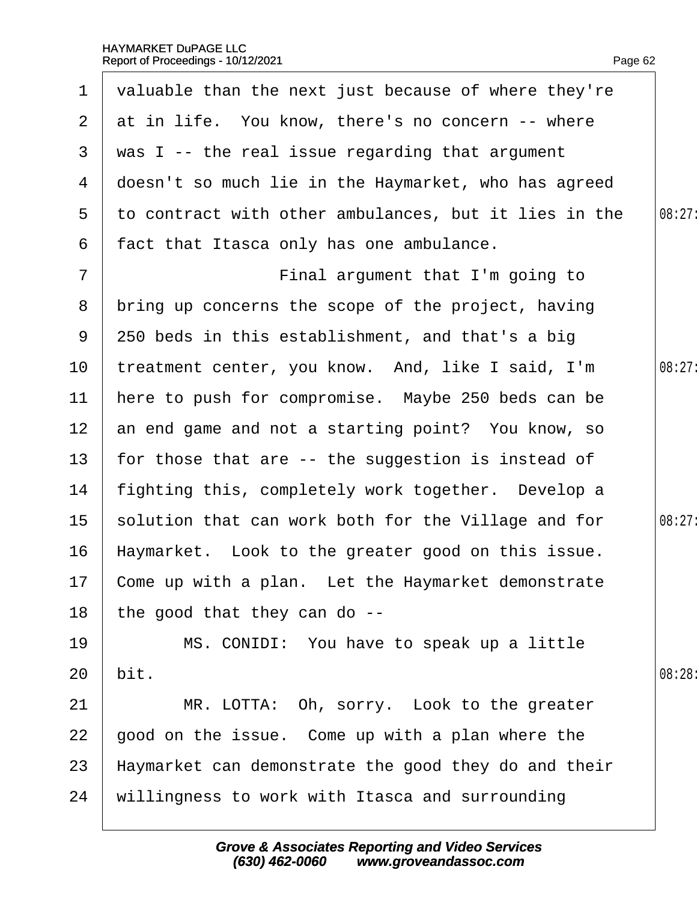valuable than the next just because of where they're at in life. You know, there's no concern -- where was I -- the real issue regarding that argument doesn't so much lie in the Haymarket, who has agreed to contract with other ambulances, but it lies in the fact that Itasca only has one ambulance.

Final argument that I'm going to bring up concerns the scope of the project, having 250 beds in this establishment, and that's a big treatment center, you know. And, like I said, I'm here to push for compromise. Maybe 250 beds can be an end game and not a starting point? You know, so for those that are -- the suggestion is instead of fighting this, completely work together. Develop a solution that can work both for the Village and for Haymarket. Look to the greater good on this issue. Come up with a plan. Let the Haymarket demonstrate the good that they can do --

MS. CONIDI: You have to speak up a little bit.

MR. LOTTA: Oh, sorry. Look to the greater good on the issue. Come up with a plan where the Haymarket can demonstrate the good they do and their willingness to work with Itasca and surrounding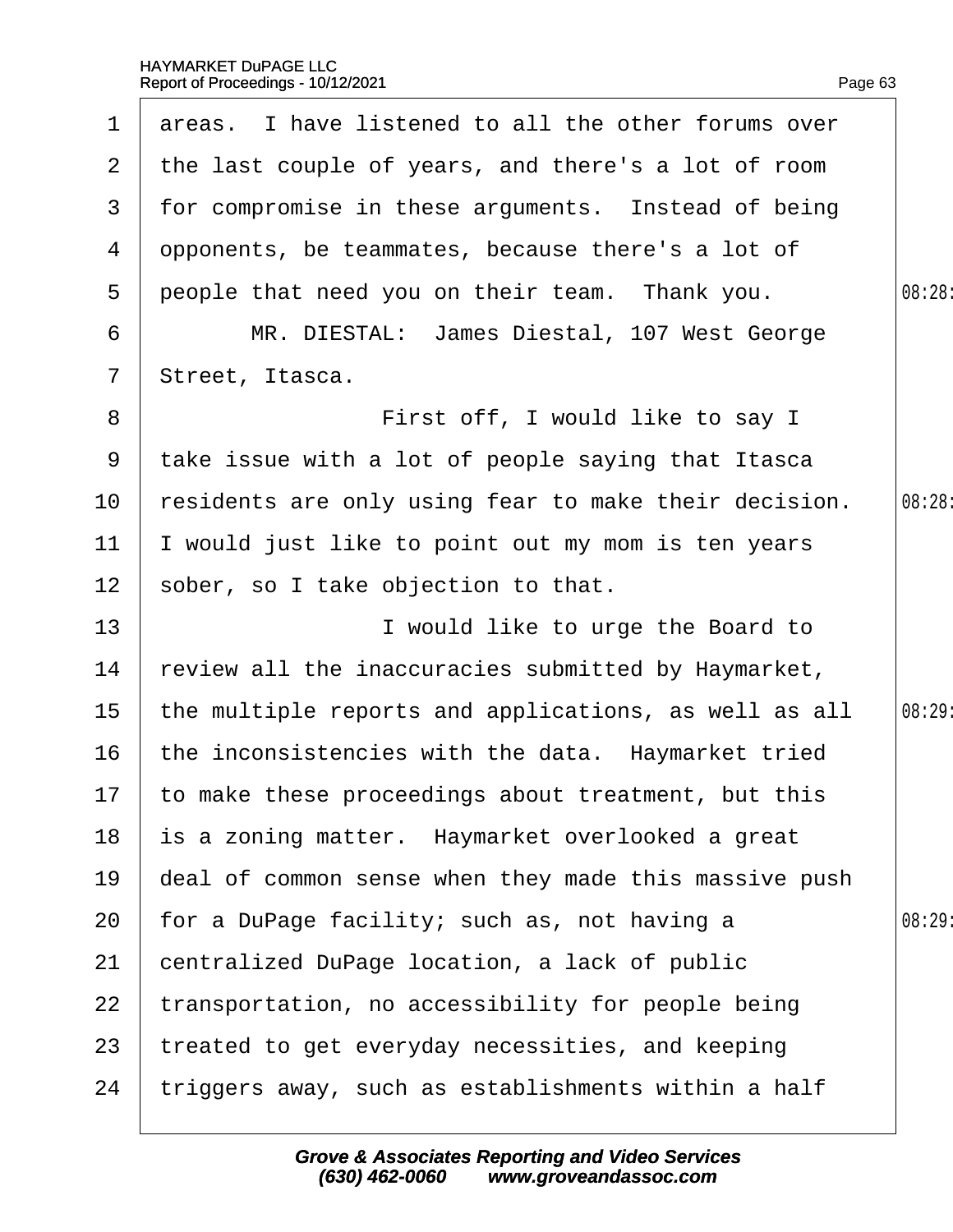areas. I have listened to all the other forums over the last couple of years, and there's a lot of room for compromise in these arguments. Instead of being opponents, be teammates, because there's a lot of people that need you on their team. Thank you.

MR. DIESTAL: James Diestal, 107 West George Street, Itasca.

First off, I would like to say I take issue with a lot of people saying that Itasca residents are only using fear to make their decision. I would just like to point out my mom is ten years sober, so I take objection to that.

I would like to urge the Board to review all the inaccuracies submitted by Haymarket, the multiple reports and applications, as well as all the inconsistencies with the data. Haymarket tried to make these proceedings about treatment, but this is a zoning matter. Haymarket overlooked a great deal of common sense when they made this massive push for a DuPage facility; such as, not having a centralized DuPage location, a lack of public transportation, no accessibility for people being treated to get everyday necessities, and keeping triggers away, such as establishments within a half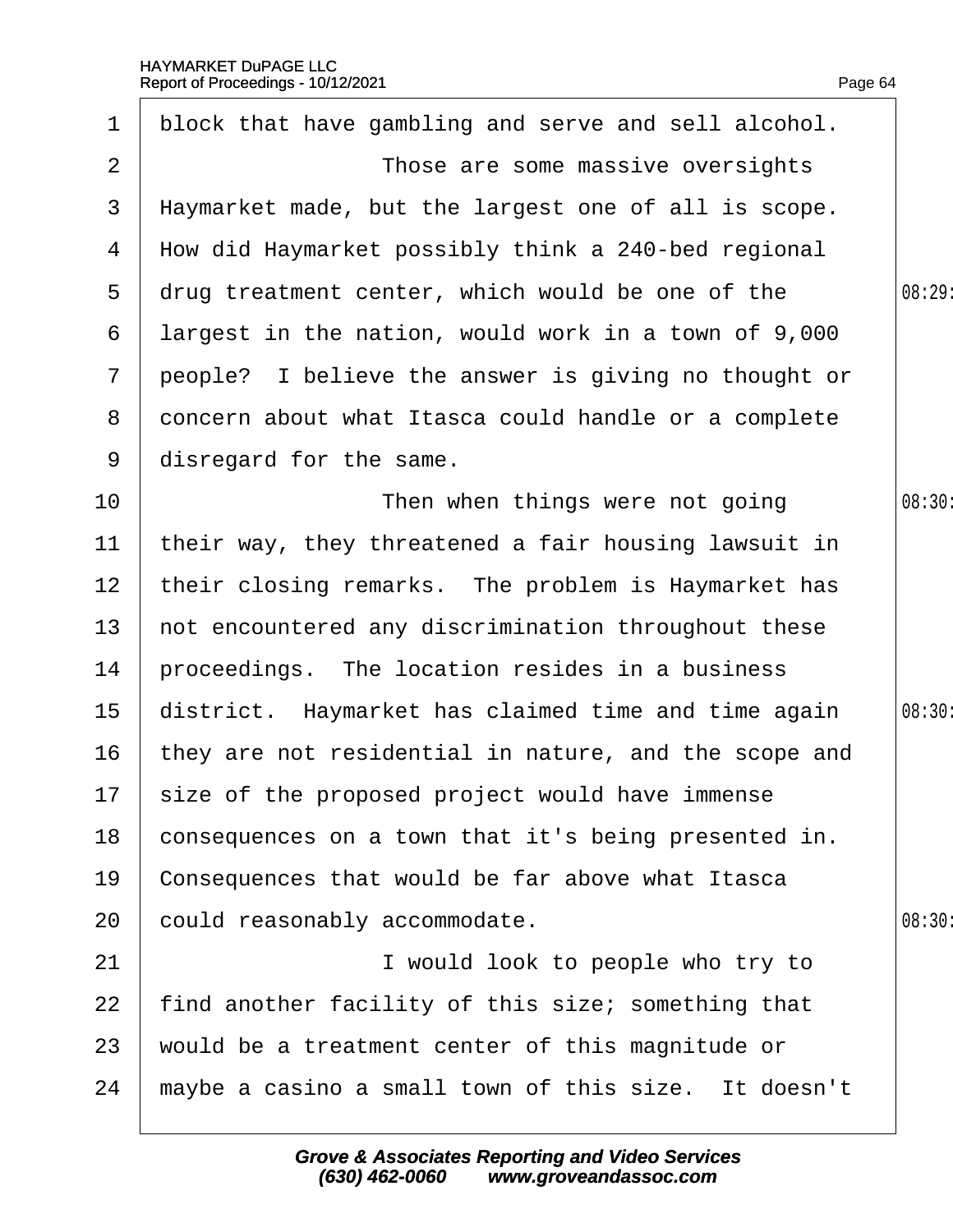block that have gambling and serve and sell alcohol.

Those are some massive oversights Haymarket made, but the largest one of all is scope. How did Haymarket possibly think a 240-bed regional drug treatment center, which would be one of the largest in the nation, would work in a town of 9,000 people? I believe the answer is giving no thought or concern about what Itasca could handle or a complete disregard for the same.

Then when things were not going their way, they threatened a fair housing lawsuit in their closing remarks. The problem is Haymarket has not encountered any discrimination throughout these proceedings. The location resides in a business district. Haymarket has claimed time and time again they are not residential in nature, and the scope and size of the proposed project would have immense consequences on a town that it's being presented in. Consequences that would be far above what Itasca could reasonably accommodate.

I would look to people who try to find another facility of this size; something that would be a treatment center of this magnitude or maybe a casino a small town of this size. It doesn't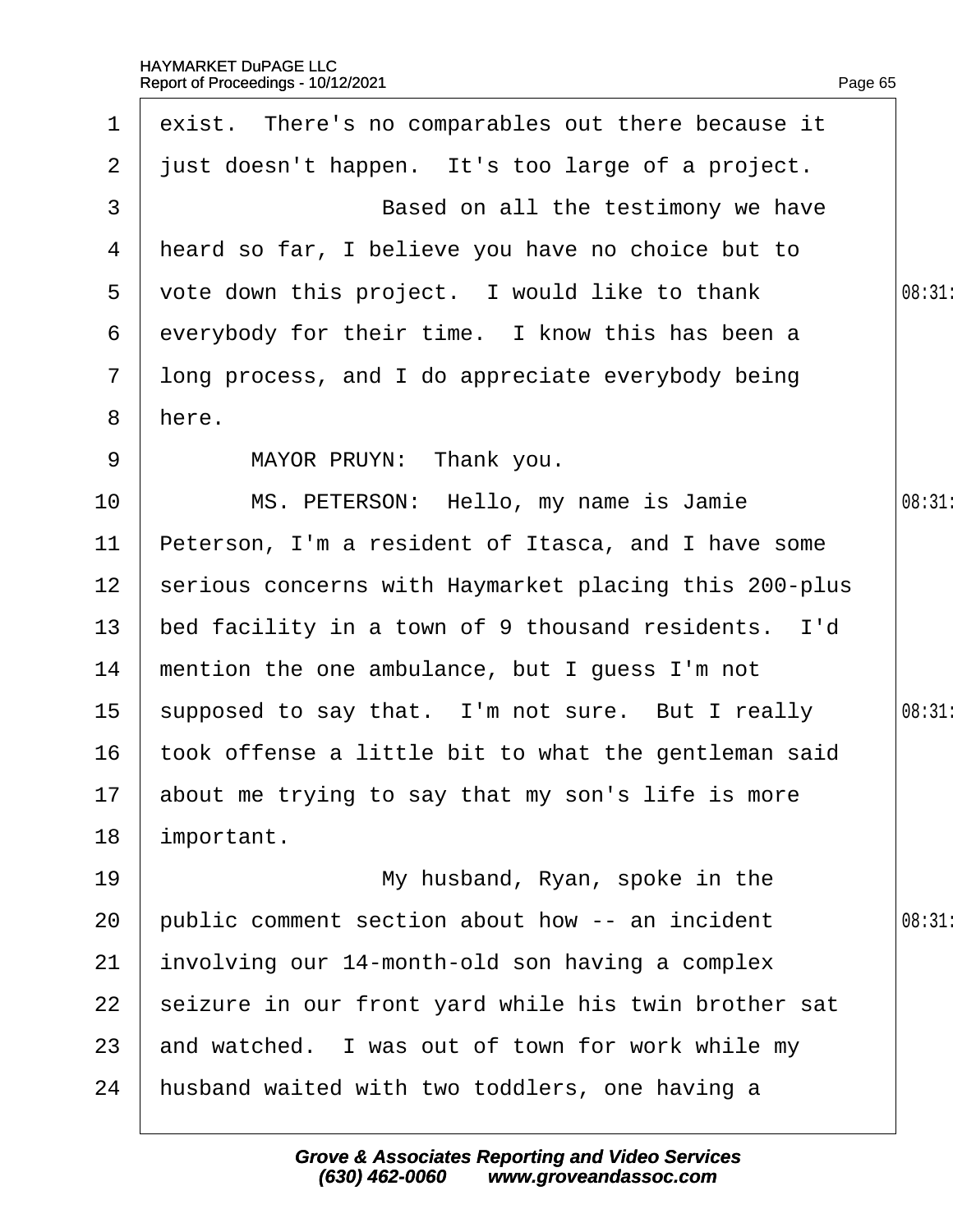exist. There's no comparables out there because it just doesn't happen. It's too large of a project.

Based on all the testimony we have heard so far, I believe you have no choice but to vote down this project. I would like to thank everybody for their time. I know this has been a long process, and I do appreciate everybody being here.

MAYOR PRUYN: Thank you.

MS. PETERSON: Hello, my name is Jamie Peterson, I'm a resident of Itasca, and I have some serious concerns with Haymarket placing this 200-plus bed facility in a town of 9 thousand residents. I'd mention the one ambulance, but I guess I'm not supposed to say that. I'm not sure. But I really took offense a little bit to what the gentleman said about me trying to say that my son's life is more important.

My husband, Ryan, spoke in the public comment section about how -- an incident involving our 14-month-old son having a complex seizure in our front yard while his twin brother sat and watched. I was out of town for work while my husband waited with two toddlers, one having a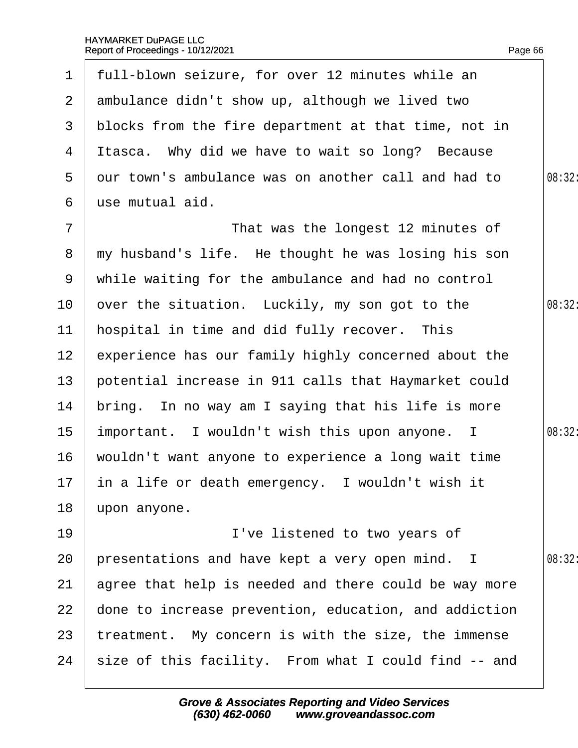full-blown seizure, for over 12 minutes while an ambulance didn't show up, although we lived two blocks from the fire department at that time, not in Itasca. Why did we have to wait so long? Because our town's ambulance was on another call and had to use mutual aid.

That was the longest 12 minutes of my husband's life. He thought he was losing his son while waiting for the ambulance and had no control over the situation. Luckily, my son got to the hospital in time and did fully recover. This experience has our family highly concerned about the potential increase in 911 calls that Haymarket could bring. In no way am I saying that his life is more important. I wouldn't wish this upon anyone. I wouldn't want anyone to experience a long wait time in a life or death emergency. I wouldn't wish it upon anyone.

I've listened to two years of presentations and have kept a very open mind. I agree that help is needed and there could be way more done to increase prevention, education, and addiction treatment. My concern is with the size, the immense size of this facility. From what I could find -- and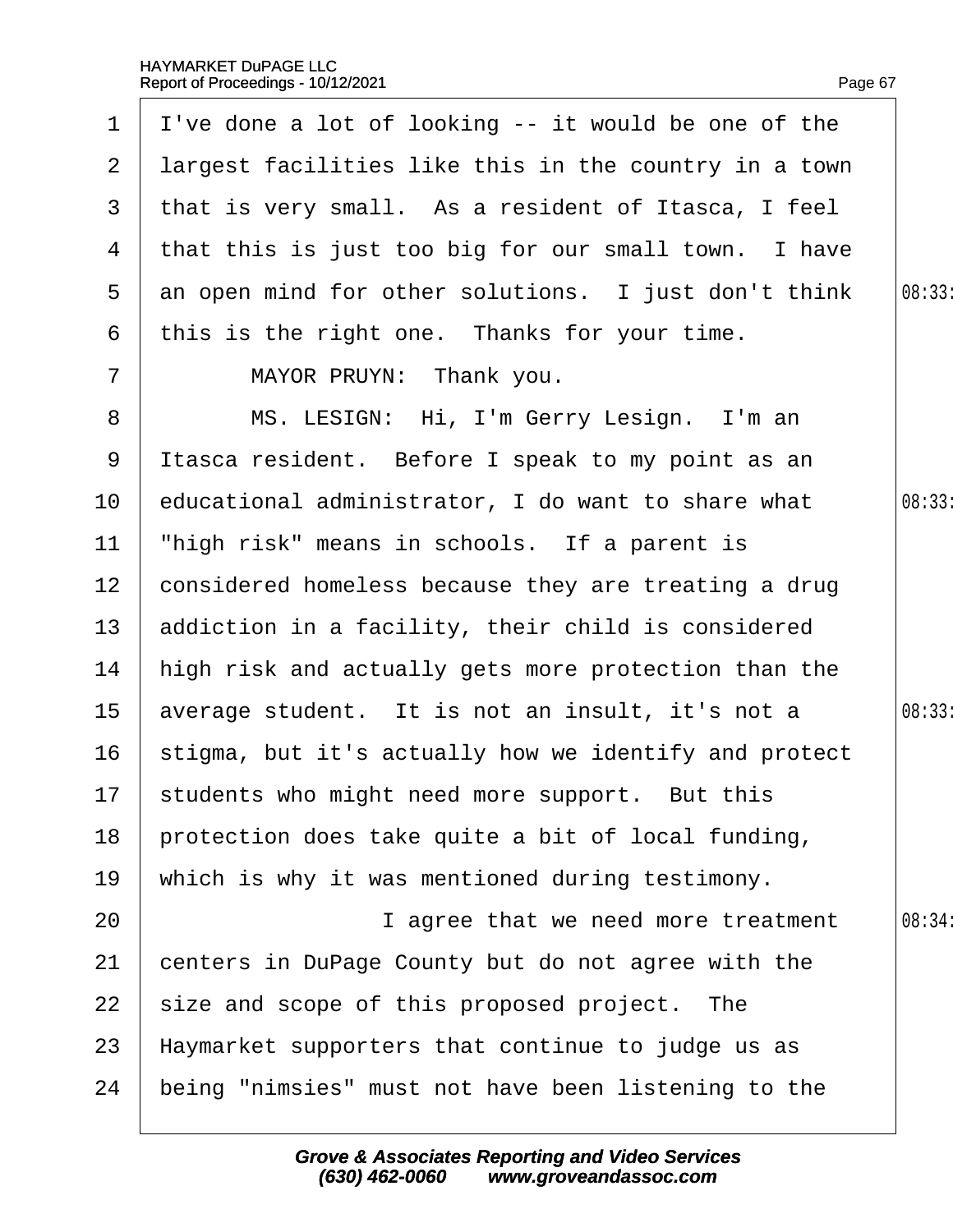I've done a lot of looking -- it would be one of the largest facilities like this in the country in a town that is very small. As a resident of Itasca, I feel that this is just too big for our small town. I have an open mind for other solutions. I just don't think this is the right one. Thanks for your time.

MAYOR PRUYN: Thank you.

MS. LESIGN: Hi, I'm Gerry Lesign. I'm an Itasca resident. Before I speak to my point as an educational administrator, I do want to share what "high risk" means in schools. If a parent is considered homeless because they are treating a drug addiction in a facility, their child is considered high risk and actually gets more protection than the average student. It is not an insult, it's not a stigma, but it's actually how we identify and protect students who might need more support. But this protection does take quite a bit of local funding, which is why it was mentioned during testimony.

I agree that we need more treatment centers in DuPage County but do not agree with the size and scope of this proposed project. The Haymarket supporters that continue to judge us as being "nimsies" must not have been listening to the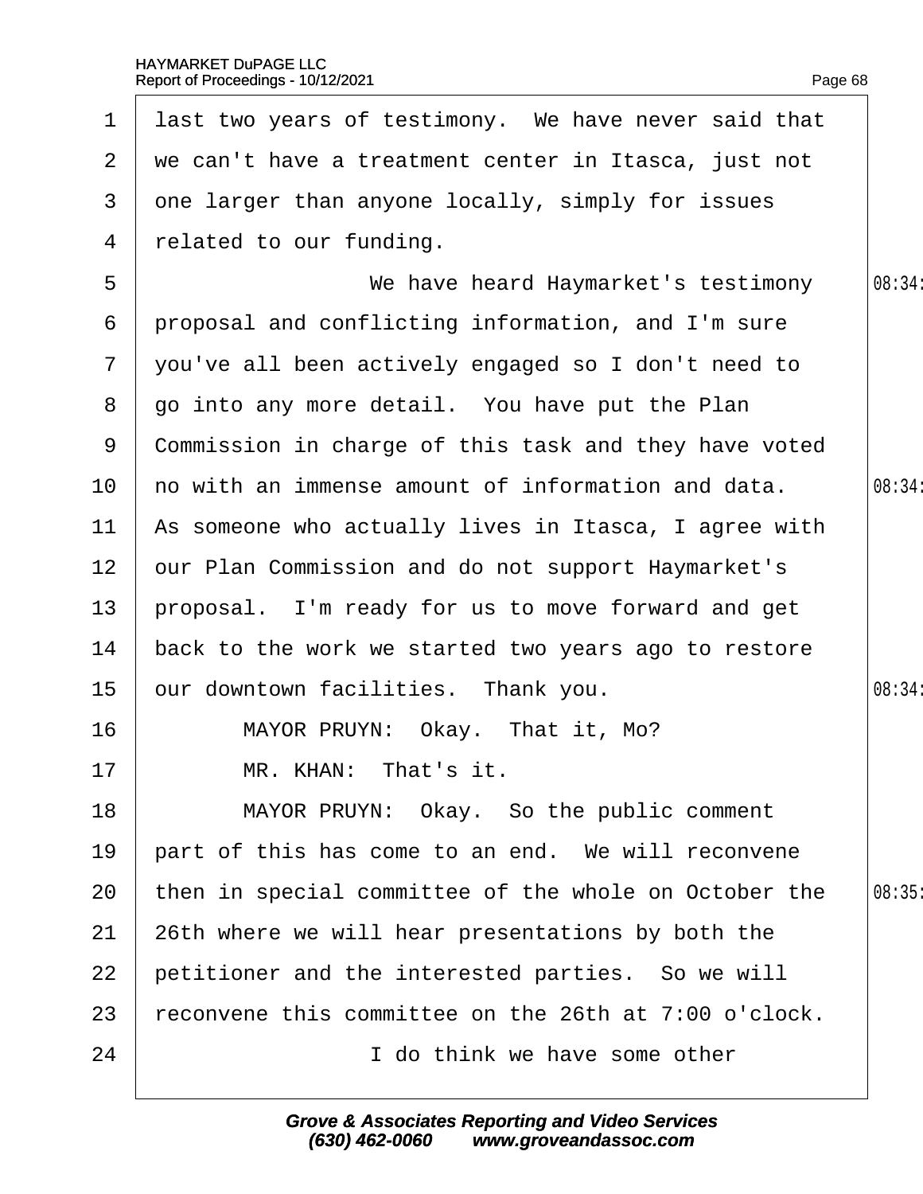last two years of testimony. We have never said that we can't have a treatment center in Itasca, just not one larger than anyone locally, simply for issues related to our funding.

We have heard Haymarket's testimony proposal and conflicting information, and I'm sure you've all been actively engaged so I don't need to go into any more detail. You have put the Plan Commission in charge of this task and they have voted no with an immense amount of information and data. As someone who actually lives in Itasca, I agree with our Plan Commission and do not support Haymarket's proposal. I'm ready for us to move forward and get back to the work we started two years ago to restore our downtown facilities. Thank you.

MAYOR PRUYN: Okay. That it, Mo?

MR. KHAN: That's it.

MAYOR PRUYN: Okay. So the public comment part of this has come to an end. We will reconvene then in special committee of the whole on October the 26th where we will hear presentations by both the petitioner and the interested parties. So we will reconvene this committee on the 26th at 7:00 o'clock.

I do think we have some other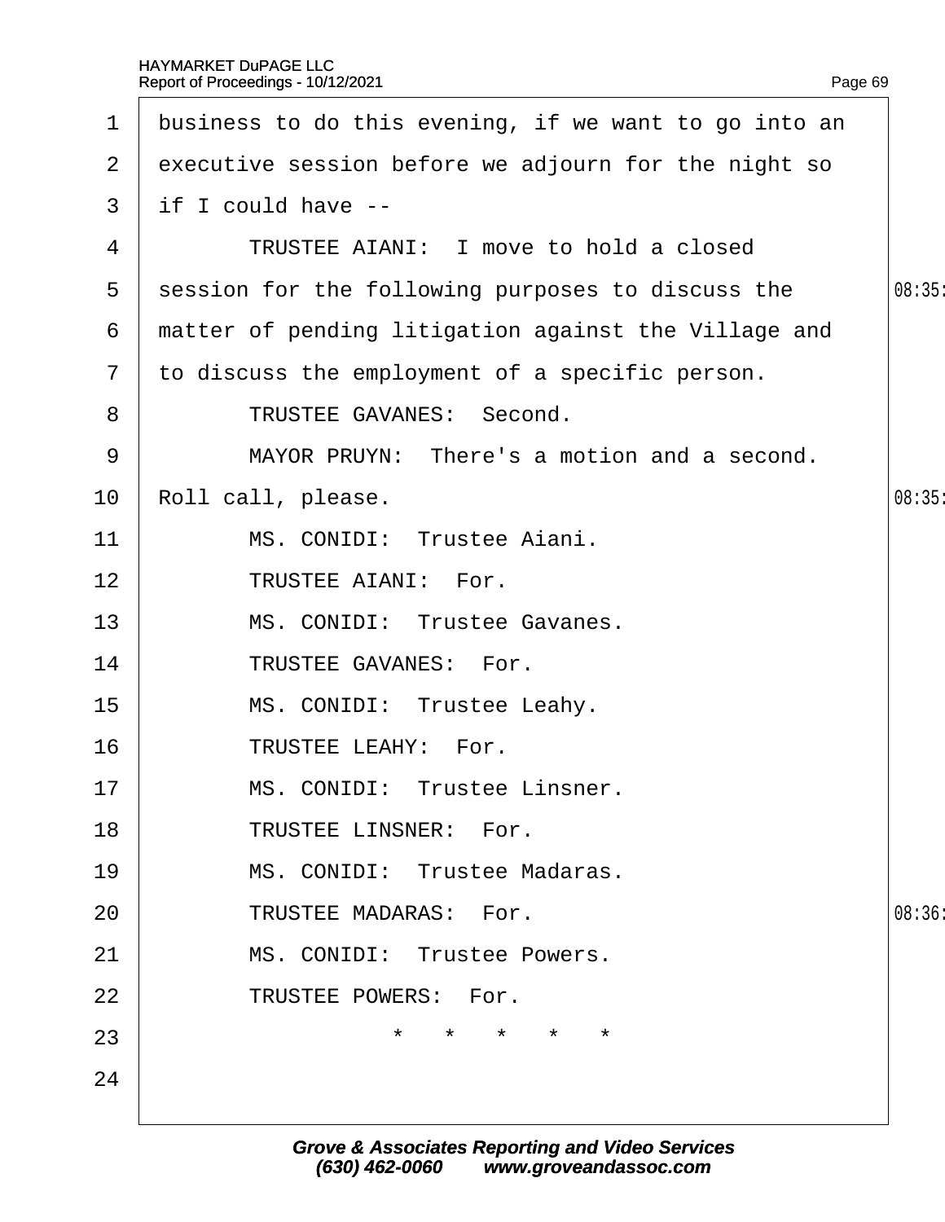business to do this evening, if we want to go into an executive session before we adjourn for the night so if I could have --

TRUSTEE AIANI: I move to hold a closed session for the following purposes to discuss the matter of pending litigation against the Village and to discuss the employment of a specific person.

TRUSTEE GAVANES: Second.

MAYOR PRUYN: There's a motion and a second. Roll call, please.

MS. CONIDI: Trustee Aiani.

TRUSTEE AIANI: For.

MS. CONIDI: Trustee Gavanes.

TRUSTEE GAVANES: For.

MS. CONIDI: Trustee Leahy.

TRUSTEE LEAHY: For.

MS. CONIDI: Trustee Linsner.

TRUSTEE LINSNER: For.

MS. CONIDI: Trustee Madaras.

TRUSTEE MADARAS: For.

MS. CONIDI: Trustee Powers.

TRUSTEE POWERS: For.

\* \* \* \* \*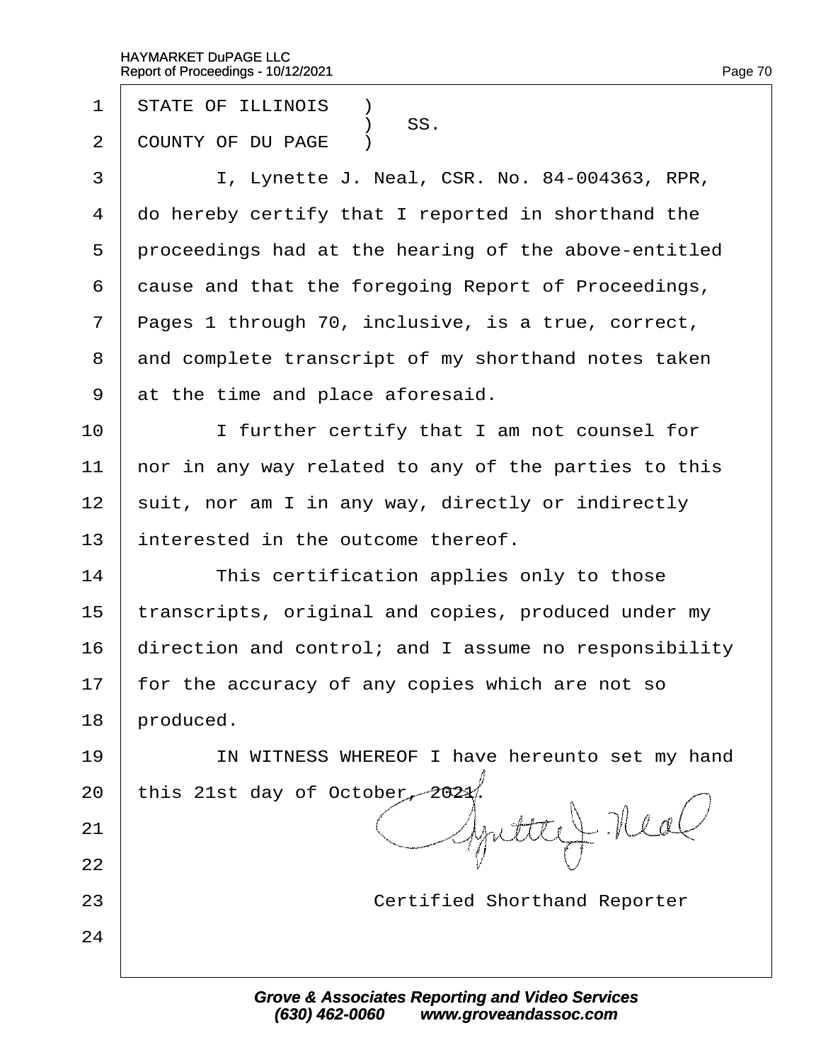STATE OF ILLINOIS )
) SS.
COUNTY OF DU PAGE )

I, Lynette J. Neal, CSR. No. 84-004363, RPR, do hereby certify that I reported in shorthand the proceedings had at the hearing of the above-entitled cause and that the foregoing Report of Proceedings, Pages 1 through 70, inclusive, is a true, correct, and complete transcript of my shorthand notes taken at the time and place aforesaid.

I further certify that I am not counsel for nor in any way related to any of the parties to this suit, nor am I in any way, directly or indirectly interested in the outcome thereof.

This certification applies only to those transcripts, original and copies, produced under my direction and control; and I assume no responsibility for the accuracy of any copies which are not so produced.

IN WITNESS WHEREOF I have hereunto set my hand this 21st day of October, 2021.

Certified Shorthand Reporter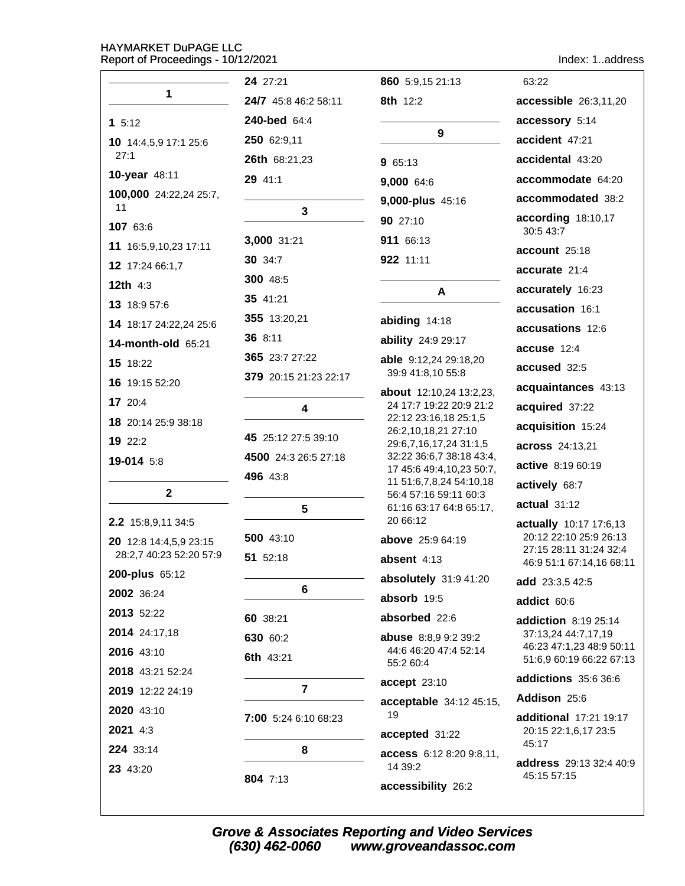## 1

**1** 5:12

**10** 14:4,5,9 17:1 25:6 27:1

**10-year** 48:11

**100,000** 24:22,24 25:7, 11

**107** 63:6

**11** 16:5,9,10,23 17:11

**12** 17:24 66:1,7

**12th** 4:3

**13** 18:9 57:6

**14** 18:17 24:22,24 25:6

**14-month-old** 65:21

**15** 18:22

**16** 19:15 52:20

**17** 20:4

**18** 20:14 25:9 38:18

**19** 22:2

**19-014** 5:8

## 2

**2.2** 15:8,9,11 34:5

**20** 12:8 14:4,5,9 23:15 28:2,7 40:23 52:20 57:9

**200-plus** 65:12

**2002** 36:24

**2013** 52:22

**2014** 24:17,18

**2016** 43:10

**2018** 43:21 52:24

**2019** 12:22 24:19

**2020** 43:10

**2021** 4:3

**224** 33:14

**23** 43:20

**24** 27:21

**24/7** 45:8 46:2 58:11

**240-bed** 64:4

**250** 62:9,11

**26th** 68:21,23

**29** 41:1

## 3

**3,000** 31:21

**30** 34:7

**300** 48:5

**35** 41:21

**355** 13:20,21

**36** 8:11

**365** 23:7 27:22

**379** 20:15 21:23 22:17

## 4

**45** 25:12 27:5 39:10

**4500** 24:3 26:5 27:18

**496** 43:8

## 5

**500** 43:10

**51** 52:18

## 6

**60** 38:21

**630** 60:2

**6th** 43:21

## 7

**7:00** 5:24 6:10 68:23

## 8

**804** 7:13

**860** 5:9,15 21:13

**8th** 12:2

## 9

**9** 65:13

**9,000** 64:6

**9,000-plus** 45:16

**90** 27:10

**911** 66:13

**922** 11:11

## A

**abiding** 14:18

**ability** 24:9 29:17

**able** 9:12,24 29:18,20 39:9 41:8,10 55:8

**about** 12:10,24 13:2,23, 24 17:7 19:22 20:9 21:2 22:12 23:16,18 25:1,5 26:2,10,18,21 27:10 29:6,7,16,17,24 31:1,5 32:22 36:6,7 38:18 43:4, 17 45:6 49:4,10,23 50:7, 11 51:6,7,8,24 54:10,18 56:4 57:16 59:11 60:3 61:16 63:17 64:8 65:17, 20 66:12

**above** 25:9 64:19

**absent** 4:13

**absolutely** 31:9 41:20

**absorb** 19:5

**absorbed** 22:6

**abuse** 8:8,9 9:2 39:2 44:6 46:20 47:4 52:14 55:2 60:4

**accept** 23:10

**acceptable** 34:12 45:15, 19

**accepted** 31:22

**access** 6:12 8:20 9:8,11, 14 39:2

**accessibility** 26:2 63:22

**accessible** 26:3,11,20

**accessory** 5:14

**accident** 47:21

**accidental** 43:20

**accommodate** 64:20

**accommodated** 38:2

**according** 18:10,17 30:5 43:7

**account** 25:18

**accurate** 21:4

**accurately** 16:23

**accusation** 16:1

**accusations** 12:6

**accuse** 12:4

**accused** 32:5

**acquaintances** 43:13

**acquired** 37:22

**acquisition** 15:24

**across** 24:13,21

**active** 8:19 60:19

**actively** 68:7

**actual** 31:12

**actually** 10:17 17:6,13 20:12 22:10 25:9 26:13 27:15 28:11 31:24 32:4 46:9 51:1 67:14,16 68:11

**add** 23:3,5 42:5

**addict** 60:6

**addiction** 8:19 25:14 37:13,24 44:7,17,19 46:23 47:1,23 48:9 50:11 51:6,9 60:19 66:22 67:13

**addictions** 35:6 36:6

**Addison** 25:6

**additional** 17:21 19:17 20:15 22:1,6,17 23:5 45:17

**address** 29:13 32:4 40:9 45:15 57:15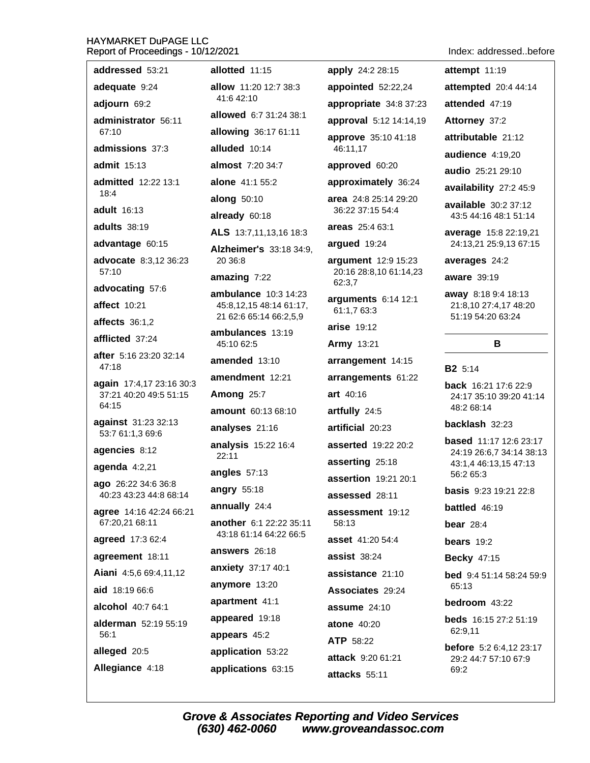**addressed** 53:21

**adequate** 9:24

**adjourn** 69:2

**administrator** 56:11 67:10

**admissions** 37:3

**admit** 15:13

**admitted** 12:22 13:1 18:4

**adult** 16:13

**adults** 38:19

**advantage** 60:15

**advocate** 8:3,12 36:23 57:10

**advocating** 57:6

**affect** 10:21

**affects** 36:1,2

**afflicted** 37:24

**after** 5:16 23:20 32:14 47:18

**again** 17:4,17 23:16 30:3 37:21 40:20 49:5 51:15 64:15

**against** 31:23 32:13 53:7 61:1,3 69:6

**agencies** 8:12

**agenda** 4:2,21

**ago** 26:22 34:6 36:8 40:23 43:23 44:8 68:14

**agree** 14:16 42:24 66:21 67:20,21 68:11

**agreed** 17:3 62:4

**agreement** 18:11

**Aiani** 4:5,6 69:4,11,12

**aid** 18:19 66:6

**alcohol** 40:7 64:1

**alderman** 52:19 55:19 56:1

**alleged** 20:5

**Allegiance** 4:18

**allotted** 11:15

**allow** 11:20 12:7 38:3 41:6 42:10

**allowed** 6:7 31:24 38:1

**allowing** 36:17 61:11

**alluded** 10:14

**almost** 7:20 34:7

**alone** 41:1 55:2

**along** 50:10

**already** 60:18

**ALS** 13:7,11,13,16 18:3

**Alzheimer's** 33:18 34:9, 20 36:8

**amazing** 7:22

**ambulance** 10:3 14:23 45:8,12,15 48:14 61:17, 21 62:6 65:14 66:2,5,9

**ambulances** 13:19 45:10 62:5

**amended** 13:10

**amendment** 12:21

**Among** 25:7

**amount** 60:13 68:10

**analyses** 21:16

**analysis** 15:22 16:4 22:11

**angles** 57:13

**angry** 55:18

**annually** 24:4

**another** 6:1 22:22 35:11 43:18 61:14 64:22 66:5

**answers** 26:18

**anxiety** 37:17 40:1

**anymore** 13:20

**apartment** 41:1

**appeared** 19:18

**appears** 45:2

**application** 53:22

**applications** 63:15

**apply** 24:2 28:15

**appointed** 52:22,24

**appropriate** 34:8 37:23

**approval** 5:12 14:14,19

**approve** 35:10 41:18 46:11,17

**approved** 60:20

**approximately** 36:24

**area** 24:8 25:14 29:20 36:22 37:15 54:4

**areas** 25:4 63:1

**argued** 19:24

**argument** 12:9 15:23 20:16 28:8,10 61:14,23 62:3,7

**arguments** 6:14 12:1 61:1,7 63:3

**arise** 19:12

**Army** 13:21

**arrangement** 14:15

**arrangements** 61:22

**art** 40:16

**artfully** 24:5

**artificial** 20:23

**asserted** 19:22 20:2

**asserting** 25:18

**assertion** 19:21 20:1

**assessed** 28:11

**assessment** 19:12 58:13

**asset** 41:20 54:4

**assist** 38:24

**assistance** 21:10

**Associates** 29:24

**assume** 24:10

**atone** 40:20

**ATP** 58:22

**attack** 9:20 61:21

**attacks** 55:11

**attempt** 11:19

**attempted** 20:4 44:14

**attended** 47:19

**Attorney** 37:2

**attributable** 21:12

**audience** 4:19,20

**audio** 25:21 29:10

**availability** 27:2 45:9

**available** 30:2 37:12 43:5 44:16 48:1 51:14

**average** 15:8 22:19,21 24:13,21 25:9,13 67:15

**averages** 24:2

**aware** 39:19

**away** 8:18 9:4 18:13 21:8,10 27:4,17 48:20 51:19 54:20 63:24

## B

**B2** 5:14

**back** 16:21 17:6 22:9 24:17 35:10 39:20 41:14 48:2 68:14

**backlash** 32:23

**based** 11:17 12:6 23:17 24:19 26:6,7 34:14 38:13 43:1,4 46:13,15 47:13 56:2 65:3

**basis** 9:23 19:21 22:8

**battled** 46:19

**bear** 28:4

**bears** 19:2

**Becky** 47:15

**bed** 9:4 51:14 58:24 59:9 65:13

**bedroom** 43:22

**beds** 16:15 27:2 51:19 62:9,11

**before** 5:2 6:4,12 23:17 29:2 44:7 57:10 67:9 69:2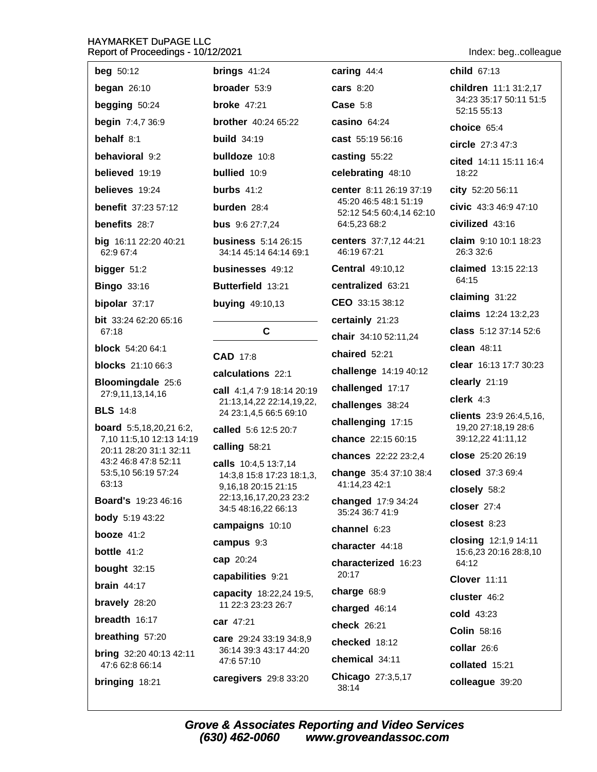**beg** 50:12

**began** 26:10

**begging** 50:24

**begin** 7:4,7 36:9

**behalf** 8:1

**behavioral** 9:2

**believed** 19:19

**believes** 19:24

**benefit** 37:23 57:12

**benefits** 28:7

**big** 16:11 22:20 40:21 62:9 67:4

**bigger** 51:2

**Bingo** 33:16

**bipolar** 37:17

**bit** 33:24 62:20 65:16 67:18

**block** 54:20 64:1

**blocks** 21:10 66:3

**Bloomingdale** 25:6 27:9,11,13,14,16

**BLS** 14:8

**board** 5:5,18,20,21 6:2, 7,10 11:5,10 12:13 14:19 20:11 28:20 31:1 32:11 43:2 46:8 47:8 52:11 53:5,10 56:19 57:24 63:13

**Board's** 19:23 46:16

**body** 5:19 43:22

**booze** 41:2

**bottle** 41:2

**bought** 32:15

**brain** 44:17

**bravely** 28:20

**breadth** 16:17

**breathing** 57:20

**bring** 32:20 40:13 42:11 47:6 62:8 66:14

**bringing** 18:21

**brings** 41:24

**broader** 53:9

**broke** 47:21

**brother** 40:24 65:22

**build** 34:19

**bulldoze** 10:8

**bullied** 10:9

**burbs** 41:2

**burden** 28:4

**bus** 9:6 27:7,24

**business** 5:14 26:15 34:14 45:14 64:14 69:1

**businesses** 49:12

**Butterfield** 13:21

**buying** 49:10,13

## C

**CAD** 17:8

**calculations** 22:1

**call** 4:1,4 7:9 18:14 20:19 21:13,14,22 22:14,19,22, 24 23:1,4,5 66:5 69:10

**called** 5:6 12:5 20:7

**calling** 58:21

**calls** 10:4,5 13:7,14 14:3,8 15:8 17:23 18:1,3, 9,16,18 20:15 21:15 22:13,16,17,20,23 23:2 34:5 48:16,22 66:13

**campaigns** 10:10

**campus** 9:3

**cap** 20:24

**capabilities** 9:21

**capacity** 18:22,24 19:5, 11 22:3 23:23 26:7

**car** 47:21

**care** 29:24 33:19 34:8,9 36:14 39:3 43:17 44:20 47:6 57:10

**caregivers** 29:8 33:20

**caring** 44:4

**cars** 8:20

**Case** 5:8

**casino** 64:24

**cast** 55:19 56:16

**casting** 55:22

**celebrating** 48:10

**center** 8:11 26:19 37:19 45:20 46:5 48:1 51:19 52:12 54:5 60:4,14 62:10 64:5,23 68:2

**centers** 37:7,12 44:21 46:19 67:21

**Central** 49:10,12

**centralized** 63:21

**CEO** 33:15 38:12

**certainly** 21:23

**chair** 34:10 52:11,24

**chaired** 52:21

**challenge** 14:19 40:12

**challenged** 17:17

**challenges** 38:24

**challenging** 17:15

**chance** 22:15 60:15

**chances** 22:22 23:2,4

**change** 35:4 37:10 38:4 41:14,23 42:1

**changed** 17:9 34:24 35:24 36:7 41:9

**channel** 6:23

**character** 44:18

**characterized** 16:23 20:17

**charge** 68:9

**charged** 46:14

**check** 26:21

**checked** 18:12

**chemical** 34:11

**Chicago** 27:3,5,17 38:14

**child** 67:13

**children** 11:1 31:2,17 34:23 35:17 50:11 51:5 52:15 55:13

**choice** 65:4

**circle** 27:3 47:3

**cited** 14:11 15:11 16:4 18:22

**city** 52:20 56:11

**civic** 43:3 46:9 47:10

**civilized** 43:16

**claim** 9:10 10:1 18:23 26:3 32:6

**claimed** 13:15 22:13 64:15

**claiming** 31:22

**claims** 12:24 13:2,23

**class** 5:12 37:14 52:6

**clean** 48:11

**clear** 16:13 17:7 30:23

**clearly** 21:19

**clerk** 4:3

**clients** 23:9 26:4,5,16, 19,20 27:18,19 28:6 39:12,22 41:11,12

**close** 25:20 26:19

**closed** 37:3 69:4

**closely** 58:2

**closer** 27:4

**closest** 8:23

**closing** 12:1,9 14:11 15:6,23 20:16 28:8,10 64:12

**Clover** 11:11

**cluster** 46:2

**cold** 43:23

**Colin** 58:16

**collar** 26:6

**collated** 15:21

**colleague** 39:20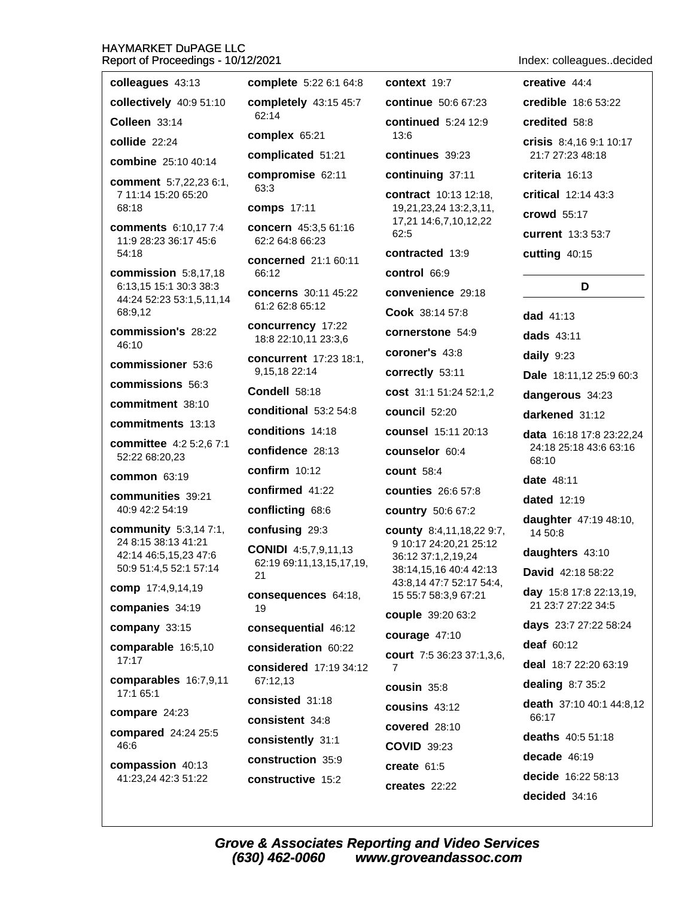**colleagues** 43:13

**collectively** 40:9 51:10

**Colleen** 33:14

**collide** 22:24

**combine** 25:10 40:14

**comment** 5:7,22,23 6:1, 7 11:14 15:20 65:20 68:18

**comments** 6:10,17 7:4 11:9 28:23 36:17 45:6 54:18

**commission** 5:8,17,18 6:13,15 15:1 30:3 38:3 44:24 52:23 53:1,5,11,14 68:9,12

**commission's** 28:22 46:10

**commissioner** 53:6

**commissions** 56:3

**commitment** 38:10

**commitments** 13:13

**committee** 4:2 5:2,6 7:1 52:22 68:20,23

**common** 63:19

**communities** 39:21 40:9 42:2 54:19

**community** 5:3,14 7:1, 24 8:15 38:13 41:21 42:14 46:5,15,23 47:6 50:9 51:4,5 52:1 57:14

**comp** 17:4,9,14,19

**companies** 34:19

**company** 33:15

**comparable** 16:5,10 17:17

**comparables** 16:7,9,11 17:1 65:1

**compare** 24:23

**compared** 24:24 25:5 46:6

**compassion** 40:13 41:23,24 42:3 51:22

**complete** 5:22 6:1 64:8

**completely** 43:15 45:7 62:14

**complex** 65:21

**complicated** 51:21

**compromise** 62:11 63:3

**comps** 17:11

**concern** 45:3,5 61:16 62:2 64:8 66:23

**concerned** 21:1 60:11 66:12

**concerns** 30:11 45:22 61:2 62:8 65:12

**concurrency** 17:22 18:8 22:10,11 23:3,6

**concurrent** 17:23 18:1, 9,15,18 22:14

**Condell** 58:18

**conditional** 53:2 54:8

**conditions** 14:18

**confidence** 28:13

**confirm** 10:12

**confirmed** 41:22

**conflicting** 68:6

**confusing** 29:3

**CONIDI** 4:5,7,9,11,13 62:19 69:11,13,15,17,19, 21

**consequences** 64:18, 19

**consequential** 46:12

**consideration** 60:22

**considered** 17:19 34:12 67:12,13

**consisted** 31:18

**consistent** 34:8

**consistently** 31:1

**construction** 35:9

**constructive** 15:2

**context** 19:7

**continue** 50:6 67:23

**continued** 5:24 12:9 13:6

**continues** 39:23

**continuing** 37:11

**contract** 10:13 12:18, 19,21,23,24 13:2,3,11, 17,21 14:6,7,10,12,22 62:5

**contracted** 13:9

**control** 66:9

**convenience** 29:18

**Cook** 38:14 57:8

**cornerstone** 54:9

**coroner's** 43:8

**correctly** 53:11

**cost** 31:1 51:24 52:1,2

**council** 52:20

**counsel** 15:11 20:13

**counselor** 60:4

**count** 58:4

**counties** 26:6 57:8

**country** 50:6 67:2

**county** 8:4,11,18,22 9:7, 9 10:17 24:20,21 25:12 36:12 37:1,2,19,24 38:14,15,16 40:4 42:13 43:8,14 47:7 52:17 54:4, 15 55:7 58:3,9 67:21

**couple** 39:20 63:2

**courage** 47:10

**court** 7:5 36:23 37:1,3,6, 7

**cousin** 35:8

**cousins** 43:12

**covered** 28:10

**COVID** 39:23

**create** 61:5

**creates** 22:22

**creative** 44:4

**credible** 18:6 53:22

**credited** 58:8

**crisis** 8:4,16 9:1 10:17 21:7 27:23 48:18

**criteria** 16:13

**critical** 12:14 43:3

**crowd** 55:17

**current** 13:3 53:7

**cutting** 40:15

## D

**dad** 41:13

**dads** 43:11

**daily** 9:23

**Dale** 18:11,12 25:9 60:3

**dangerous** 34:23

**darkened** 31:12

**data** 16:18 17:8 23:22,24 24:18 25:18 43:6 63:16 68:10

**date** 48:11

**dated** 12:19

**daughter** 47:19 48:10, 14 50:8

**daughters** 43:10

**David** 42:18 58:22

**day** 15:8 17:8 22:13,19, 21 23:7 27:22 34:5

**days** 23:7 27:22 58:24

**deaf** 60:12

**deal** 18:7 22:20 63:19

**dealing** 8:7 35:2

**death** 37:10 40:1 44:8,12 66:17

**deaths** 40:5 51:18

**decade** 46:19

**decide** 16:22 58:13

**decided** 34:16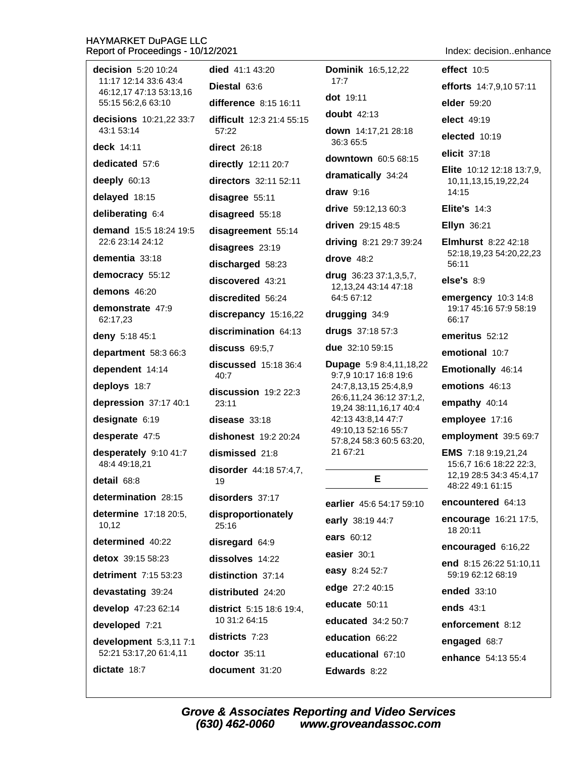**decision** 5:20 10:24 11:17 12:14 33:6 43:4 46:12,17 47:13 53:13,16 55:15 56:2,6 63:10

**decisions** 10:21,22 33:7 43:1 53:14

**deck** 14:11

**dedicated** 57:6

**deeply** 60:13

**delayed** 18:15

**deliberating** 6:4

**demand** 15:5 18:24 19:5 22:6 23:14 24:12

**dementia** 33:18

**democracy** 55:12

**demons** 46:20

**demonstrate** 47:9 62:17,23

**deny** 5:18 45:1

**department** 58:3 66:3

**dependent** 14:14

**deploys** 18:7

**depression** 37:17 40:1

**designate** 6:19

**desperate** 47:5

**desperately** 9:10 41:7 48:4 49:18,21

**detail** 68:8

**determination** 28:15

**determine** 17:18 20:5, 10,12

**determined** 40:22

**detox** 39:15 58:23

**detriment** 7:15 53:23

**devastating** 39:24

**develop** 47:23 62:14

**developed** 7:21

**development** 5:3,11 7:1 52:21 53:17,20 61:4,11

**dictate** 18:7

**died** 41:1 43:20

**Diestal** 63:6

**difference** 8:15 16:11

**difficult** 12:3 21:4 55:15 57:22

**direct** 26:18

**directly** 12:11 20:7

**directors** 32:11 52:11

**disagree** 55:11

**disagreed** 55:18

**disagreement** 55:14

**disagrees** 23:19

**discharged** 58:23

**discovered** 43:21

**discredited** 56:24

**discrepancy** 15:16,22

**discrimination** 64:13

**discuss** 69:5,7

**discussed** 15:18 36:4 40:7

**discussion** 19:2 22:3 23:11

**disease** 33:18

**dishonest** 19:2 20:24

**dismissed** 21:8

**disorder** 44:18 57:4,7, 19

**disorders** 37:17

**disproportionately** 25:16

**disregard** 64:9

**dissolves** 14:22

**distinction** 37:14

**distributed** 24:20

**district** 5:15 18:6 19:4, 10 31:2 64:15

**districts** 7:23

**doctor** 35:11

**document** 31:20

**Dominik** 16:5,12,22 17:7

**dot** 19:11

**doubt** 42:13

**down** 14:17,21 28:18 36:3 65:5

**downtown** 60:5 68:15

**dramatically** 34:24

**draw** 9:16

**drive** 59:12,13 60:3

**driven** 29:15 48:5

**driving** 8:21 29:7 39:24

**drove** 48:2

**drug** 36:23 37:1,3,5,7, 12,13,24 43:14 47:18 64:5 67:12

**drugging** 34:9

**drugs** 37:18 57:3

**due** 32:10 59:15

**Dupage** 5:9 8:4,11,18,22 9:7,9 10:17 16:8 19:6 24:7,8,13,15 25:4,8,9 26:6,11,24 36:12 37:1,2, 19,24 38:11,16,17 40:4 42:13 43:8,14 47:7 49:10,13 52:16 55:7 57:8,24 58:3 60:5 63:20, 21 67:21

## E

**earlier** 45:6 54:17 59:10

**early** 38:19 44:7

**ears** 60:12

**easier** 30:1

**easy** 8:24 52:7

**edge** 27:2 40:15

**educate** 50:11

**educated** 34:2 50:7

**education** 66:22

**educational** 67:10

**Edwards** 8:22

**effect** 10:5

**efforts** 14:7,9,10 57:11

**elder** 59:20

**elect** 49:19

**elected** 10:19

**elicit** 37:18

**Elite** 10:12 12:18 13:7,9, 10,11,13,15,19,22,24 14:15

**Elite's** 14:3

**Ellyn** 36:21

**Elmhurst** 8:22 42:18 52:18,19,23 54:20,22,23 56:11

**else's** 8:9

**emergency** 10:3 14:8 19:17 45:16 57:9 58:19 66:17

**emeritus** 52:12

**emotional** 10:7

**Emotionally** 46:14

**emotions** 46:13

**empathy** 40:14

**employee** 17:16

**employment** 39:5 69:7

**EMS** 7:18 9:19,21,24 15:6,7 16:6 18:22 22:3, 12,19 28:5 34:3 45:4,17 48:22 49:1 61:15

**encountered** 64:13

**encourage** 16:21 17:5, 18 20:11

**encouraged** 6:16,22

**end** 8:15 26:22 51:10,11 59:19 62:12 68:19

**ended** 33:10

**ends** 43:1

**enforcement** 8:12

**engaged** 68:7

**enhance** 54:13 55:4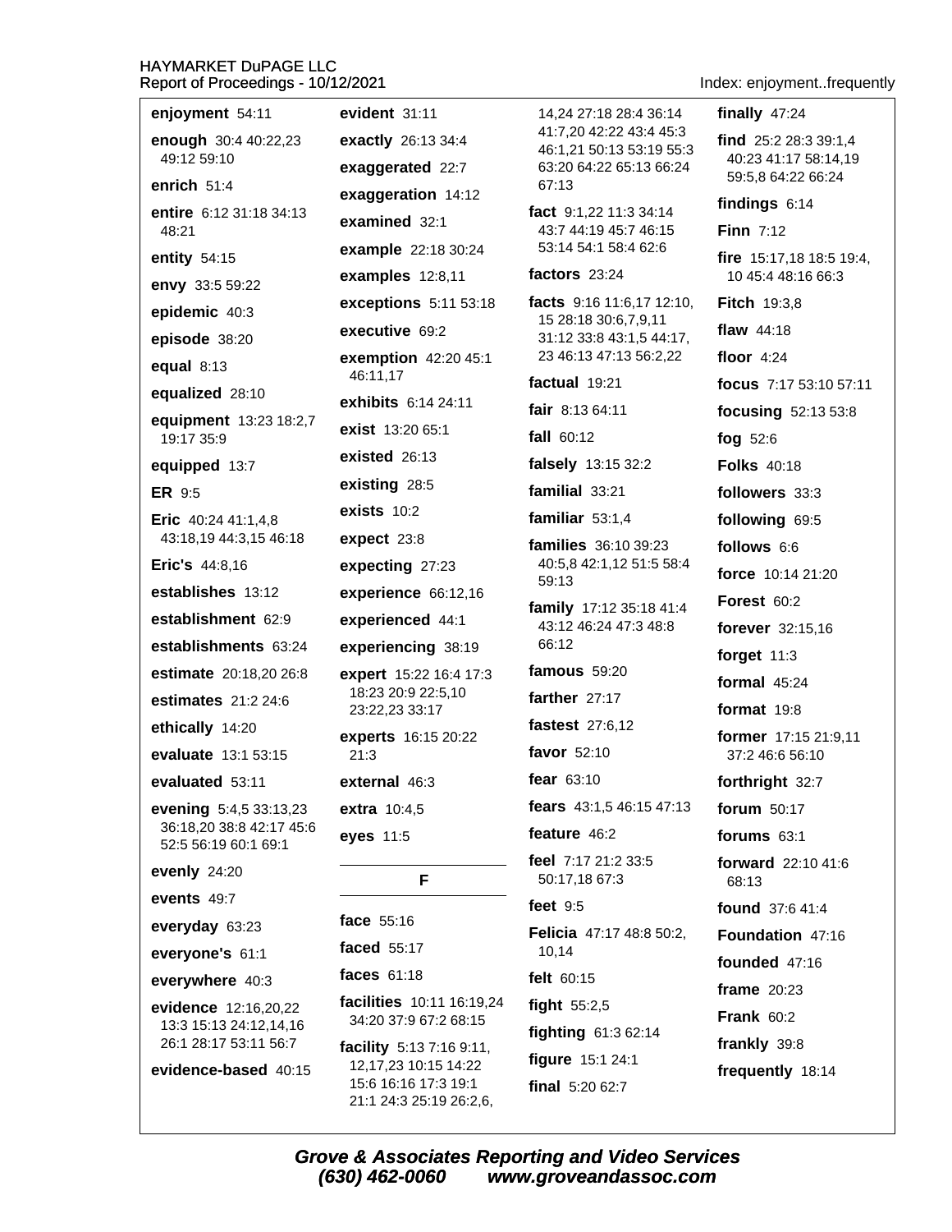**enjoyment** 54:11

**enough** 30:4 40:22,23 49:12 59:10

**enrich** 51:4

**entire** 6:12 31:18 34:13 48:21

**entity** 54:15

**envy** 33:5 59:22

**epidemic** 40:3

**episode** 38:20

**equal** 8:13

**equalized** 28:10

**equipment** 13:23 18:2,7 19:17 35:9

**equipped** 13:7

**ER** 9:5

**Eric** 40:24 41:1,4,8 43:18,19 44:3,15 46:18

**Eric's** 44:8,16

**establishes** 13:12

**establishment** 62:9

**establishments** 63:24

**estimate** 20:18,20 26:8

**estimates** 21:2 24:6

**ethically** 14:20

**evaluate** 13:1 53:15

**evaluated** 53:11

**evening** 5:4,5 33:13,23 36:18,20 38:8 42:17 45:6 52:5 56:19 60:1 69:1

**evenly** 24:20

**events** 49:7

**everyday** 63:23

**everyone's** 61:1

**everywhere** 40:3

**evidence** 12:16,20,22 13:3 15:13 24:12,14,16 26:1 28:17 53:11 56:7

**evidence-based** 40:15

**evident** 31:11

**exactly** 26:13 34:4

**exaggerated** 22:7

**exaggeration** 14:12

**examined** 32:1

**example** 22:18 30:24

**examples** 12:8,11

**exceptions** 5:11 53:18

**executive** 69:2

**exemption** 42:20 45:1 46:11,17

**exhibits** 6:14 24:11

**exist** 13:20 65:1

**existed** 26:13

**existing** 28:5

**exists** 10:2

**expect** 23:8

**expecting** 27:23

**experience** 66:12,16

**experienced** 44:1

**experiencing** 38:19

**expert** 15:22 16:4 17:3 18:23 20:9 22:5,10 23:22,23 33:17

**experts** 16:15 20:22 21:3

**external** 46:3

**extra** 10:4,5

**eyes** 11:5

## F

**face** 55:16

**faced** 55:17

**faces** 61:18

**facilities** 10:11 16:19,24 34:20 37:9 67:2 68:15

**facility** 5:13 7:16 9:11, 12,17,23 10:15 14:22 15:6 16:16 17:3 19:1 21:1 24:3 25:19 26:2,6, 14,24 27:18 28:4 36:14 41:7,20 42:22 43:4 45:3 46:1,21 50:13 53:19 55:3 63:20 64:22 65:13 66:24 67:13

**fact** 9:1,22 11:3 34:14 43:7 44:19 45:7 46:15 53:14 54:1 58:4 62:6

**factors** 23:24

**facts** 9:16 11:6,17 12:10, 15 28:18 30:6,7,9,11 31:12 33:8 43:1,5 44:17, 23 46:13 47:13 56:2,22

**factual** 19:21

**fair** 8:13 64:11

**fall** 60:12

**falsely** 13:15 32:2

**familial** 33:21

**familiar** 53:1,4

**families** 36:10 39:23 40:5,8 42:1,12 51:5 58:4 59:13

**family** 17:12 35:18 41:4 43:12 46:24 47:3 48:8 66:12

**famous** 59:20

**farther** 27:17

**fastest** 27:6,12

**favor** 52:10

**fear** 63:10

**fears** 43:1,5 46:15 47:13

**feature** 46:2

**feel** 7:17 21:2 33:5 50:17,18 67:3

**feet** 9:5

**Felicia** 47:17 48:8 50:2, 10,14

**felt** 60:15

**fight** 55:2,5

**fighting** 61:3 62:14

**figure** 15:1 24:1

**final** 5:20 62:7

**finally** 47:24

**find** 25:2 28:3 39:1,4 40:23 41:17 58:14,19 59:5,8 64:22 66:24

**findings** 6:14

**Finn** 7:12

**fire** 15:17,18 18:5 19:4, 10 45:4 48:16 66:3

**Fitch** 19:3,8

**flaw** 44:18

**floor** 4:24

**focus** 7:17 53:10 57:11

**focusing** 52:13 53:8

**fog** 52:6

**Folks** 40:18

**followers** 33:3

**following** 69:5

**follows** 6:6

**force** 10:14 21:20

**Forest** 60:2

**forever** 32:15,16

**forget** 11:3

**formal** 45:24

**format** 19:8

**former** 17:15 21:9,11 37:2 46:6 56:10

**forthright** 32:7

**forum** 50:17

**forums** 63:1

**forward** 22:10 41:6 68:13

**found** 37:6 41:4

**Foundation** 47:16

**founded** 47:16

**frame** 20:23

**Frank** 60:2

**frankly** 39:8

**frequently** 18:14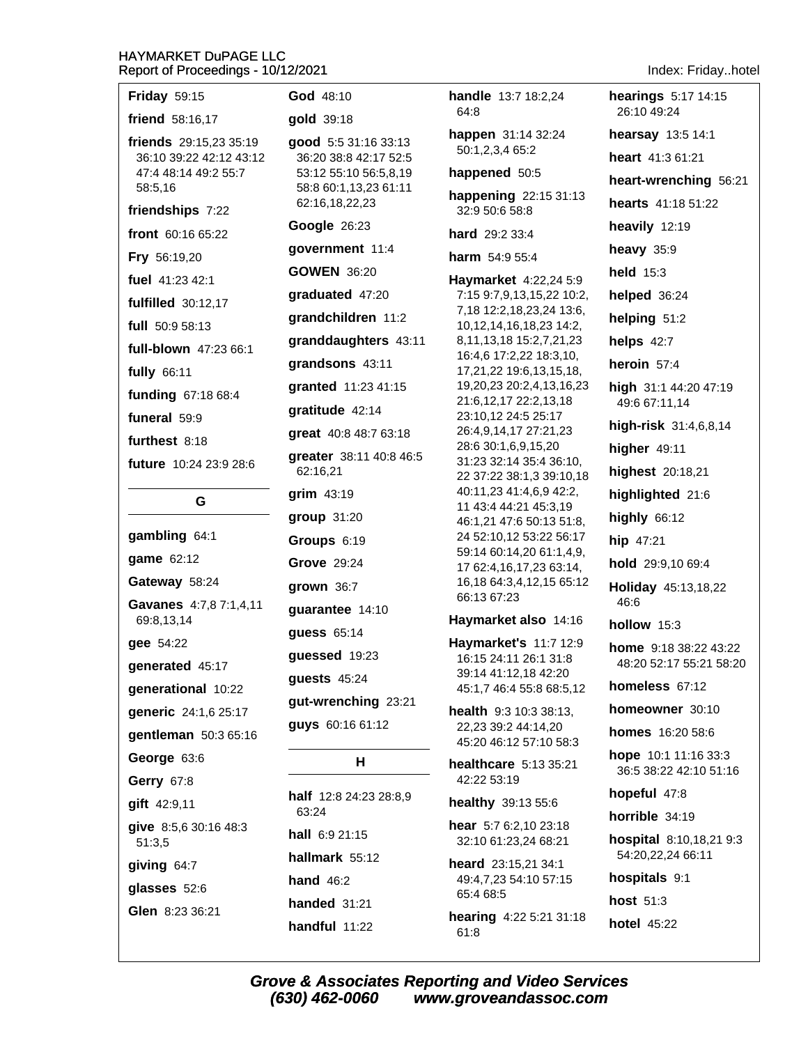Index: Friday..hotel

**Friday** 59:15

**friend** 58:16,17

**friends** 29:15,23 35:19 36:10 39:22 42:12 43:12 47:4 48:14 49:2 55:7 58:5,16

**friendships** 7:22

**front** 60:16 65:22

**Fry** 56:19,20

**fuel** 41:23 42:1

**fulfilled** 30:12,17

**full** 50:9 58:13

**full-blown** 47:23 66:1

**fully** 66:11

**funding** 67:18 68:4

**funeral** 59:9

**furthest** 8:18

**future** 10:24 23:9 28:6

## G

**gambling** 64:1

**game** 62:12

**Gateway** 58:24

**Gavanes** 4:7,8 7:1,4,11 69:8,13,14

**gee** 54:22

**generated** 45:17

**generational** 10:22

**generic** 24:1,6 25:17

**gentleman** 50:3 65:16

**George** 63:6

**Gerry** 67:8

**gift** 42:9,11

**give** 8:5,6 30:16 48:3 51:3,5

**giving** 64:7

**glasses** 52:6

**Glen** 8:23 36:21

**God** 48:10

**gold** 39:18

**good** 5:5 31:16 33:13 36:20 38:8 42:17 52:5 53:12 55:10 56:5,8,19 58:8 60:1,13,23 61:11 62:16,18,22,23

**Google** 26:23

**government** 11:4

**GOWEN** 36:20

**graduated** 47:20

**grandchildren** 11:2

**granddaughters** 43:11

**grandsons** 43:11

**granted** 11:23 41:15

**gratitude** 42:14

**great** 40:8 48:7 63:18

**greater** 38:11 40:8 46:5 62:16,21

**grim** 43:19

**group** 31:20

**Groups** 6:19

**Grove** 29:24

**grown** 36:7

**guarantee** 14:10

**guess** 65:14

**guessed** 19:23

**guests** 45:24

**gut-wrenching** 23:21

**guys** 60:16 61:12

## H

**half** 12:8 24:23 28:8,9 63:24

**hall** 6:9 21:15

**hallmark** 55:12

**hand** 46:2

**handed** 31:21

**handful** 11:22

**handle** 13:7 18:2,24 64:8

**happen** 31:14 32:24 50:1,2,3,4 65:2

**happened** 50:5

**happening** 22:15 31:13 32:9 50:6 58:8

**hard** 29:2 33:4

**harm** 54:9 55:4

**Haymarket** 4:22,24 5:9 7:15 9:7,9,13,15,22 10:2, 7,18 12:2,18,23,24 13:6, 10,12,14,16,18,23 14:2, 8,11,13,18 15:2,7,21,23 16:4,6 17:2,22 18:3,10, 17,21,22 19:6,13,15,18, 19,20,23 20:2,4,13,16,23 21:6,12,17 22:2,13,18 23:10,12 24:5 25:17 26:4,9,14,17 27:21,23 28:6 30:1,6,9,15,20 31:23 32:14 35:4 36:10, 22 37:22 38:1,3 39:10,18 40:11,23 41:4,6,9 42:2, 11 43:4 44:21 45:3,19 46:1,21 47:6 50:13 51:8, 24 52:10,12 53:22 56:17 59:14 60:14,20 61:1,4,9, 17 62:4,16,17,23 63:14, 16,18 64:3,4,12,15 65:12 66:13 67:23

**Haymarket also** 14:16

**Haymarket's** 11:7 12:9 16:15 24:11 26:1 31:8 39:14 41:12,18 42:20 45:1,7 46:4 55:8 68:5,12

**health** 9:3 10:3 38:13, 22,23 39:2 44:14,20 45:20 46:12 57:10 58:3

**healthcare** 5:13 35:21 42:22 53:19

**healthy** 39:13 55:6

**hear** 5:7 6:2,10 23:18 32:10 61:23,24 68:21

**heard** 23:15,21 34:1 49:4,7,23 54:10 57:15 65:4 68:5

**hearing** 4:22 5:21 31:18 61:8

**hearings** 5:17 14:15 26:10 49:24

**hearsay** 13:5 14:1

**heart** 41:3 61:21

**heart-wrenching** 56:21

**hearts** 41:18 51:22

**heavily** 12:19

**heavy** 35:9

**held** 15:3

**helped** 36:24

**helping** 51:2

**helps** 42:7

**heroin** 57:4

**high** 31:1 44:20 47:19 49:6 67:11,14

**high-risk** 31:4,6,8,14

**higher** 49:11

**highest** 20:18,21

**highlighted** 21:6

**highly** 66:12

**hip** 47:21

**hold** 29:9,10 69:4

**Holiday** 45:13,18,22 46:6

**hollow** 15:3

**home** 9:18 38:22 43:22 48:20 52:17 55:21 58:20

**homeless** 67:12

**homeowner** 30:10

**homes** 16:20 58:6

**hope** 10:1 11:16 33:3 36:5 38:22 42:10 51:16

**hopeful** 47:8

**horrible** 34:19

**hospital** 8:10,18,21 9:3 54:20,22,24 66:11

**hospitals** 9:1

**host** 51:3

**hotel** 45:22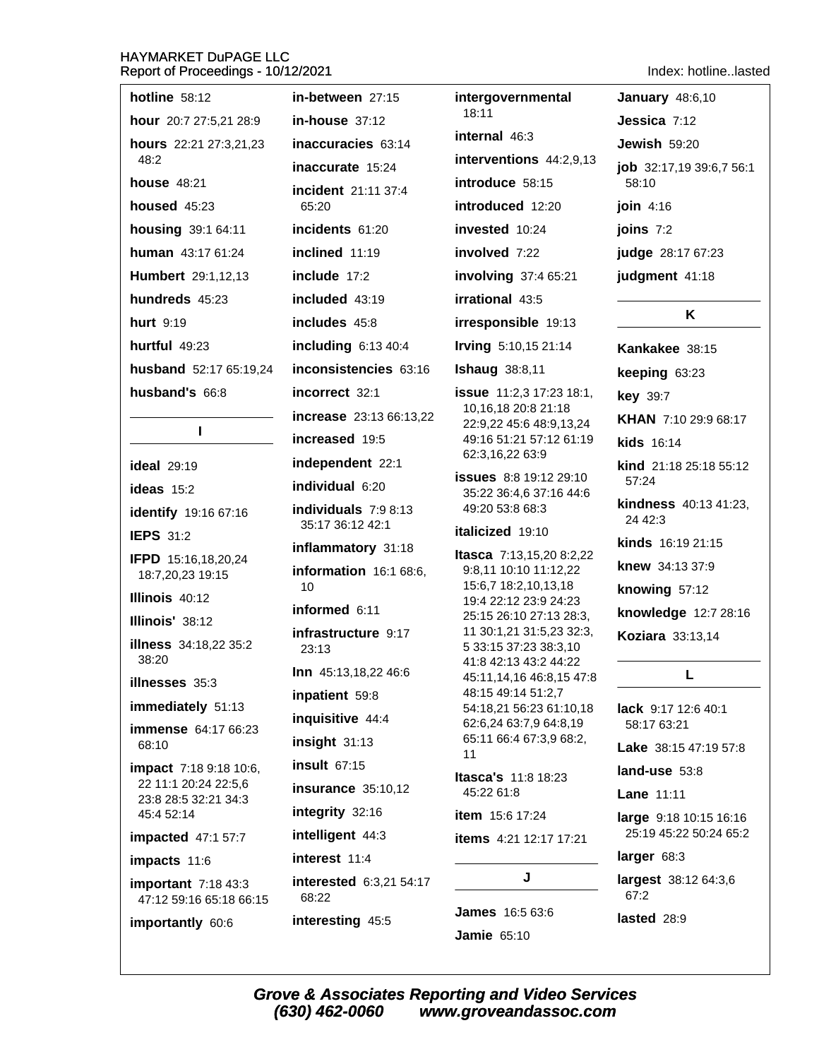**hotline** 58:12
**hour** 20:7 27:5,21 28:9
**hours** 22:21 27:3,21,23 48:2
**house** 48:21
**housed** 45:23
**housing** 39:1 64:11
**human** 43:17 61:24
**Humbert** 29:1,12,13
**hundreds** 45:23
**hurt** 9:19
**hurtful** 49:23
**husband** 52:17 65:19,24
**husband's** 66:8

## I

**ideal** 29:19
**ideas** 15:2
**identify** 19:16 67:16
**IEPS** 31:2
**IFPD** 15:16,18,20,24 18:7,20,23 19:15
**Illinois** 40:12
**Illinois'** 38:12
**illness** 34:18,22 35:2 38:20
**illnesses** 35:3
**immediately** 51:13
**immense** 64:17 66:23 68:10
**impact** 7:18 9:18 10:6, 22 11:1 20:24 22:5,6 23:8 28:5 32:21 34:3 45:4 52:14
**impacted** 47:1 57:7
**impacts** 11:6
**important** 7:18 43:3 47:12 59:16 65:18 66:15
**importantly** 60:6
**in-between** 27:15
**in-house** 37:12
**inaccuracies** 63:14
**inaccurate** 15:24
**incident** 21:11 37:4 65:20
**incidents** 61:20
**inclined** 11:19
**include** 17:2
**included** 43:19
**includes** 45:8
**including** 6:13 40:4
**inconsistencies** 63:16
**incorrect** 32:1
**increase** 23:13 66:13,22
**increased** 19:5
**independent** 22:1
**individual** 6:20
**individuals** 7:9 8:13 35:17 36:12 42:1
**inflammatory** 31:18
**information** 16:1 68:6, 10
**informed** 6:11
**infrastructure** 9:17 23:13
**Inn** 45:13,18,22 46:6
**inpatient** 59:8
**inquisitive** 44:4
**insight** 31:13
**insult** 67:15
**insurance** 35:10,12
**integrity** 32:16
**intelligent** 44:3
**interest** 11:4
**interested** 6:3,21 54:17 68:22
**interesting** 45:5
**intergovernmental** 18:11
**internal** 46:3
**interventions** 44:2,9,13
**introduce** 58:15
**introduced** 12:20
**invested** 10:24
**involved** 7:22
**involving** 37:4 65:21
**irrational** 43:5
**irresponsible** 19:13
**Irving** 5:10,15 21:14
**Ishaug** 38:8,11
**issue** 11:2,3 17:23 18:1, 10,16,18 20:8 21:18 22:9,22 45:6 48:9,13,24 49:16 51:21 57:12 61:19 62:3,16,22 63:9
**issues** 8:8 19:12 29:10 35:22 36:4,6 37:16 44:6 49:20 53:8 68:3
**italicized** 19:10
**Itasca** 7:13,15,20 8:2,22 9:8,11 10:10 11:12,22 15:6,7 18:2,10,13,18 19:4 22:12 23:9 24:23 25:15 26:10 27:13 28:3, 11 30:1,21 31:5,23 32:3, 5 33:15 37:23 38:3,10 41:8 42:13 43:2 44:22 45:11,14,16 46:8,15 47:8 48:15 49:14 51:2,7 54:18,21 56:23 61:10,18 62:6,24 63:7,9 64:8,19 65:11 66:4 67:3,9 68:2, 11
**Itasca's** 11:8 18:23 45:22 61:8
**item** 15:6 17:24
**items** 4:21 12:17 17:21

## J

**James** 16:5 63:6
**Jamie** 65:10
**January** 48:6,10
**Jessica** 7:12
**Jewish** 59:20
**job** 32:17,19 39:6,7 56:1 58:10
**join** 4:16
**joins** 7:2
**judge** 28:17 67:23
**judgment** 41:18

## K

**Kankakee** 38:15
**keeping** 63:23
**key** 39:7
**KHAN** 7:10 29:9 68:17
**kids** 16:14
**kind** 21:18 25:18 55:12 57:24
**kindness** 40:13 41:23, 24 42:3
**kinds** 16:19 21:15
**knew** 34:13 37:9
**knowing** 57:12
**knowledge** 12:7 28:16
**Koziara** 33:13,14

## L

**lack** 9:17 12:6 40:1 58:17 63:21
**Lake** 38:15 47:19 57:8
**land-use** 53:8
**Lane** 11:11
**large** 9:18 10:15 16:16 25:19 45:22 50:24 65:2
**larger** 68:3
**largest** 38:12 64:3,6 67:2
**lasted** 28:9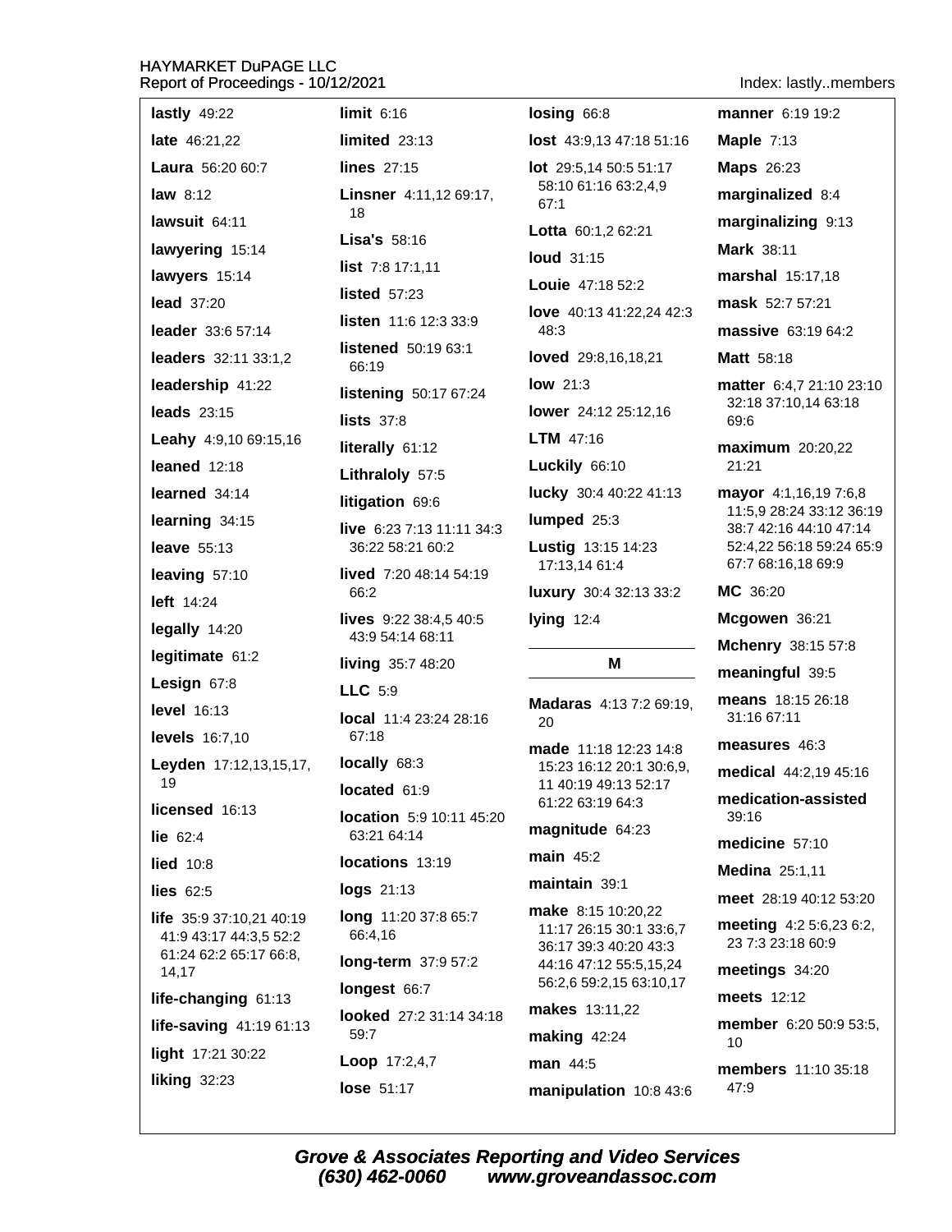**lastly** 49:22

**late** 46:21,22

**Laura** 56:20 60:7

**law** 8:12

**lawsuit** 64:11

**lawyering** 15:14

**lawyers** 15:14

**lead** 37:20

**leader** 33:6 57:14

**leaders** 32:11 33:1,2

**leadership** 41:22

**leads** 23:15

**Leahy** 4:9,10 69:15,16

**leaned** 12:18

**learned** 34:14

**learning** 34:15

**leave** 55:13

**leaving** 57:10

**left** 14:24

**legally** 14:20

**legitimate** 61:2

**Lesign** 67:8

**level** 16:13

**levels** 16:7,10

**Leyden** 17:12,13,15,17, 19

**licensed** 16:13

**lie** 62:4

**lied** 10:8

**lies** 62:5

**life** 35:9 37:10,21 40:19 41:9 43:17 44:3,5 52:2 61:24 62:2 65:17 66:8, 14,17

**life-changing** 61:13

**life-saving** 41:19 61:13

**light** 17:21 30:22

**liking** 32:23

**limit** 6:16

**limited** 23:13

**lines** 27:15

**Linsner** 4:11,12 69:17, 18

**Lisa's** 58:16

**list** 7:8 17:1,11

**listed** 57:23

**listen** 11:6 12:3 33:9

**listened** 50:19 63:1 66:19

**listening** 50:17 67:24

**lists** 37:8

**literally** 61:12

**Lithraloly** 57:5

**litigation** 69:6

**live** 6:23 7:13 11:11 34:3 36:22 58:21 60:2

**lived** 7:20 48:14 54:19 66:2

**lives** 9:22 38:4,5 40:5 43:9 54:14 68:11

**living** 35:7 48:20

**LLC** 5:9

**local** 11:4 23:24 28:16 67:18

**locally** 68:3

**located** 61:9

**location** 5:9 10:11 45:20 63:21 64:14

**locations** 13:19

**logs** 21:13

**long** 11:20 37:8 65:7 66:4,16

**long-term** 37:9 57:2

**longest** 66:7

**looked** 27:2 31:14 34:18 59:7

**Loop** 17:2,4,7

**lose** 51:17

**losing** 66:8

**lost** 43:9,13 47:18 51:16

**lot** 29:5,14 50:5 51:17 58:10 61:16 63:2,4,9 67:1

**Lotta** 60:1,2 62:21

**loud** 31:15

**Louie** 47:18 52:2

**love** 40:13 41:22,24 42:3 48:3

**loved** 29:8,16,18,21

**low** 21:3

**lower** 24:12 25:12,16

**LTM** 47:16

**Luckily** 66:10

**lucky** 30:4 40:22 41:13

**lumped** 25:3

**Lustig** 13:15 14:23 17:13,14 61:4

**luxury** 30:4 32:13 33:2

**lying** 12:4

## M

**Madaras** 4:13 7:2 69:19, 20

**made** 11:18 12:23 14:8 15:23 16:12 20:1 30:6,9, 11 40:19 49:13 52:17 61:22 63:19 64:3

**magnitude** 64:23

**main** 45:2

**maintain** 39:1

**make** 8:15 10:20,22 11:17 26:15 30:1 33:6,7 36:17 39:3 40:20 43:3 44:16 47:12 55:5,15,24 56:2,6 59:2,15 63:10,17

**makes** 13:11,22

**making** 42:24

**man** 44:5

**manipulation** 10:8 43:6

**manner** 6:19 19:2

**Maple** 7:13

**Maps** 26:23

**marginalized** 8:4

**marginalizing** 9:13

**Mark** 38:11

**marshal** 15:17,18

**mask** 52:7 57:21

**massive** 63:19 64:2

**Matt** 58:18

**matter** 6:4,7 21:10 23:10 32:18 37:10,14 63:18 69:6

**maximum** 20:20,22 21:21

**mayor** 4:1,16,19 7:6,8 11:5,9 28:24 33:12 36:19 38:7 42:16 44:10 47:14 52:4,22 56:18 59:24 65:9 67:7 68:16,18 69:9

**MC** 36:20

**Mcgowen** 36:21

**Mchenry** 38:15 57:8

**meaningful** 39:5

**means** 18:15 26:18 31:16 67:11

**measures** 46:3

**medical** 44:2,19 45:16

**medication-assisted** 39:16

**medicine** 57:10

**Medina** 25:1,11

**meet** 28:19 40:12 53:20

**meeting** 4:2 5:6,23 6:2, 23 7:3 23:18 60:9

**meetings** 34:20

**meets** 12:12

**member** 6:20 50:9 53:5, 10

**members** 11:10 35:18 47:9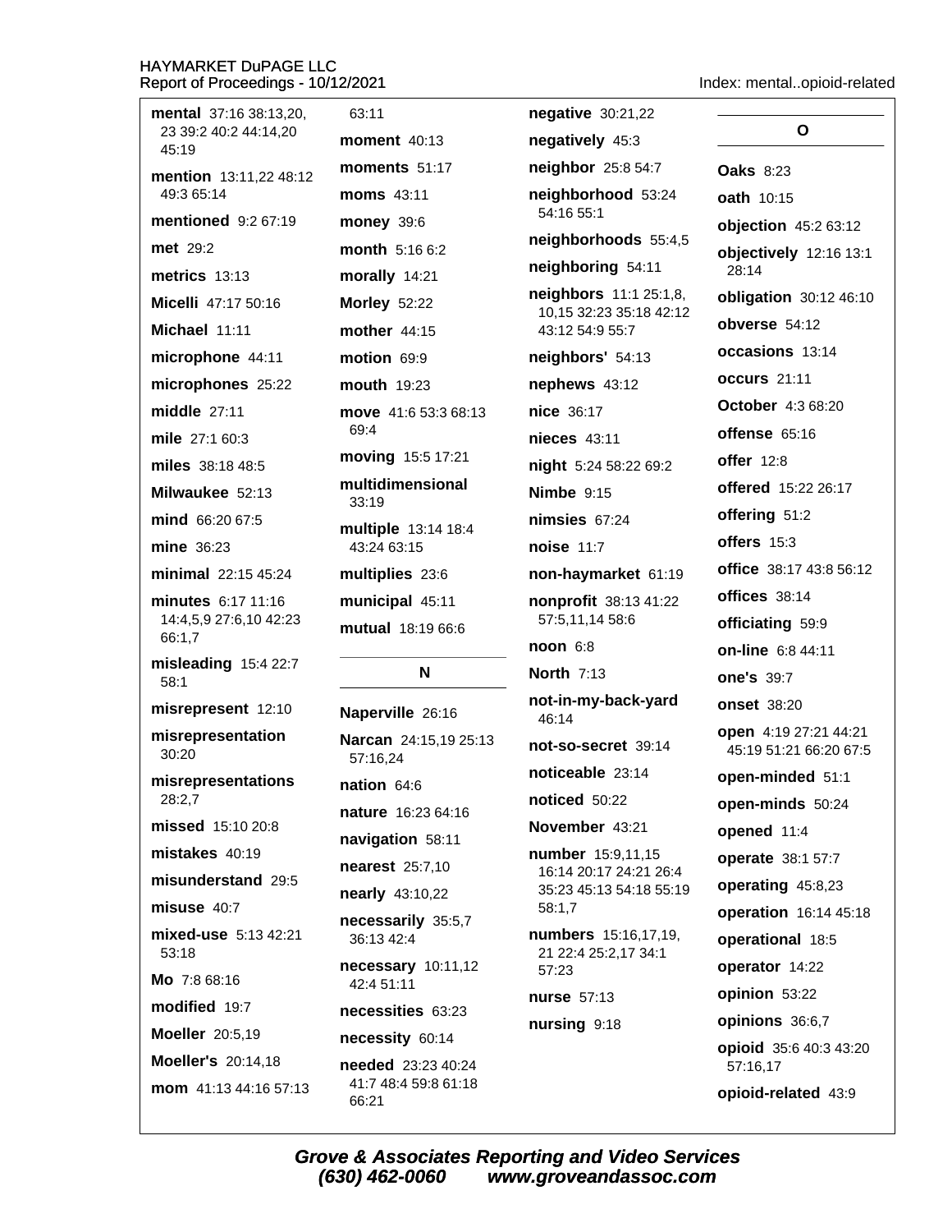**mental** 37:16 38:13,20, 23 39:2 40:2 44:14,20 45:19

**mention** 13:11,22 48:12 49:3 65:14

**mentioned** 9:2 67:19

**met** 29:2

**metrics** 13:13

**Micelli** 47:17 50:16

**Michael** 11:11

**microphone** 44:11

**microphones** 25:22

**middle** 27:11

**mile** 27:1 60:3

**miles** 38:18 48:5

**Milwaukee** 52:13

**mind** 66:20 67:5

**mine** 36:23

**minimal** 22:15 45:24

**minutes** 6:17 11:16 14:4,5,9 27:6,10 42:23 66:1,7

**misleading** 15:4 22:7 58:1

**misrepresent** 12:10

**misrepresentation** 30:20

**misrepresentations** 28:2,7

**missed** 15:10 20:8

**mistakes** 40:19

**misunderstand** 29:5

**misuse** 40:7

**mixed-use** 5:13 42:21 53:18

**Mo** 7:8 68:16

**modified** 19:7

**Moeller** 20:5,19

**Moeller's** 20:14,18

**mom** 41:13 44:16 57:13 63:11

**moment** 40:13

**moments** 51:17

**moms** 43:11

**money** 39:6

**month** 5:16 6:2

**morally** 14:21

**Morley** 52:22

**mother** 44:15

**motion** 69:9

**mouth** 19:23

**move** 41:6 53:3 68:13 69:4

**moving** 15:5 17:21

**multidimensional** 33:19

**multiple** 13:14 18:4 43:24 63:15

**multiplies** 23:6

**municipal** 45:11

**mutual** 18:19 66:6

## N

**Naperville** 26:16

**Narcan** 24:15,19 25:13 57:16,24

**nation** 64:6

**nature** 16:23 64:16

**navigation** 58:11

**nearest** 25:7,10

**nearly** 43:10,22

**necessarily** 35:5,7 36:13 42:4

**necessary** 10:11,12 42:4 51:11

**necessities** 63:23

**necessity** 60:14

**needed** 23:23 40:24 41:7 48:4 59:8 61:18 66:21

**negative** 30:21,22

**negatively** 45:3

**neighbor** 25:8 54:7

**neighborhood** 53:24 54:16 55:1

**neighborhoods** 55:4,5

**neighboring** 54:11

**neighbors** 11:1 25:1,8, 10,15 32:23 35:18 42:12 43:12 54:9 55:7

**neighbors'** 54:13

**nephews** 43:12

**nice** 36:17

**nieces** 43:11

**night** 5:24 58:22 69:2

**Nimbe** 9:15

**nimsies** 67:24

**noise** 11:7

**non-haymarket** 61:19

**nonprofit** 38:13 41:22 57:5,11,14 58:6

**noon** 6:8

**North** 7:13

**not-in-my-back-yard** 46:14

**not-so-secret** 39:14

**noticeable** 23:14

**noticed** 50:22

**November** 43:21

**number** 15:9,11,15 16:14 20:17 24:21 26:4 35:23 45:13 54:18 55:19 58:1,7

**numbers** 15:16,17,19, 21 22:4 25:2,17 34:1 57:23

**nurse** 57:13

**nursing** 9:18

## O

**Oaks** 8:23

**oath** 10:15

**objection** 45:2 63:12

**objectively** 12:16 13:1 28:14

**obligation** 30:12 46:10

**obverse** 54:12

**occasions** 13:14

**occurs** 21:11

**October** 4:3 68:20

**offense** 65:16

**offer** 12:8

**offered** 15:22 26:17

**offering** 51:2

**offers** 15:3

**office** 38:17 43:8 56:12

**offices** 38:14

**officiating** 59:9

**on-line** 6:8 44:11

**one's** 39:7

**onset** 38:20

**open** 4:19 27:21 44:21 45:19 51:21 66:20 67:5

**open-minded** 51:1

**open-minds** 50:24

**opened** 11:4

**operate** 38:1 57:7

**operating** 45:8,23

**operation** 16:14 45:18

**operational** 18:5

**operator** 14:22

**opinion** 53:22

**opinions** 36:6,7

**opioid** 35:6 40:3 43:20 57:16,17

**opioid-related** 43:9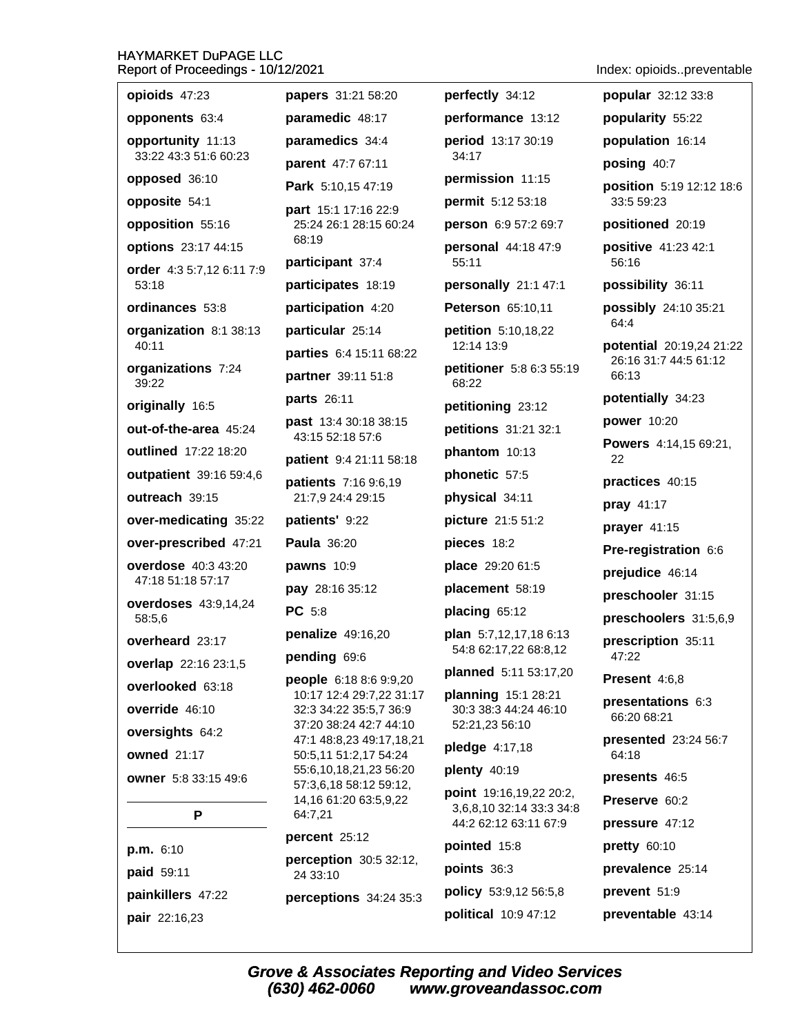**opioids** 47:23

**opponents** 63:4

**opportunity** 11:13 33:22 43:3 51:6 60:23

**opposed** 36:10

**opposite** 54:1

**opposition** 55:16

**options** 23:17 44:15

**order** 4:3 5:7,12 6:11 7:9 53:18

**ordinances** 53:8

**organization** 8:1 38:13 40:11

**organizations** 7:24 39:22

**originally** 16:5

**out-of-the-area** 45:24

**outlined** 17:22 18:20

**outpatient** 39:16 59:4,6

**outreach** 39:15

**over-medicating** 35:22

**over-prescribed** 47:21

**overdose** 40:3 43:20 47:18 51:18 57:17

**overdoses** 43:9,14,24 58:5,6

**overheard** 23:17

**overlap** 22:16 23:1,5

**overlooked** 63:18

**override** 46:10

**oversights** 64:2

**owned** 21:17

**owner** 5:8 33:15 49:6

## P

**p.m.** 6:10

**paid** 59:11

**painkillers** 47:22

**pair** 22:16,23

**papers** 31:21 58:20

**paramedic** 48:17

**paramedics** 34:4

**parent** 47:7 67:11

**Park** 5:10,15 47:19

**part** 15:1 17:16 22:9 25:24 26:1 28:15 60:24 68:19

**participant** 37:4

**participates** 18:19

**participation** 4:20

**particular** 25:14

**parties** 6:4 15:11 68:22

**partner** 39:11 51:8

**parts** 26:11

**past** 13:4 30:18 38:15 43:15 52:18 57:6

**patient** 9:4 21:11 58:18

**patients** 7:16 9:6,19 21:7,9 24:4 29:15

**patients'** 9:22

**Paula** 36:20

**pawns** 10:9

**pay** 28:16 35:12

**PC** 5:8

**penalize** 49:16,20

**pending** 69:6

**people** 6:18 8:6 9:9,20 10:17 12:4 29:7,22 31:17 32:3 34:22 35:5,7 36:9 37:20 38:24 42:7 44:10 47:1 48:8,23 49:17,18,21 50:5,11 51:2,17 54:24 55:6,10,18,21,23 56:20 57:3,6,18 58:12 59:12, 14,16 61:20 63:5,9,22 64:7,21

**percent** 25:12

**perception** 30:5 32:12, 24 33:10

**perceptions** 34:24 35:3

**perfectly** 34:12

**performance** 13:12

**period** 13:17 30:19 34:17

**permission** 11:15

**permit** 5:12 53:18

**person** 6:9 57:2 69:7

**personal** 44:18 47:9 55:11

**personally** 21:1 47:1

**Peterson** 65:10,11

**petition** 5:10,18,22 12:14 13:9

**petitioner** 5:8 6:3 55:19 68:22

**petitioning** 23:12

**petitions** 31:21 32:1

**phantom** 10:13

**phonetic** 57:5

**physical** 34:11

**picture** 21:5 51:2

**pieces** 18:2

**place** 29:20 61:5

**placement** 58:19

**placing** 65:12

**plan** 5:7,12,17,18 6:13 54:8 62:17,22 68:8,12

**planned** 5:11 53:17,20

**planning** 15:1 28:21 30:3 38:3 44:24 46:10 52:21,23 56:10

**pledge** 4:17,18

**plenty** 40:19

**point** 19:16,19,22 20:2, 3,6,8,10 32:14 33:3 34:8 44:2 62:12 63:11 67:9

**pointed** 15:8

**points** 36:3

**policy** 53:9,12 56:5,8

**political** 10:9 47:12

**popular** 32:12 33:8

**popularity** 55:22

**population** 16:14

**posing** 40:7

**position** 5:19 12:12 18:6 33:5 59:23

**positioned** 20:19

**positive** 41:23 42:1 56:16

**possibility** 36:11

**possibly** 24:10 35:21 64:4

**potential** 20:19,24 21:22 26:16 31:7 44:5 61:12 66:13

**potentially** 34:23

**power** 10:20

**Powers** 4:14,15 69:21, 22

**practices** 40:15

**pray** 41:17

**prayer** 41:15

**Pre-registration** 6:6

**prejudice** 46:14

**preschooler** 31:15

**preschoolers** 31:5,6,9

**prescription** 35:11 47:22

**Present** 4:6,8

**presentations** 6:3 66:20 68:21

**presented** 23:24 56:7 64:18

**presents** 46:5

**Preserve** 60:2

**pressure** 47:12

**pretty** 60:10

**prevalence** 25:14

**prevent** 51:9

**preventable** 43:14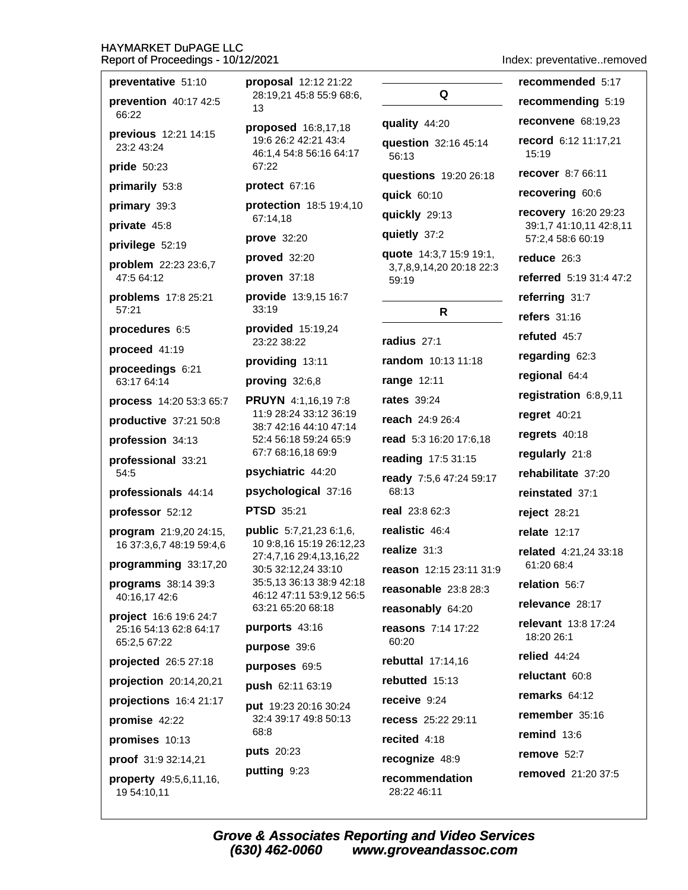**preventative** 51:10

**prevention** 40:17 42:5 66:22

**previous** 12:21 14:15 23:2 43:24

**pride** 50:23

**primarily** 53:8

**primary** 39:3

**private** 45:8

**privilege** 52:19

**problem** 22:23 23:6,7 47:5 64:12

**problems** 17:8 25:21 57:21

**procedures** 6:5

**proceed** 41:19

**proceedings** 6:21 63:17 64:14

**process** 14:20 53:3 65:7

**productive** 37:21 50:8

**profession** 34:13

**professional** 33:21 54:5

**professionals** 44:14

**professor** 52:12

**program** 21:9,20 24:15, 16 37:3,6,7 48:19 59:4,6

**programming** 33:17,20

**programs** 38:14 39:3 40:16,17 42:6

**project** 16:6 19:6 24:7 25:16 54:13 62:8 64:17 65:2,5 67:22

**projected** 26:5 27:18

**projection** 20:14,20,21

**projections** 16:4 21:17

**promise** 42:22

**promises** 10:13

**proof** 31:9 32:14,21

**property** 49:5,6,11,16, 19 54:10,11

**proposal** 12:12 21:22 28:19,21 45:8 55:9 68:6, 13

**proposed** 16:8,17,18 19:6 26:2 42:21 43:4 46:1,4 54:8 56:16 64:17 67:22

**protect** 67:16

**protection** 18:5 19:4,10 67:14,18

**prove** 32:20

**proved** 32:20

**proven** 37:18

**provide** 13:9,15 16:7 33:19

**provided** 15:19,24 23:22 38:22

**providing** 13:11

**proving** 32:6,8

**PRUYN** 4:1,16,19 7:8 11:9 28:24 33:12 36:19 38:7 42:16 44:10 47:14 52:4 56:18 59:24 65:9 67:7 68:16,18 69:9

**psychiatric** 44:20

**psychological** 37:16

**PTSD** 35:21

**public** 5:7,21,23 6:1,6, 10 9:8,16 15:19 26:12,23 27:4,7,16 29:4,13,16,22 30:5 32:12,24 33:10 35:5,13 36:13 38:9 42:18 46:12 47:11 53:9,12 56:5 63:21 65:20 68:18

**purports** 43:16

**purpose** 39:6

**purposes** 69:5

**push** 62:11 63:19

**put** 19:23 20:16 30:24 32:4 39:17 49:8 50:13 68:8

**puts** 20:23

**putting** 9:23

## Q

**quality** 44:20

**question** 32:16 45:14 56:13

**questions** 19:20 26:18

**quick** 60:10

**quickly** 29:13

**quietly** 37:2

**quote** 14:3,7 15:9 19:1, 3,7,8,9,14,20 20:18 22:3 59:19

## R

**radius** 27:1

**random** 10:13 11:18

**range** 12:11

**rates** 39:24

**reach** 24:9 26:4

**read** 5:3 16:20 17:6,18

**reading** 17:5 31:15

**ready** 7:5,6 47:24 59:17 68:13

**real** 23:8 62:3

**realistic** 46:4

**realize** 31:3

**reason** 12:15 23:11 31:9

**reasonable** 23:8 28:3

**reasonably** 64:20

**reasons** 7:14 17:22 60:20

**rebuttal** 17:14,16

**rebutted** 15:13

**receive** 9:24

**recess** 25:22 29:11

**recited** 4:18

**recognize** 48:9

**recommendation** 28:22 46:11

**recommended** 5:17

**recommending** 5:19

**reconvene** 68:19,23

**record** 6:12 11:17,21 15:19

**recover** 8:7 66:11

**recovering** 60:6

**recovery** 16:20 29:23 39:1,7 41:10,11 42:8,11 57:2,4 58:6 60:19

**reduce** 26:3

**referred** 5:19 31:4 47:2

**referring** 31:7

**refers** 31:16

**refuted** 45:7

**regarding** 62:3

**regional** 64:4

**registration** 6:8,9,11

**regret** 40:21

**regrets** 40:18

**regularly** 21:8

**rehabilitate** 37:20

**reinstated** 37:1

**reject** 28:21

**relate** 12:17

**related** 4:21,24 33:18 61:20 68:4

**relation** 56:7

**relevance** 28:17

**relevant** 13:8 17:24 18:20 26:1

**relied** 44:24

**reluctant** 60:8

**remarks** 64:12

**remember** 35:16

**remind** 13:6

**remove** 52:7

**removed** 21:20 37:5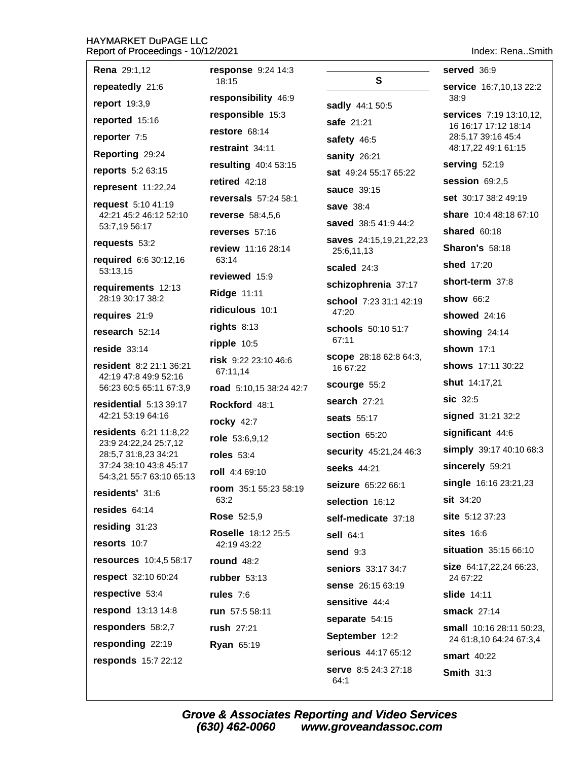Index: Rena..Smith

**Rena** 29:1,12
**repeatedly** 21:6
**report** 19:3,9
**reported** 15:16
**reporter** 7:5
**Reporting** 29:24
**reports** 5:2 63:15
**represent** 11:22,24
**request** 5:10 41:19 42:21 45:2 46:12 52:10 53:7,19 56:17
**requests** 53:2
**required** 6:6 30:12,16 53:13,15
**requirements** 12:13 28:19 30:17 38:2
**requires** 21:9
**research** 52:14
**reside** 33:14
**resident** 8:2 21:1 36:21 42:19 47:8 49:9 52:16 56:23 60:5 65:11 67:3,9
**residential** 5:13 39:17 42:21 53:19 64:16
**residents** 6:21 11:8,22 23:9 24:22,24 25:7,12 28:5,7 31:8,23 34:21 37:24 38:10 43:8 45:17 54:3,21 55:7 63:10 65:13
**residents'** 31:6
**resides** 64:14
**residing** 31:23
**resorts** 10:7
**resources** 10:4,5 58:17
**respect** 32:10 60:24
**respective** 53:4
**respond** 13:13 14:8
**responders** 58:2,7
**responding** 22:19
**responds** 15:7 22:12

**response** 9:24 14:3 18:15
**responsibility** 46:9
**responsible** 15:3
**restore** 68:14
**restraint** 34:11
**resulting** 40:4 53:15
**retired** 42:18
**reversals** 57:24 58:1
**reverse** 58:4,5,6
**reverses** 57:16
**review** 11:16 28:14 63:14
**reviewed** 15:9
**Ridge** 11:11
**ridiculous** 10:1
**rights** 8:13
**ripple** 10:5
**risk** 9:22 23:10 46:6 67:11,14
**road** 5:10,15 38:24 42:7
**Rockford** 48:1
**rocky** 42:7
**role** 53:6,9,12
**roles** 53:4
**roll** 4:4 69:10
**room** 35:1 55:23 58:19 63:2
**Rose** 52:5,9
**Roselle** 18:12 25:5 42:19 43:22
**round** 48:2
**rubber** 53:13
**rules** 7:6
**run** 57:5 58:11
**rush** 27:21
**Ryan** 65:19

## S

**sadly** 44:1 50:5
**safe** 21:21
**safety** 46:5
**sanity** 26:21
**sat** 49:24 55:17 65:22
**sauce** 39:15
**save** 38:4
**saved** 38:5 41:9 44:2
**saves** 24:15,19,21,22,23 25:6,11,13
**scaled** 24:3
**schizophrenia** 37:17
**school** 7:23 31:1 42:19 47:20
**schools** 50:10 51:7 67:11
**scope** 28:18 62:8 64:3,16 67:22
**scourge** 55:2
**search** 27:21
**seats** 55:17
**section** 65:20
**security** 45:21,24 46:3
**seeks** 44:21
**seizure** 65:22 66:1
**selection** 16:12
**self-medicate** 37:18
**sell** 64:1
**send** 9:3
**seniors** 33:17 34:7
**sense** 26:15 63:19
**sensitive** 44:4
**separate** 54:15
**September** 12:2
**serious** 44:17 65:12
**serve** 8:5 24:3 27:18 64:1

**served** 36:9
**service** 16:7,10,13 22:2 38:9
**services** 7:19 13:10,12,16 16:17 17:12 18:14 28:5,17 39:16 45:4 48:17,22 49:1 61:15
**serving** 52:19
**session** 69:2,5
**set** 30:17 38:2 49:19
**share** 10:4 48:18 67:10
**shared** 60:18
**Sharon's** 58:18
**shed** 17:20
**short-term** 37:8
**show** 66:2
**showed** 24:16
**showing** 24:14
**shown** 17:1
**shows** 17:11 30:22
**shut** 14:17,21
**sic** 32:5
**signed** 31:21 32:2
**significant** 44:6
**simply** 39:17 40:10 68:3
**sincerely** 59:21
**single** 16:16 23:21,23
**sit** 34:20
**site** 5:12 37:23
**sites** 16:6
**situation** 35:15 66:10
**size** 64:17,22,24 66:23,24 67:22
**slide** 14:11
**smack** 27:14
**small** 10:16 28:11 50:23,24 61:8,10 64:24 67:3,4
**smart** 40:22
**Smith** 31:3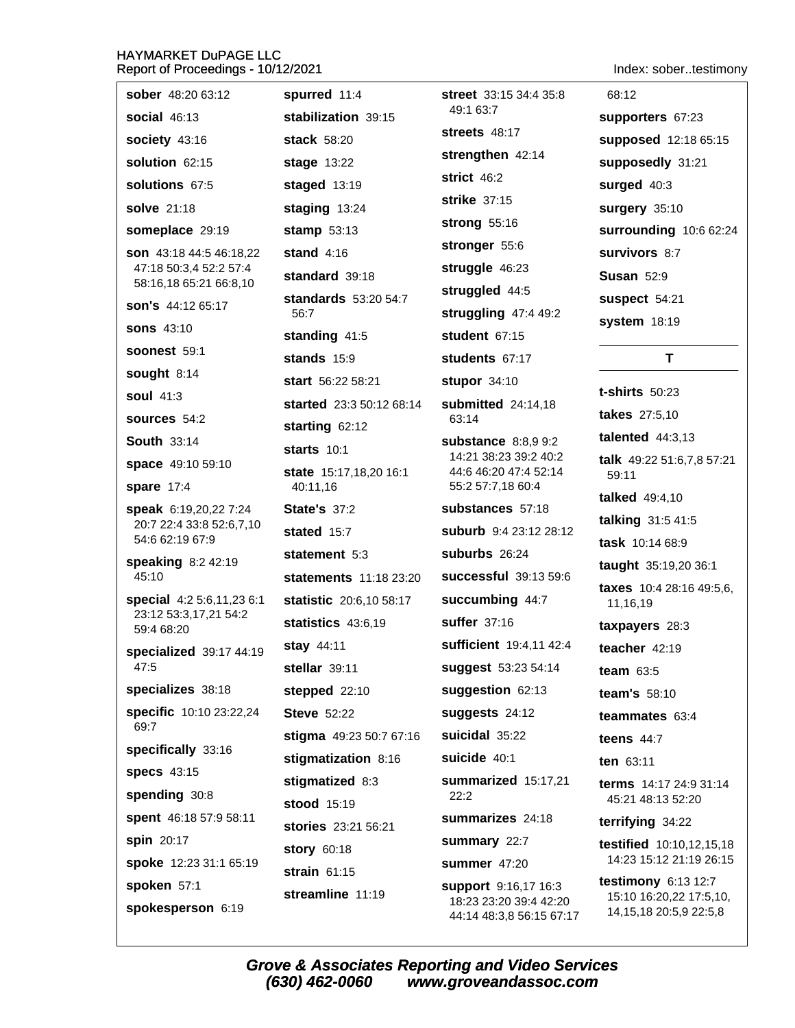**sober** 48:20 63:12

**social** 46:13

**society** 43:16

**solution** 62:15

**solutions** 67:5

**solve** 21:18

**someplace** 29:19

**son** 43:18 44:5 46:18,22 47:18 50:3,4 52:2 57:4 58:16,18 65:21 66:8,10

**son's** 44:12 65:17

**sons** 43:10

**soonest** 59:1

**sought** 8:14

**soul** 41:3

**sources** 54:2

**South** 33:14

**space** 49:10 59:10

**spare** 17:4

**speak** 6:19,20,22 7:24 20:7 22:4 33:8 52:6,7,10 54:6 62:19 67:9

**speaking** 8:2 42:19 45:10

**special** 4:2 5:6,11,23 6:1 23:12 53:3,17,21 54:2 59:4 68:20

**specialized** 39:17 44:19 47:5

**specializes** 38:18

**specific** 10:10 23:22,24 69:7

**specifically** 33:16

**specs** 43:15

**spending** 30:8

**spent** 46:18 57:9 58:11

**spin** 20:17

**spoke** 12:23 31:1 65:19

**spoken** 57:1

**spokesperson** 6:19

**spurred** 11:4

**stabilization** 39:15

**stack** 58:20

**stage** 13:22

**staged** 13:19

**staging** 13:24

**stamp** 53:13

**stand** 4:16

**standard** 39:18

**standards** 53:20 54:7 56:7

**standing** 41:5

**stands** 15:9

**start** 56:22 58:21

**started** 23:3 50:12 68:14

**starting** 62:12

**starts** 10:1

**state** 15:17,18,20 16:1 40:11,16

**State's** 37:2

**stated** 15:7

**statement** 5:3

**statements** 11:18 23:20

**statistic** 20:6,10 58:17

**statistics** 43:6,19

**stay** 44:11

**stellar** 39:11

**stepped** 22:10

**Steve** 52:22

**stigma** 49:23 50:7 67:16

**stigmatization** 8:16

**stigmatized** 8:3

**stood** 15:19

**stories** 23:21 56:21

**story** 60:18

**strain** 61:15

**streamline** 11:19

**street** 33:15 34:4 35:8 49:1 63:7

**streets** 48:17

**strengthen** 42:14

**strict** 46:2

**strike** 37:15

**strong** 55:16

**stronger** 55:6

**struggle** 46:23

**struggled** 44:5

**struggling** 47:4 49:2

**student** 67:15

**students** 67:17

**stupor** 34:10

**submitted** 24:14,18 63:14

**substance** 8:8,9 9:2 14:21 38:23 39:2 40:2 44:6 46:20 47:4 52:14 55:2 57:7,18 60:4

**substances** 57:18

**suburb** 9:4 23:12 28:12

**suburbs** 26:24

**successful** 39:13 59:6

**succumbing** 44:7

**suffer** 37:16

**sufficient** 19:4,11 42:4

**suggest** 53:23 54:14

**suggestion** 62:13

**suggests** 24:12

**suicidal** 35:22

**suicide** 40:1

**summarized** 15:17,21 22:2

**summarizes** 24:18

**summary** 22:7

**summer** 47:20

**support** 9:16,17 16:3 18:23 23:20 39:4 42:20 44:14 48:3,8 56:15 67:17 68:12

**supporters** 67:23

**supposed** 12:18 65:15

**supposedly** 31:21

**surged** 40:3

**surgery** 35:10

**surrounding** 10:6 62:24

**survivors** 8:7

**Susan** 52:9

**suspect** 54:21

**system** 18:19

## T

**t-shirts** 50:23

**takes** 27:5,10

**talented** 44:3,13

**talk** 49:22 51:6,7,8 57:21 59:11

**talked** 49:4,10

**talking** 31:5 41:5

**task** 10:14 68:9

**taught** 35:19,20 36:1

**taxes** 10:4 28:16 49:5,6, 11,16,19

**taxpayers** 28:3

**teacher** 42:19

**team** 63:5

**team's** 58:10

**teammates** 63:4

**teens** 44:7

**ten** 63:11

**terms** 14:17 24:9 31:14 45:21 48:13 52:20

**terrifying** 34:22

**testified** 10:10,12,15,18 14:23 15:12 21:19 26:15

**testimony** 6:13 12:7 15:10 16:20,22 17:5,10, 14,15,18 20:5,9 22:5,8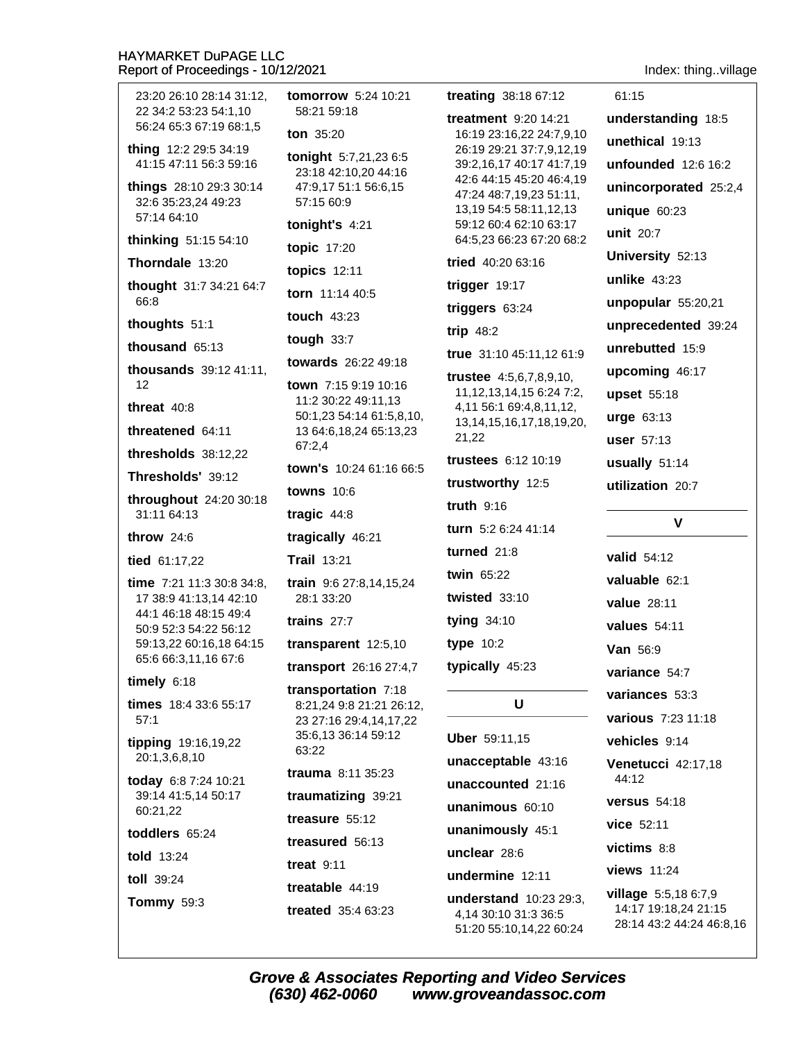23:20 26:10 28:14 31:12, 22 34:2 53:23 54:1,10 56:24 65:3 67:19 68:1,5

**thing** 12:2 29:5 34:19 41:15 47:11 56:3 59:16

**things** 28:10 29:3 30:14 32:6 35:23,24 49:23 57:14 64:10

**thinking** 51:15 54:10

**Thorndale** 13:20

**thought** 31:7 34:21 64:7 66:8

**thoughts** 51:1

**thousand** 65:13

**thousands** 39:12 41:11, 12

**threat** 40:8

**threatened** 64:11

**thresholds** 38:12,22

**Thresholds'** 39:12

**throughout** 24:20 30:18 31:11 64:13

**throw** 24:6

**tied** 61:17,22

**time** 7:21 11:3 30:8 34:8, 17 38:9 41:13,14 42:10 44:1 46:18 48:15 49:4 50:9 52:3 54:22 56:12 59:13,22 60:16,18 64:15 65:6 66:3,11,16 67:6

**timely** 6:18

**times** 18:4 33:6 55:17 57:1

**tipping** 19:16,19,22 20:1,3,6,8,10

**today** 6:8 7:24 10:21 39:14 41:5,14 50:17 60:21,22

**toddlers** 65:24

**told** 13:24

**toll** 39:24

**Tommy** 59:3

**tomorrow** 5:24 10:21 58:21 59:18

**ton** 35:20

**tonight** 5:7,21,23 6:5 23:18 42:10,20 44:16 47:9,17 51:1 56:6,15 57:15 60:9

**tonight's** 4:21

**topic** 17:20

**topics** 12:11

**torn** 11:14 40:5

**touch** 43:23

**tough** 33:7

**towards** 26:22 49:18

**town** 7:15 9:19 10:16 11:2 30:22 49:11,13 50:1,23 54:14 61:5,8,10, 13 64:6,18,24 65:13,23 67:2,4

**town's** 10:24 61:16 66:5

**towns** 10:6

**tragic** 44:8

**tragically** 46:21

**Trail** 13:21

**train** 9:6 27:8,14,15,24 28:1 33:20

**trains** 27:7

**transparent** 12:5,10

**transport** 26:16 27:4,7

**transportation** 7:18 8:21,24 9:8 21:21 26:12, 23 27:16 29:4,14,17,22 35:6,13 36:14 59:12 63:22

**trauma** 8:11 35:23

**traumatizing** 39:21

**treasure** 55:12

**treasured** 56:13

**treat** 9:11

**treatable** 44:19

**treated** 35:4 63:23

**treating** 38:18 67:12

**treatment** 9:20 14:21 16:19 23:16,22 24:7,9,10 26:19 29:21 37:7,9,12,19 39:2,16,17 40:17 41:7,19 42:6 44:15 45:20 46:4,19 47:24 48:7,19,23 51:11, 13,19 54:5 58:11,12,13 59:12 60:4 62:10 63:17 64:5,23 66:23 67:20 68:2

**tried** 40:20 63:16

**trigger** 19:17

**triggers** 63:24

**trip** 48:2

**true** 31:10 45:11,12 61:9

**trustee** 4:5,6,7,8,9,10, 11,12,13,14,15 6:24 7:2, 4,11 56:1 69:4,8,11,12, 13,14,15,16,17,18,19,20, 21,22

**trustees** 6:12 10:19

**trustworthy** 12:5

**truth** 9:16

**turn** 5:2 6:24 41:14

**turned** 21:8

**twin** 65:22

**twisted** 33:10

**tying** 34:10

**type** 10:2

**typically** 45:23

## U

**Uber** 59:11,15

**unacceptable** 43:16

**unaccounted** 21:16

**unanimous** 60:10

**unanimously** 45:1

**unclear** 28:6

**undermine** 12:11

**understand** 10:23 29:3, 4,14 30:10 31:3 36:5 51:20 55:10,14,22 60:24 61:15

**understanding** 18:5

**unethical** 19:13

**unfounded** 12:6 16:2

**unincorporated** 25:2,4

**unique** 60:23

**unit** 20:7

**University** 52:13

**unlike** 43:23

**unpopular** 55:20,21

**unprecedented** 39:24

**unrebutted** 15:9

**upcoming** 46:17

**upset** 55:18

**urge** 63:13

**user** 57:13

**usually** 51:14

**utilization** 20:7

## V

**valid** 54:12

**valuable** 62:1

**value** 28:11

**values** 54:11

**Van** 56:9

**variance** 54:7

**variances** 53:3

**various** 7:23 11:18

**vehicles** 9:14

**Venetucci** 42:17,18 44:12

**versus** 54:18

**vice** 52:11

**victims** 8:8

**views** 11:24

**village** 5:5,18 6:7,9 14:17 19:18,24 21:15 28:14 43:2 44:24 46:8,16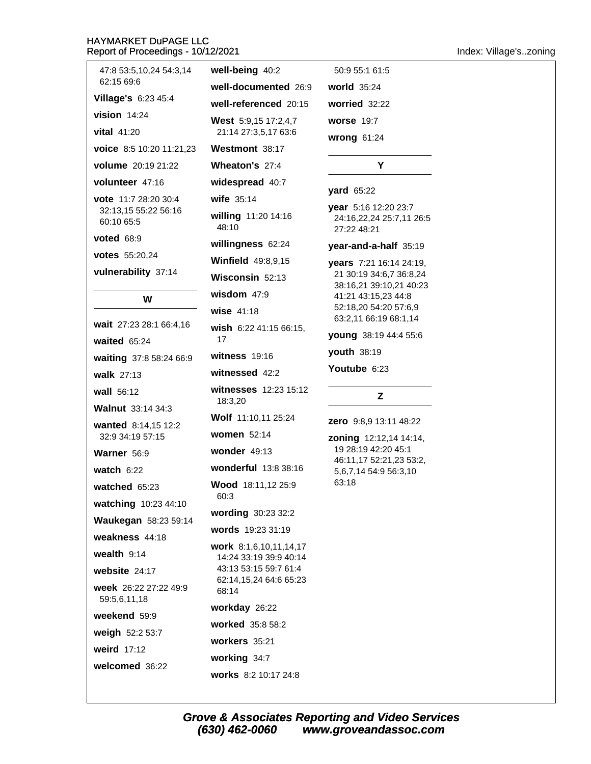47:8 53:5,10,24 54:3,14 62:15 69:6

**Village's** 6:23 45:4

**vision** 14:24

**vital** 41:20

**voice** 8:5 10:20 11:21,23

**volume** 20:19 21:22

**volunteer** 47:16

**vote** 11:7 28:20 30:4 32:13,15 55:22 56:16 60:10 65:5

**voted** 68:9

**votes** 55:20,24

**vulnerability** 37:14

## W

**wait** 27:23 28:1 66:4,16

**waited** 65:24

**waiting** 37:8 58:24 66:9

**walk** 27:13

**wall** 56:12

**Walnut** 33:14 34:3

**wanted** 8:14,15 12:2 32:9 34:19 57:15

**Warner** 56:9

**watch** 6:22

**watched** 65:23

**watching** 10:23 44:10

**Waukegan** 58:23 59:14

**weakness** 44:18

**wealth** 9:14

**website** 24:17

**week** 26:22 27:22 49:9 59:5,6,11,18

**weekend** 59:9

**weigh** 52:2 53:7

**weird** 17:12

**welcomed** 36:22

**well-being** 40:2

**well-documented** 26:9

**well-referenced** 20:15

**West** 5:9,15 17:2,4,7 21:14 27:3,5,17 63:6

**Westmont** 38:17

**Wheaton's** 27:4

**widespread** 40:7

**wife** 35:14

**willing** 11:20 14:16 48:10

**willingness** 62:24

**Winfield** 49:8,9,15

**Wisconsin** 52:13

**wisdom** 47:9

**wise** 41:18

**wish** 6:22 41:15 66:15, 17

**witness** 19:16

**witnessed** 42:2

**witnesses** 12:23 15:12 18:3,20

**Wolf** 11:10,11 25:24

**women** 52:14

**wonder** 49:13

**wonderful** 13:8 38:16

**Wood** 18:11,12 25:9 60:3

**wording** 30:23 32:2

**words** 19:23 31:19

**work** 8:1,6,10,11,14,17 14:24 33:19 39:9 40:14 43:13 53:15 59:7 61:4 62:14,15,24 64:6 65:23 68:14

**workday** 26:22

**worked** 35:8 58:2

**workers** 35:21

**working** 34:7

**works** 8:2 10:17 24:8

50:9 55:1 61:5

**world** 35:24

**worried** 32:22

**worse** 19:7

**wrong** 61:24

## Y

**yard** 65:22

**year** 5:16 12:20 23:7 24:16,22,24 25:7,11 26:5 27:22 48:21

**year-and-a-half** 35:19

**years** 7:21 16:14 24:19, 21 30:19 34:6,7 36:8,24 38:16,21 39:10,21 40:23 41:21 43:15,23 44:8 52:18,20 54:20 57:6,9 63:2,11 66:19 68:1,14

**young** 38:19 44:4 55:6

**youth** 38:19

**Youtube** 6:23

## Z

**zero** 9:8,9 13:11 48:22

**zoning** 12:12,14 14:14, 19 28:19 42:20 45:1 46:11,17 52:21,23 53:2, 5,6,7,14 54:9 56:3,10 63:18